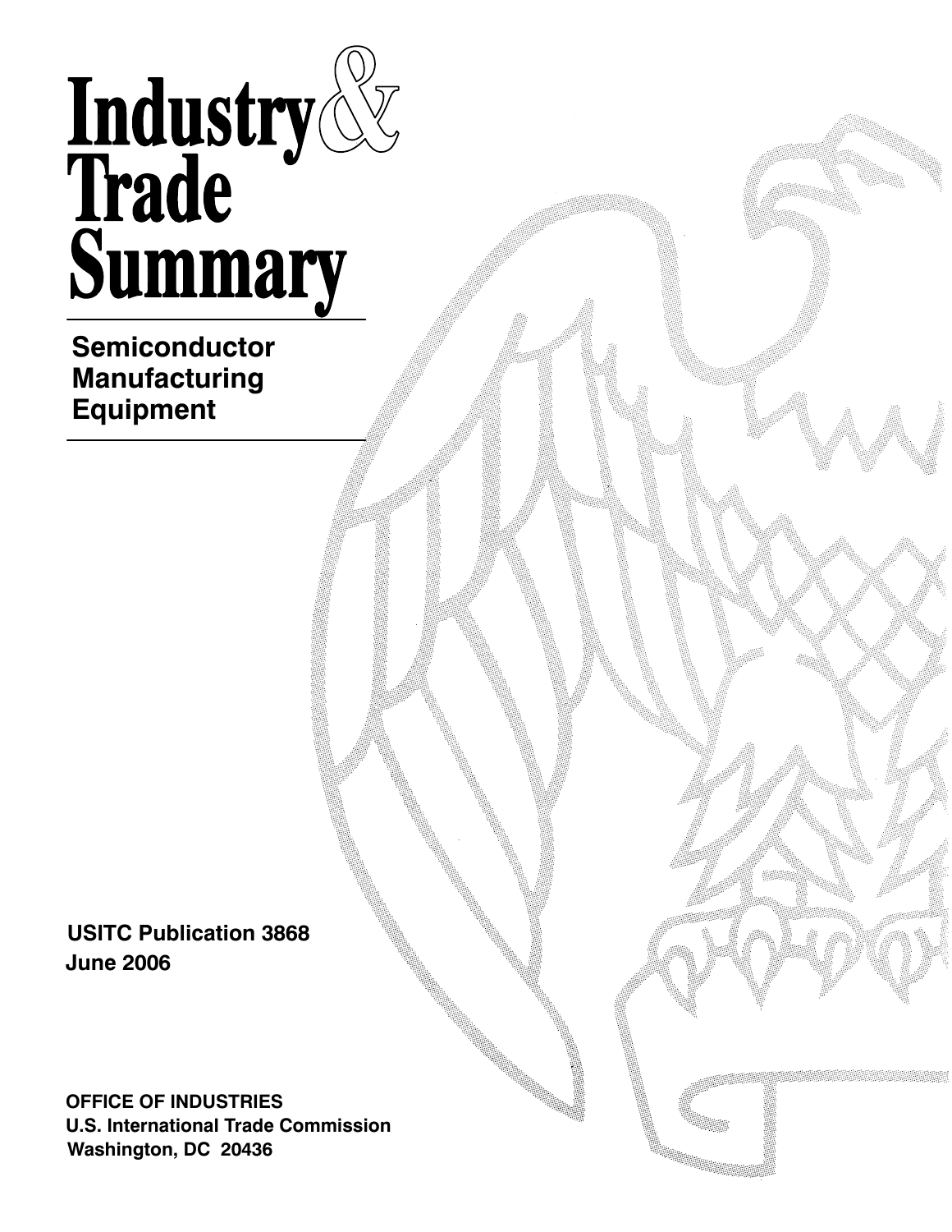# Industry & Trade Summary

## Semiconductor Manufacturing Equipment

USITC Publication 3868
June 2006

OFFICE OF INDUSTRIES
U.S. International Trade Commission
Washington, DC 20436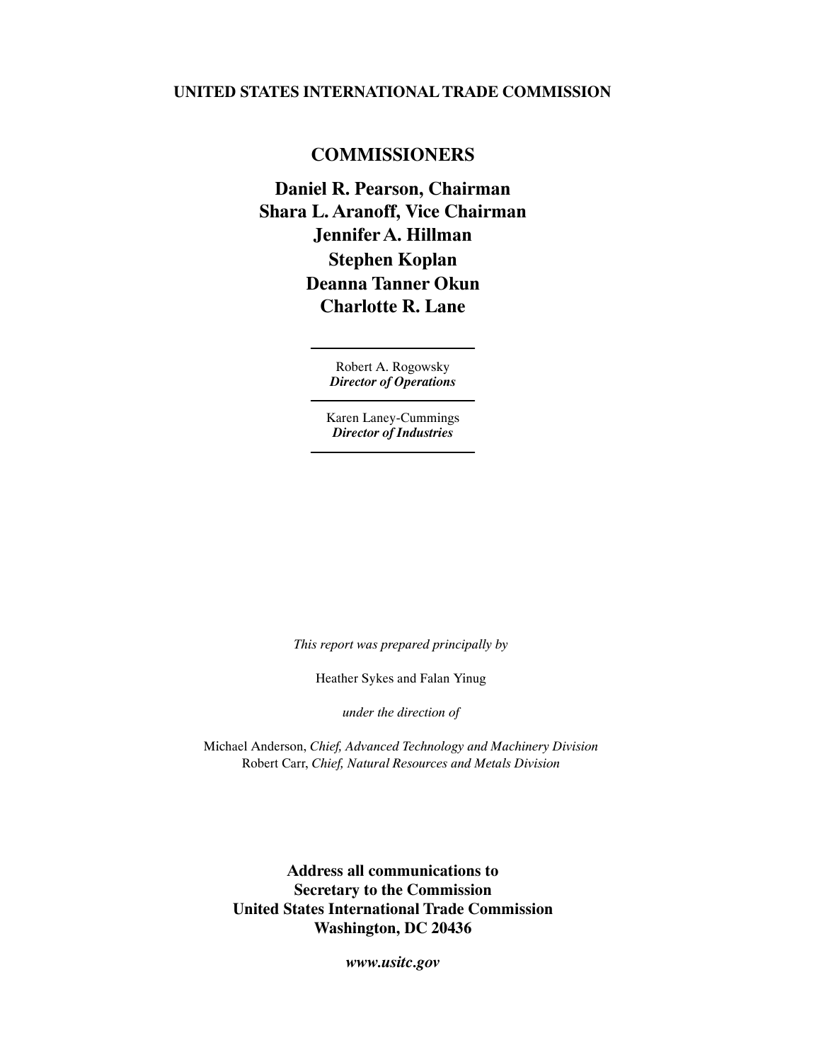**UNITED STATES INTERNATIONAL TRADE COMMISSION**

## COMMISSIONERS

**Daniel R. Pearson, Chairman**
**Shara L. Aranoff, Vice Chairman**
**Jennifer A. Hillman**
**Stephen Koplan**
**Deanna Tanner Okun**
**Charlotte R. Lane**

---

Robert A. Rogowsky
***Director of Operations***

---

Karen Laney-Cummings
***Director of Industries***

---

*This report was prepared principally by*

Heather Sykes and Falan Yinug

*under the direction of*

Michael Anderson, *Chief, Advanced Technology and Machinery Division*
Robert Carr, *Chief, Natural Resources and Metals Division*

**Address all communications to**
**Secretary to the Commission**
**United States International Trade Commission**
**Washington, DC 20436**

***www.usitc.gov***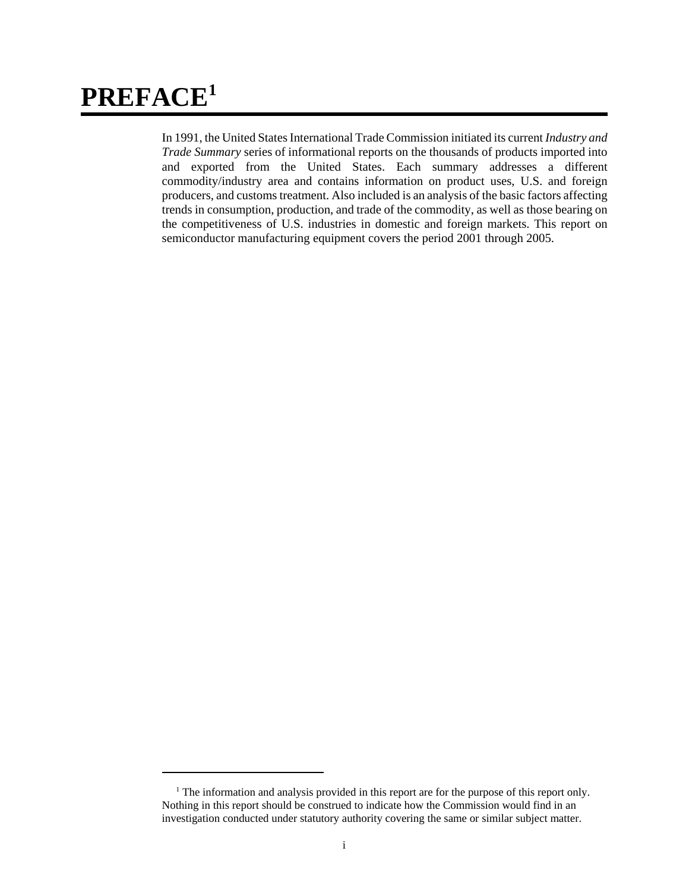# PREFACE[1]

In 1991, the United States International Trade Commission initiated its current *Industry and Trade Summary* series of informational reports on the thousands of products imported into and exported from the United States. Each summary addresses a different commodity/industry area and contains information on product uses, U.S. and foreign producers, and customs treatment. Also included is an analysis of the basic factors affecting trends in consumption, production, and trade of the commodity, as well as those bearing on the competitiveness of U.S. industries in domestic and foreign markets. This report on semiconductor manufacturing equipment covers the period 2001 through 2005.

[1] The information and analysis provided in this report are for the purpose of this report only. Nothing in this report should be construed to indicate how the Commission would find in an investigation conducted under statutory authority covering the same or similar subject matter.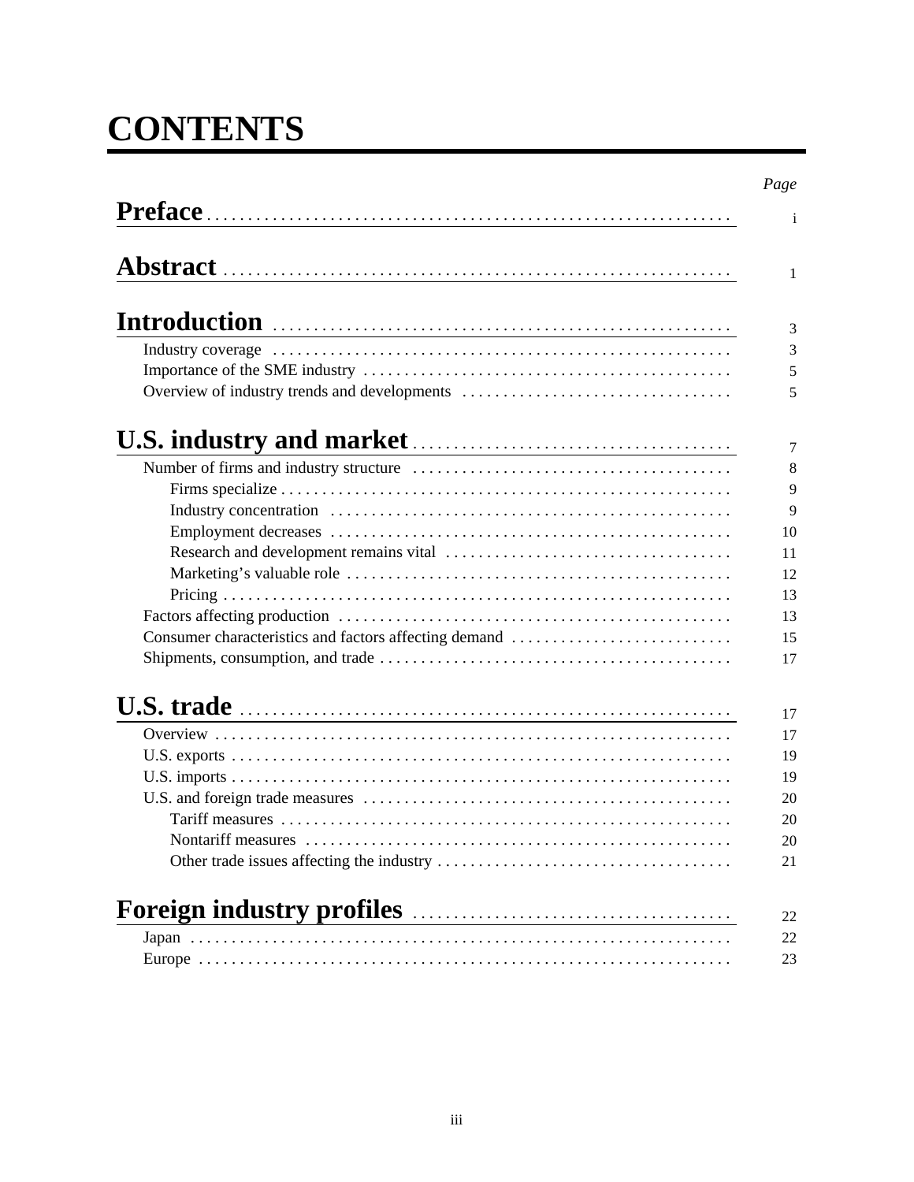# CONTENTS

| | *Page* |
|---|---|
| **Preface** | i |
| **Abstract** | 1 |
| **Introduction** | 3 |
| Industry coverage | 3 |
| Importance of the SME industry | 5 |
| Overview of industry trends and developments | 5 |
| **U.S. industry and market** | 7 |
| Number of firms and industry structure | 8 |
| Firms specialize | 9 |
| Industry concentration | 9 |
| Employment decreases | 10 |
| Research and development remains vital | 11 |
| Marketing's valuable role | 12 |
| Pricing | 13 |
| Factors affecting production | 13 |
| Consumer characteristics and factors affecting demand | 15 |
| Shipments, consumption, and trade | 17 |
| **U.S. trade** | 17 |
| Overview | 17 |
| U.S. exports | 19 |
| U.S. imports | 19 |
| U.S. and foreign trade measures | 20 |
| Tariff measures | 20 |
| Nontariff measures | 20 |
| Other trade issues affecting the industry | 21 |
| **Foreign industry profiles** | 22 |
| Japan | 22 |
| Europe | 23 |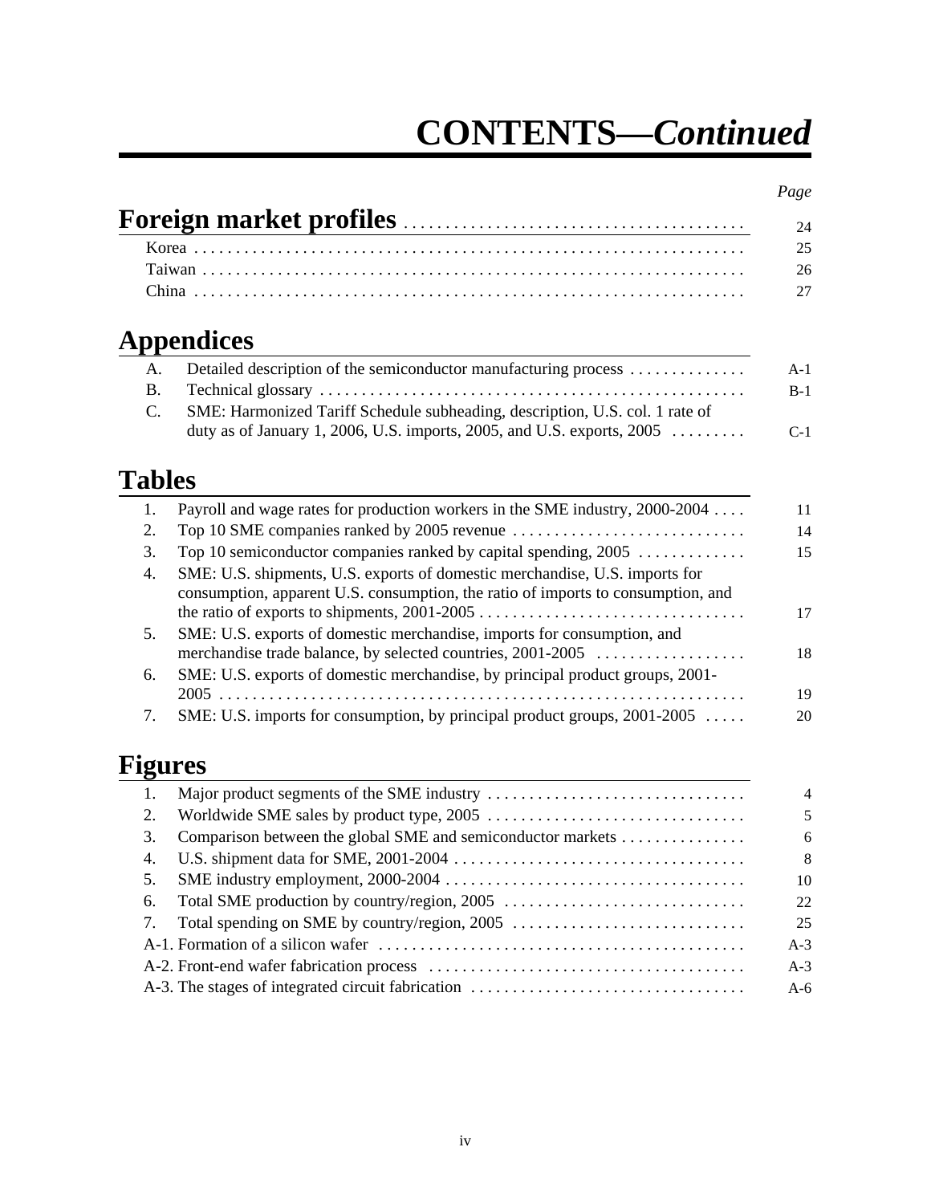# CONTENTS—*Continued*

| | Page |
|---|---|
| **Foreign market profiles** | 24 |
| Korea | 25 |
| Taiwan | 26 |
| China | 27 |

## Appendices

| | | |
|---|---|---|
| A. | Detailed description of the semiconductor manufacturing process | A-1 |
| B. | Technical glossary | B-1 |
| C. | SME: Harmonized Tariff Schedule subheading, description, U.S. col. 1 rate of duty as of January 1, 2006, U.S. imports, 2005, and U.S. exports, 2005 | C-1 |

## Tables

| | | |
|---|---|---|
| 1. | Payroll and wage rates for production workers in the SME industry, 2000-2004 | 11 |
| 2. | Top 10 SME companies ranked by 2005 revenue | 14 |
| 3. | Top 10 semiconductor companies ranked by capital spending, 2005 | 15 |
| 4. | SME: U.S. shipments, U.S. exports of domestic merchandise, U.S. imports for consumption, apparent U.S. consumption, the ratio of imports to consumption, and the ratio of exports to shipments, 2001-2005 | 17 |
| 5. | SME: U.S. exports of domestic merchandise, imports for consumption, and merchandise trade balance, by selected countries, 2001-2005 | 18 |
| 6. | SME: U.S. exports of domestic merchandise, by principal product groups, 2001-2005 | 19 |
| 7. | SME: U.S. imports for consumption, by principal product groups, 2001-2005 | 20 |

## Figures

| | | |
|---|---|---|
| 1. | Major product segments of the SME industry | 4 |
| 2. | Worldwide SME sales by product type, 2005 | 5 |
| 3. | Comparison between the global SME and semiconductor markets | 6 |
| 4. | U.S. shipment data for SME, 2001-2004 | 8 |
| 5. | SME industry employment, 2000-2004 | 10 |
| 6. | Total SME production by country/region, 2005 | 22 |
| 7. | Total spending on SME by country/region, 2005 | 25 |
| A-1. | Formation of a silicon wafer | A-3 |
| A-2. | Front-end wafer fabrication process | A-3 |
| A-3. | The stages of integrated circuit fabrication | A-6 |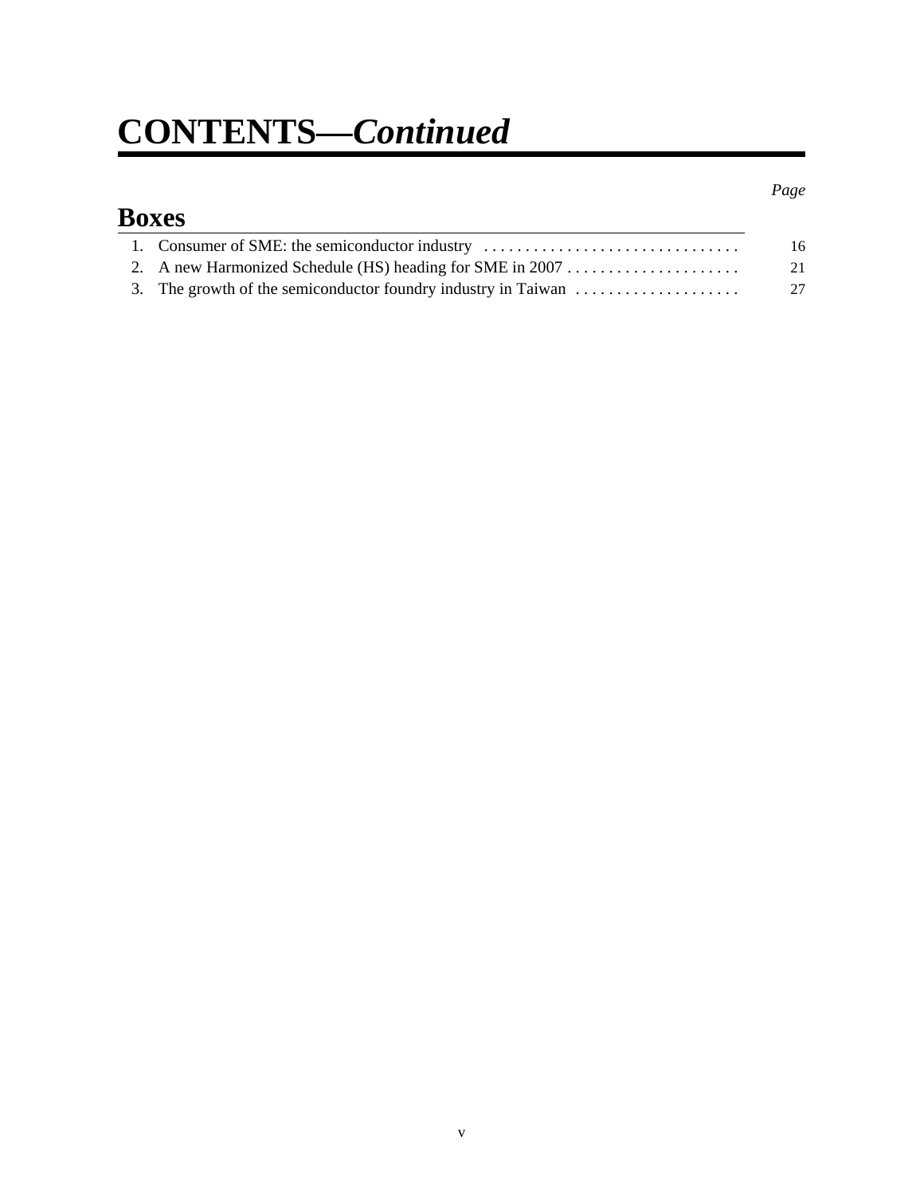# CONTENTS—*Continued*

| | *Page* |
|---|---|
| **Boxes** | |
| 1. Consumer of SME: the semiconductor industry | 16 |
| 2. A new Harmonized Schedule (HS) heading for SME in 2007 | 21 |
| 3. The growth of the semiconductor foundry industry in Taiwan | 27 |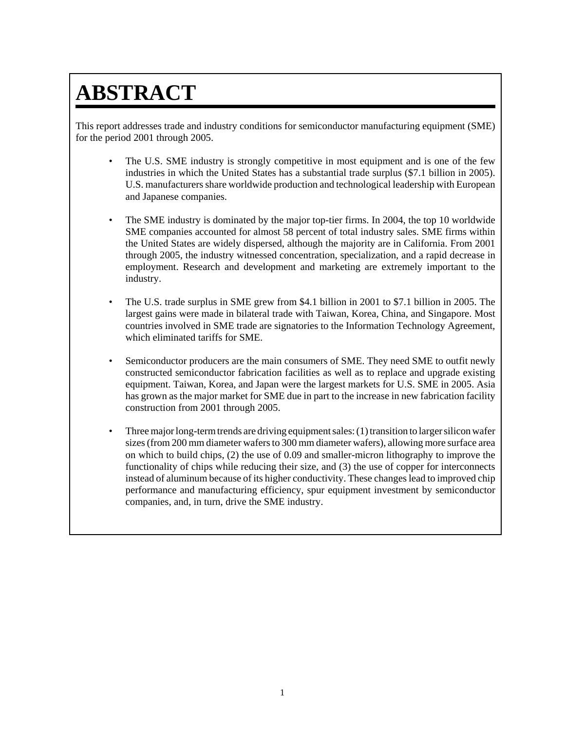# ABSTRACT

This report addresses trade and industry conditions for semiconductor manufacturing equipment (SME) for the period 2001 through 2005.

- The U.S. SME industry is strongly competitive in most equipment and is one of the few industries in which the United States has a substantial trade surplus ($7.1 billion in 2005). U.S. manufacturers share worldwide production and technological leadership with European and Japanese companies.

- The SME industry is dominated by the major top-tier firms. In 2004, the top 10 worldwide SME companies accounted for almost 58 percent of total industry sales. SME firms within the United States are widely dispersed, although the majority are in California. From 2001 through 2005, the industry witnessed concentration, specialization, and a rapid decrease in employment. Research and development and marketing are extremely important to the industry.

- The U.S. trade surplus in SME grew from $4.1 billion in 2001 to $7.1 billion in 2005. The largest gains were made in bilateral trade with Taiwan, Korea, China, and Singapore. Most countries involved in SME trade are signatories to the Information Technology Agreement, which eliminated tariffs for SME.

- Semiconductor producers are the main consumers of SME. They need SME to outfit newly constructed semiconductor fabrication facilities as well as to replace and upgrade existing equipment. Taiwan, Korea, and Japan were the largest markets for U.S. SME in 2005. Asia has grown as the major market for SME due in part to the increase in new fabrication facility construction from 2001 through 2005.

- Three major long-term trends are driving equipment sales: (1) transition to larger silicon wafer sizes (from 200 mm diameter wafers to 300 mm diameter wafers), allowing more surface area on which to build chips, (2) the use of 0.09 and smaller-micron lithography to improve the functionality of chips while reducing their size, and (3) the use of copper for interconnects instead of aluminum because of its higher conductivity. These changes lead to improved chip performance and manufacturing efficiency, spur equipment investment by semiconductor companies, and, in turn, drive the SME industry.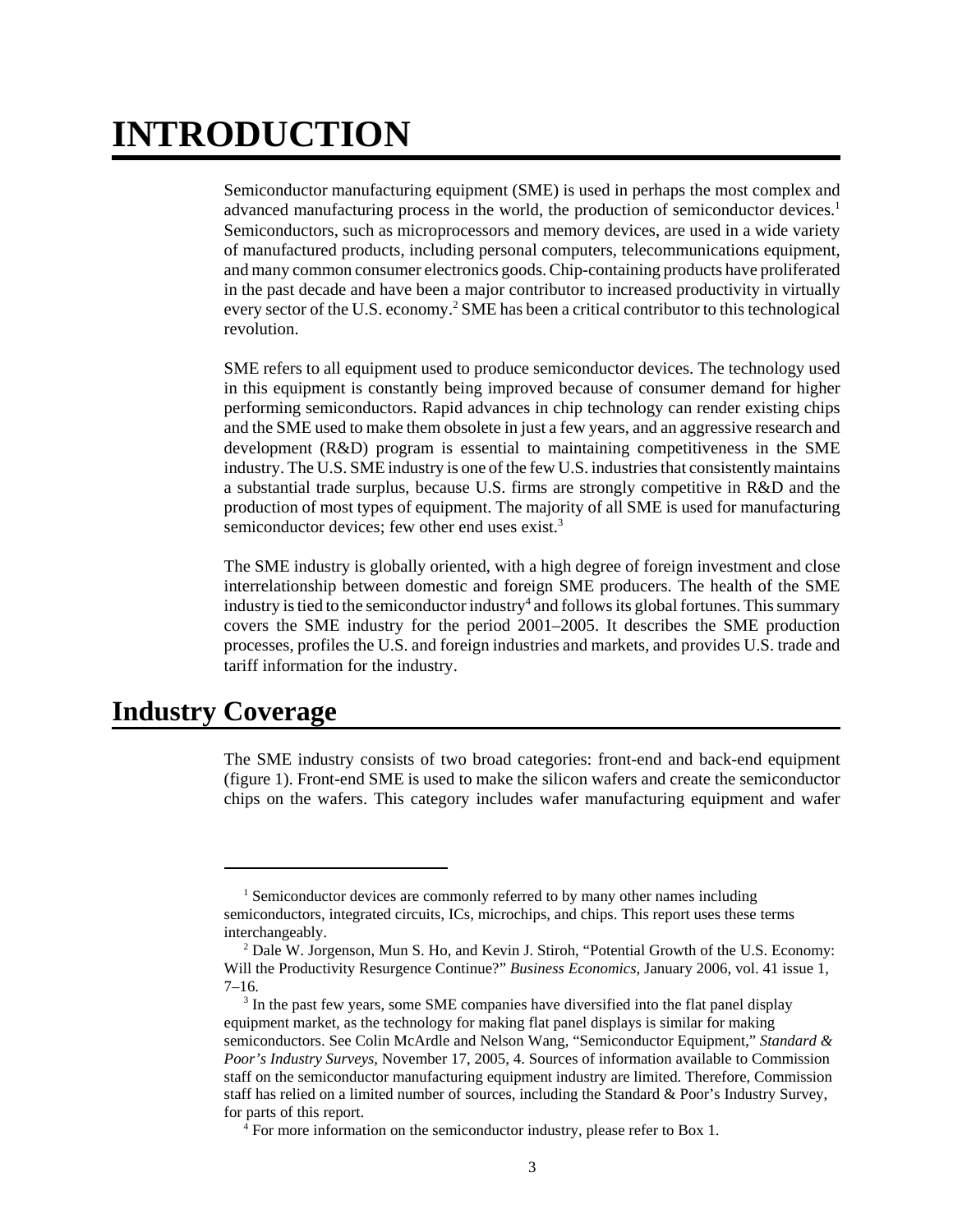# INTRODUCTION

Semiconductor manufacturing equipment (SME) is used in perhaps the most complex and advanced manufacturing process in the world, the production of semiconductor devices.[1] Semiconductors, such as microprocessors and memory devices, are used in a wide variety of manufactured products, including personal computers, telecommunications equipment, and many common consumer electronics goods. Chip-containing products have proliferated in the past decade and have been a major contributor to increased productivity in virtually every sector of the U.S. economy.[2] SME has been a critical contributor to this technological revolution.

SME refers to all equipment used to produce semiconductor devices. The technology used in this equipment is constantly being improved because of consumer demand for higher performing semiconductors. Rapid advances in chip technology can render existing chips and the SME used to make them obsolete in just a few years, and an aggressive research and development (R&D) program is essential to maintaining competitiveness in the SME industry. The U.S. SME industry is one of the few U.S. industries that consistently maintains a substantial trade surplus, because U.S. firms are strongly competitive in R&D and the production of most types of equipment. The majority of all SME is used for manufacturing semiconductor devices; few other end uses exist.[3]

The SME industry is globally oriented, with a high degree of foreign investment and close interrelationship between domestic and foreign SME producers. The health of the SME industry is tied to the semiconductor industry[4] and follows its global fortunes. This summary covers the SME industry for the period 2001–2005. It describes the SME production processes, profiles the U.S. and foreign industries and markets, and provides U.S. trade and tariff information for the industry.

## Industry Coverage

The SME industry consists of two broad categories: front-end and back-end equipment (figure 1). Front-end SME is used to make the silicon wafers and create the semiconductor chips on the wafers. This category includes wafer manufacturing equipment and wafer

---

[1] Semiconductor devices are commonly referred to by many other names including semiconductors, integrated circuits, ICs, microchips, and chips. This report uses these terms interchangeably.

[2] Dale W. Jorgenson, Mun S. Ho, and Kevin J. Stiroh, "Potential Growth of the U.S. Economy: Will the Productivity Resurgence Continue?" *Business Economics*, January 2006, vol. 41 issue 1, 7–16.

[3] In the past few years, some SME companies have diversified into the flat panel display equipment market, as the technology for making flat panel displays is similar for making semiconductors. See Colin McArdle and Nelson Wang, "Semiconductor Equipment," *Standard & Poor's Industry Surveys*, November 17, 2005, 4. Sources of information available to Commission staff on the semiconductor manufacturing equipment industry are limited. Therefore, Commission staff has relied on a limited number of sources, including the Standard & Poor's Industry Survey, for parts of this report.

[4] For more information on the semiconductor industry, please refer to Box 1.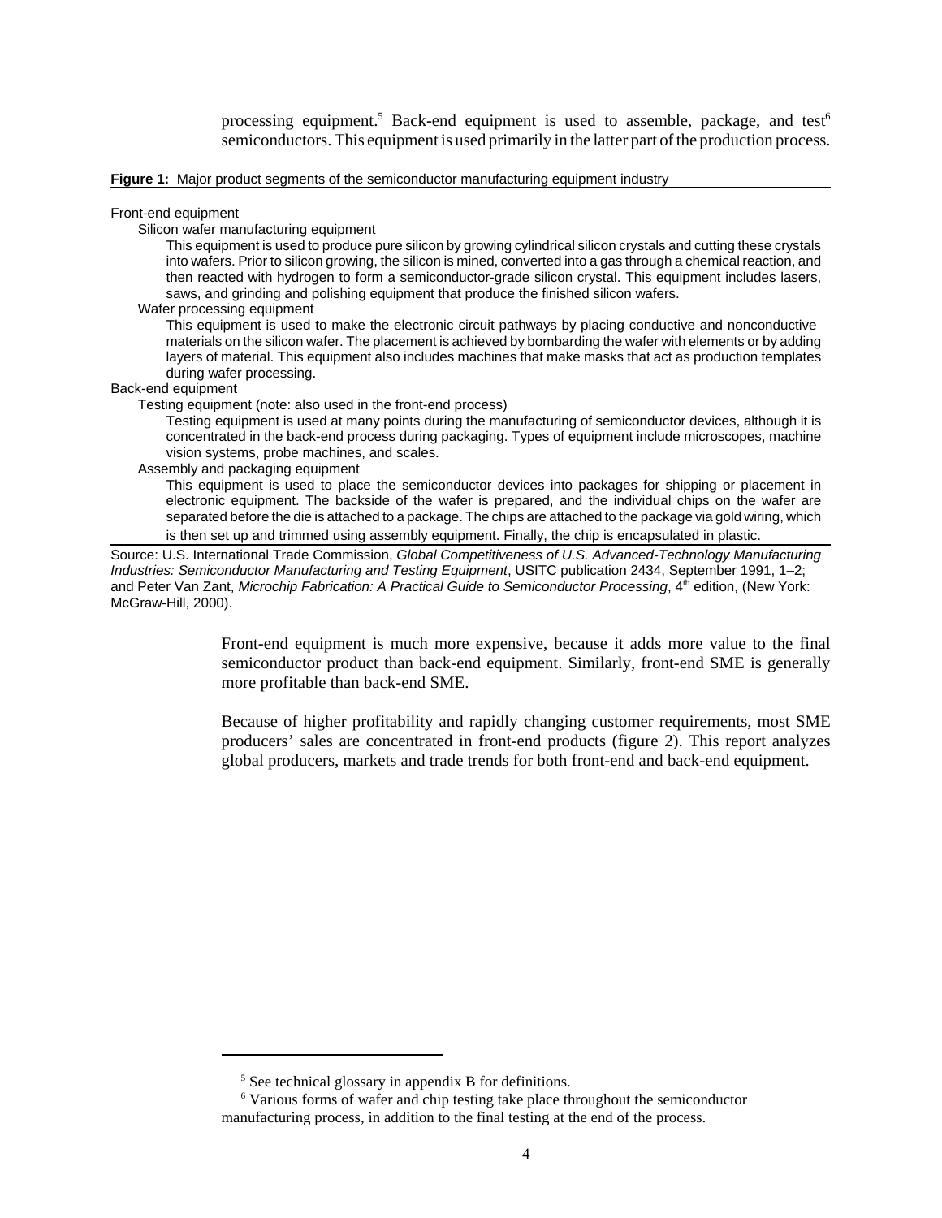processing equipment.[5] Back-end equipment is used to assemble, package, and test[6] semiconductors. This equipment is used primarily in the latter part of the production process.

**Figure 1:** Major product segments of the semiconductor manufacturing equipment industry

Front-end equipment

- Silicon wafer manufacturing equipment
  - This equipment is used to produce pure silicon by growing cylindrical silicon crystals and cutting these crystals into wafers. Prior to silicon growing, the silicon is mined, converted into a gas through a chemical reaction, and then reacted with hydrogen to form a semiconductor-grade silicon crystal. This equipment includes lasers, saws, and grinding and polishing equipment that produce the finished silicon wafers.
- Wafer processing equipment
  - This equipment is used to make the electronic circuit pathways by placing conductive and nonconductive materials on the silicon wafer. The placement is achieved by bombarding the wafer with elements or by adding layers of material. This equipment also includes machines that make masks that act as production templates during wafer processing.

Back-end equipment

- Testing equipment (note: also used in the front-end process)
  - Testing equipment is used at many points during the manufacturing of semiconductor devices, although it is concentrated in the back-end process during packaging. Types of equipment include microscopes, machine vision systems, probe machines, and scales.
- Assembly and packaging equipment
  - This equipment is used to place the semiconductor devices into packages for shipping or placement in electronic equipment. The backside of the wafer is prepared, and the individual chips on the wafer are separated before the die is attached to a package. The chips are attached to the package via gold wiring, which is then set up and trimmed using assembly equipment. Finally, the chip is encapsulated in plastic.

Source: U.S. International Trade Commission, *Global Competitiveness of U.S. Advanced-Technology Manufacturing Industries: Semiconductor Manufacturing and Testing Equipment*, USITC publication 2434, September 1991, 1–2; and Peter Van Zant, *Microchip Fabrication: A Practical Guide to Semiconductor Processing*, 4th edition, (New York: McGraw-Hill, 2000).

Front-end equipment is much more expensive, because it adds more value to the final semiconductor product than back-end equipment. Similarly, front-end SME is generally more profitable than back-end SME.

Because of higher profitability and rapidly changing customer requirements, most SME producers' sales are concentrated in front-end products (figure 2). This report analyzes global producers, markets and trade trends for both front-end and back-end equipment.

---

[5] See technical glossary in appendix B for definitions.

[6] Various forms of wafer and chip testing take place throughout the semiconductor manufacturing process, in addition to the final testing at the end of the process.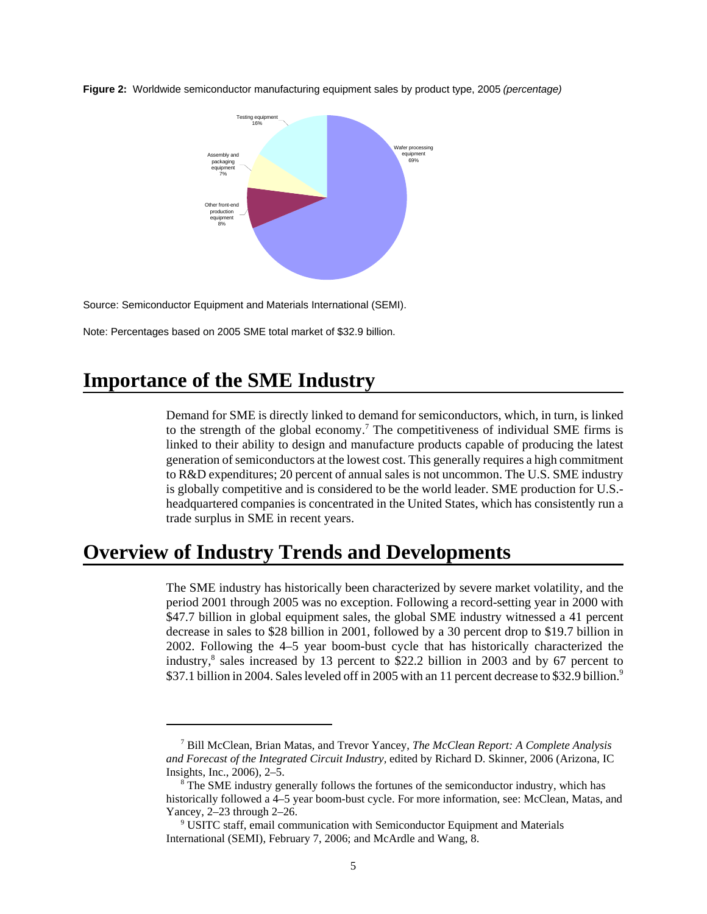**Figure 2:** Worldwide semiconductor manufacturing equipment sales by product type, 2005 *(percentage)*

Testing equipment 16%

Wafer processing equipment 69%

Assembly and packaging equipment 7%

Other front-end production equipment 8%

Source: Semiconductor Equipment and Materials International (SEMI).

Note: Percentages based on 2005 SME total market of $32.9 billion.

# Importance of the SME Industry

Demand for SME is directly linked to demand for semiconductors, which, in turn, is linked to the strength of the global economy.[7] The competitiveness of individual SME firms is linked to their ability to design and manufacture products capable of producing the latest generation of semiconductors at the lowest cost. This generally requires a high commitment to R&D expenditures; 20 percent of annual sales is not uncommon. The U.S. SME industry is globally competitive and is considered to be the world leader. SME production for U.S.-headquartered companies is concentrated in the United States, which has consistently run a trade surplus in SME in recent years.

# Overview of Industry Trends and Developments

The SME industry has historically been characterized by severe market volatility, and the period 2001 through 2005 was no exception. Following a record-setting year in 2000 with $47.7 billion in global equipment sales, the global SME industry witnessed a 41 percent decrease in sales to $28 billion in 2001, followed by a 30 percent drop to $19.7 billion in 2002. Following the 4–5 year boom-bust cycle that has historically characterized the industry,[8] sales increased by 13 percent to $22.2 billion in 2003 and by 67 percent to $37.1 billion in 2004. Sales leveled off in 2005 with an 11 percent decrease to $32.9 billion.[9]

---

[7] Bill McClean, Brian Matas, and Trevor Yancey, *The McClean Report: A Complete Analysis and Forecast of the Integrated Circuit Industry*, edited by Richard D. Skinner, 2006 (Arizona, IC Insights, Inc., 2006), 2–5.

[8] The SME industry generally follows the fortunes of the semiconductor industry, which has historically followed a 4–5 year boom-bust cycle. For more information, see: McClean, Matas, and Yancey, 2–23 through 2–26.

[9] USITC staff, email communication with Semiconductor Equipment and Materials International (SEMI), February 7, 2006; and McArdle and Wang, 8.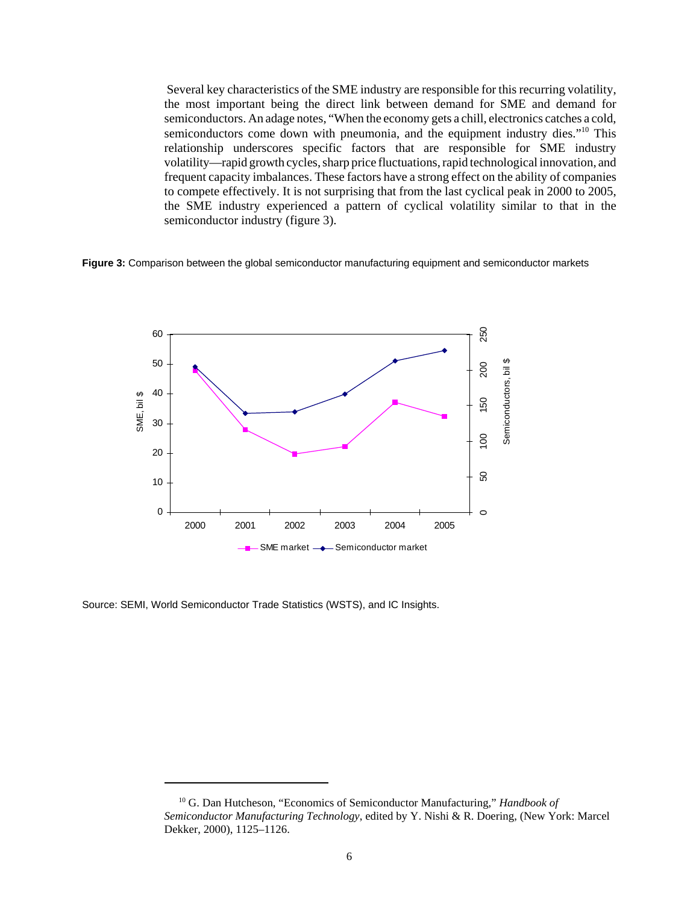Several key characteristics of the SME industry are responsible for this recurring volatility, the most important being the direct link between demand for SME and demand for semiconductors. An adage notes, "When the economy gets a chill, electronics catches a cold, semiconductors come down with pneumonia, and the equipment industry dies."[10] This relationship underscores specific factors that are responsible for SME industry volatility—rapid growth cycles, sharp price fluctuations, rapid technological innovation, and frequent capacity imbalances. These factors have a strong effect on the ability of companies to compete effectively. It is not surprising that from the last cyclical peak in 2000 to 2005, the SME industry experienced a pattern of cyclical volatility similar to that in the semiconductor industry (figure 3).

**Figure 3:** Comparison between the global semiconductor manufacturing equipment and semiconductor markets

Source: SEMI, World Semiconductor Trade Statistics (WSTS), and IC Insights.

---

[10] G. Dan Hutcheson, "Economics of Semiconductor Manufacturing," *Handbook of Semiconductor Manufacturing Technology*, edited by Y. Nishi & R. Doering, (New York: Marcel Dekker, 2000), 1125–1126.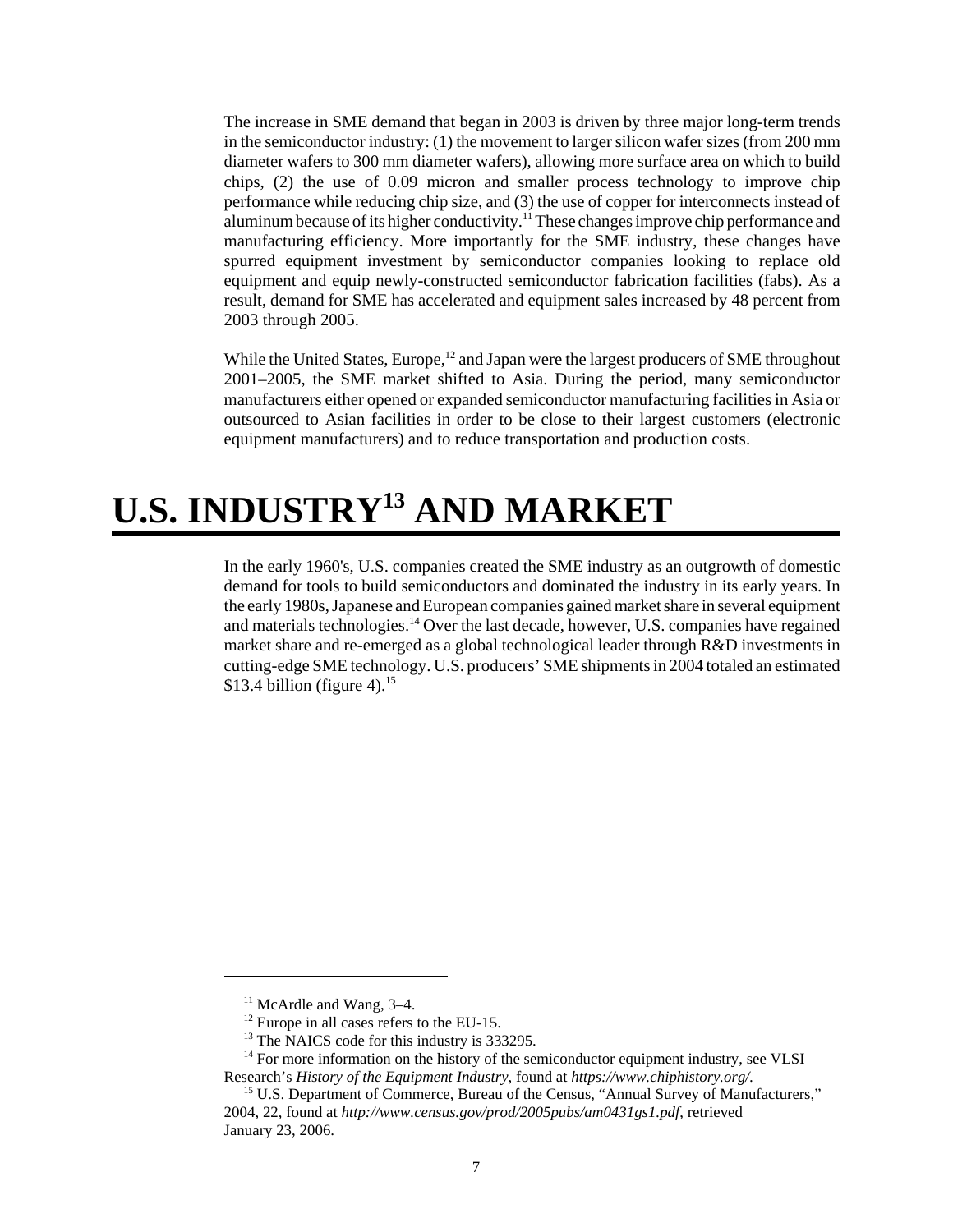The increase in SME demand that began in 2003 is driven by three major long-term trends in the semiconductor industry: (1) the movement to larger silicon wafer sizes (from 200 mm diameter wafers to 300 mm diameter wafers), allowing more surface area on which to build chips, (2) the use of 0.09 micron and smaller process technology to improve chip performance while reducing chip size, and (3) the use of copper for interconnects instead of aluminum because of its higher conductivity.[11] These changes improve chip performance and manufacturing efficiency. More importantly for the SME industry, these changes have spurred equipment investment by semiconductor companies looking to replace old equipment and equip newly-constructed semiconductor fabrication facilities (fabs). As a result, demand for SME has accelerated and equipment sales increased by 48 percent from 2003 through 2005.

While the United States, Europe,[12] and Japan were the largest producers of SME throughout 2001–2005, the SME market shifted to Asia. During the period, many semiconductor manufacturers either opened or expanded semiconductor manufacturing facilities in Asia or outsourced to Asian facilities in order to be close to their largest customers (electronic equipment manufacturers) and to reduce transportation and production costs.

# U.S. INDUSTRY[13] AND MARKET

In the early 1960's, U.S. companies created the SME industry as an outgrowth of domestic demand for tools to build semiconductors and dominated the industry in its early years. In the early 1980s, Japanese and European companies gained market share in several equipment and materials technologies.[14] Over the last decade, however, U.S. companies have regained market share and re-emerged as a global technological leader through R&D investments in cutting-edge SME technology. U.S. producers' SME shipments in 2004 totaled an estimated $13.4 billion (figure 4).[15]

---

[11] McArdle and Wang, 3–4.

[12] Europe in all cases refers to the EU-15.

[13] The NAICS code for this industry is 333295.

[14] For more information on the history of the semiconductor equipment industry, see VLSI Research's *History of the Equipment Industry,* found at *https://www.chiphistory.org/.*

[15] U.S. Department of Commerce, Bureau of the Census, "Annual Survey of Manufacturers," 2004, 22, found at *http://www.census.gov/prod/2005pubs/am0431gs1.pdf,* retrieved January 23, 2006.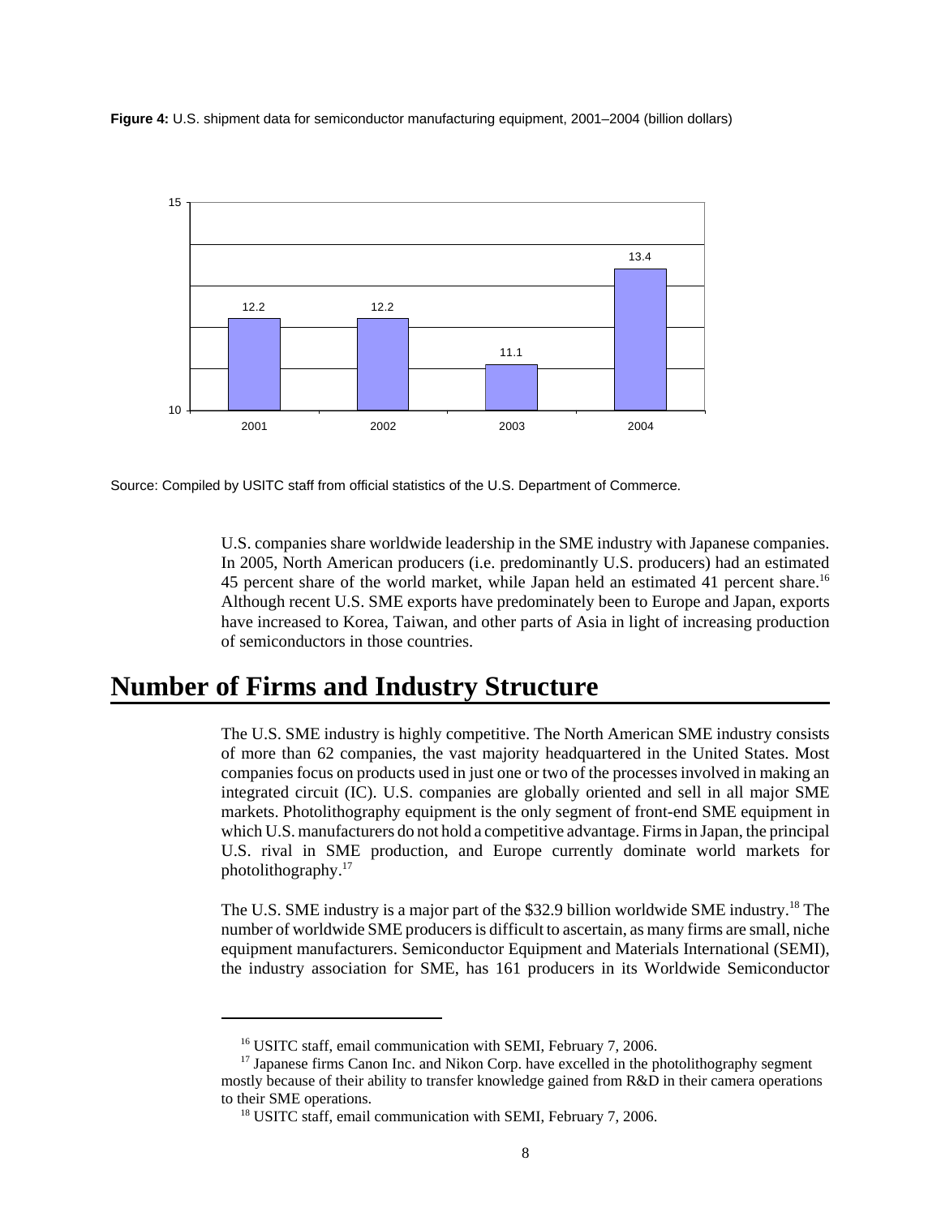**Figure 4:** U.S. shipment data for semiconductor manufacturing equipment, 2001–2004 (billion dollars)

| Year | Value |
|---|---|
| 2001 | 12.2 |
| 2002 | 12.2 |
| 2003 | 11.1 |
| 2004 | 13.4 |

Source: Compiled by USITC staff from official statistics of the U.S. Department of Commerce.

U.S. companies share worldwide leadership in the SME industry with Japanese companies. In 2005, North American producers (i.e. predominantly U.S. producers) had an estimated 45 percent share of the world market, while Japan held an estimated 41 percent share.[16] Although recent U.S. SME exports have predominately been to Europe and Japan, exports have increased to Korea, Taiwan, and other parts of Asia in light of increasing production of semiconductors in those countries.

# Number of Firms and Industry Structure

The U.S. SME industry is highly competitive. The North American SME industry consists of more than 62 companies, the vast majority headquartered in the United States. Most companies focus on products used in just one or two of the processes involved in making an integrated circuit (IC). U.S. companies are globally oriented and sell in all major SME markets. Photolithography equipment is the only segment of front-end SME equipment in which U.S. manufacturers do not hold a competitive advantage. Firms in Japan, the principal U.S. rival in SME production, and Europe currently dominate world markets for photolithography.[17]

The U.S. SME industry is a major part of the $32.9 billion worldwide SME industry.[18] The number of worldwide SME producers is difficult to ascertain, as many firms are small, niche equipment manufacturers. Semiconductor Equipment and Materials International (SEMI), the industry association for SME, has 161 producers in its Worldwide Semiconductor

---

[16] USITC staff, email communication with SEMI, February 7, 2006.

[17] Japanese firms Canon Inc. and Nikon Corp. have excelled in the photolithography segment mostly because of their ability to transfer knowledge gained from R&D in their camera operations to their SME operations.

[18] USITC staff, email communication with SEMI, February 7, 2006.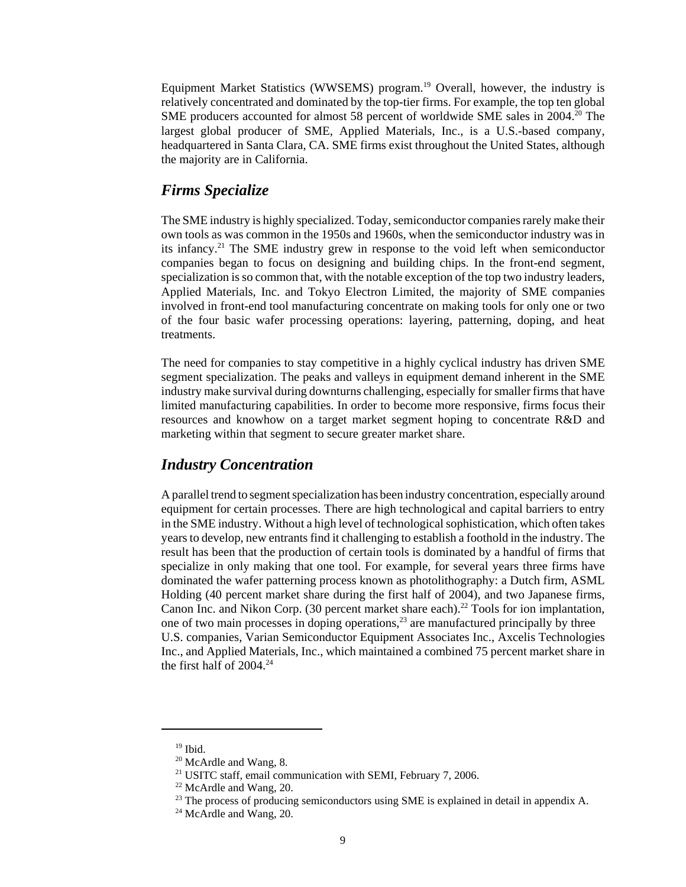Equipment Market Statistics (WWSEMS) program.[19] Overall, however, the industry is relatively concentrated and dominated by the top-tier firms. For example, the top ten global SME producers accounted for almost 58 percent of worldwide SME sales in 2004.[20] The largest global producer of SME, Applied Materials, Inc., is a U.S.-based company, headquartered in Santa Clara, CA. SME firms exist throughout the United States, although the majority are in California.

## *Firms Specialize*

The SME industry is highly specialized. Today, semiconductor companies rarely make their own tools as was common in the 1950s and 1960s, when the semiconductor industry was in its infancy.[21] The SME industry grew in response to the void left when semiconductor companies began to focus on designing and building chips. In the front-end segment, specialization is so common that, with the notable exception of the top two industry leaders, Applied Materials, Inc. and Tokyo Electron Limited, the majority of SME companies involved in front-end tool manufacturing concentrate on making tools for only one or two of the four basic wafer processing operations: layering, patterning, doping, and heat treatments.

The need for companies to stay competitive in a highly cyclical industry has driven SME segment specialization. The peaks and valleys in equipment demand inherent in the SME industry make survival during downturns challenging, especially for smaller firms that have limited manufacturing capabilities. In order to become more responsive, firms focus their resources and knowhow on a target market segment hoping to concentrate R&D and marketing within that segment to secure greater market share.

## *Industry Concentration*

A parallel trend to segment specialization has been industry concentration, especially around equipment for certain processes. There are high technological and capital barriers to entry in the SME industry. Without a high level of technological sophistication, which often takes years to develop, new entrants find it challenging to establish a foothold in the industry. The result has been that the production of certain tools is dominated by a handful of firms that specialize in only making that one tool. For example, for several years three firms have dominated the wafer patterning process known as photolithography: a Dutch firm, ASML Holding (40 percent market share during the first half of 2004), and two Japanese firms, Canon Inc. and Nikon Corp. (30 percent market share each).[22] Tools for ion implantation, one of two main processes in doping operations,[23] are manufactured principally by three U.S. companies, Varian Semiconductor Equipment Associates Inc., Axcelis Technologies Inc., and Applied Materials, Inc., which maintained a combined 75 percent market share in the first half of 2004.[24]

---

[19] Ibid.

[20] McArdle and Wang, 8.

[21] USITC staff, email communication with SEMI, February 7, 2006.

[22] McArdle and Wang, 20.

[23] The process of producing semiconductors using SME is explained in detail in appendix A.

[24] McArdle and Wang, 20.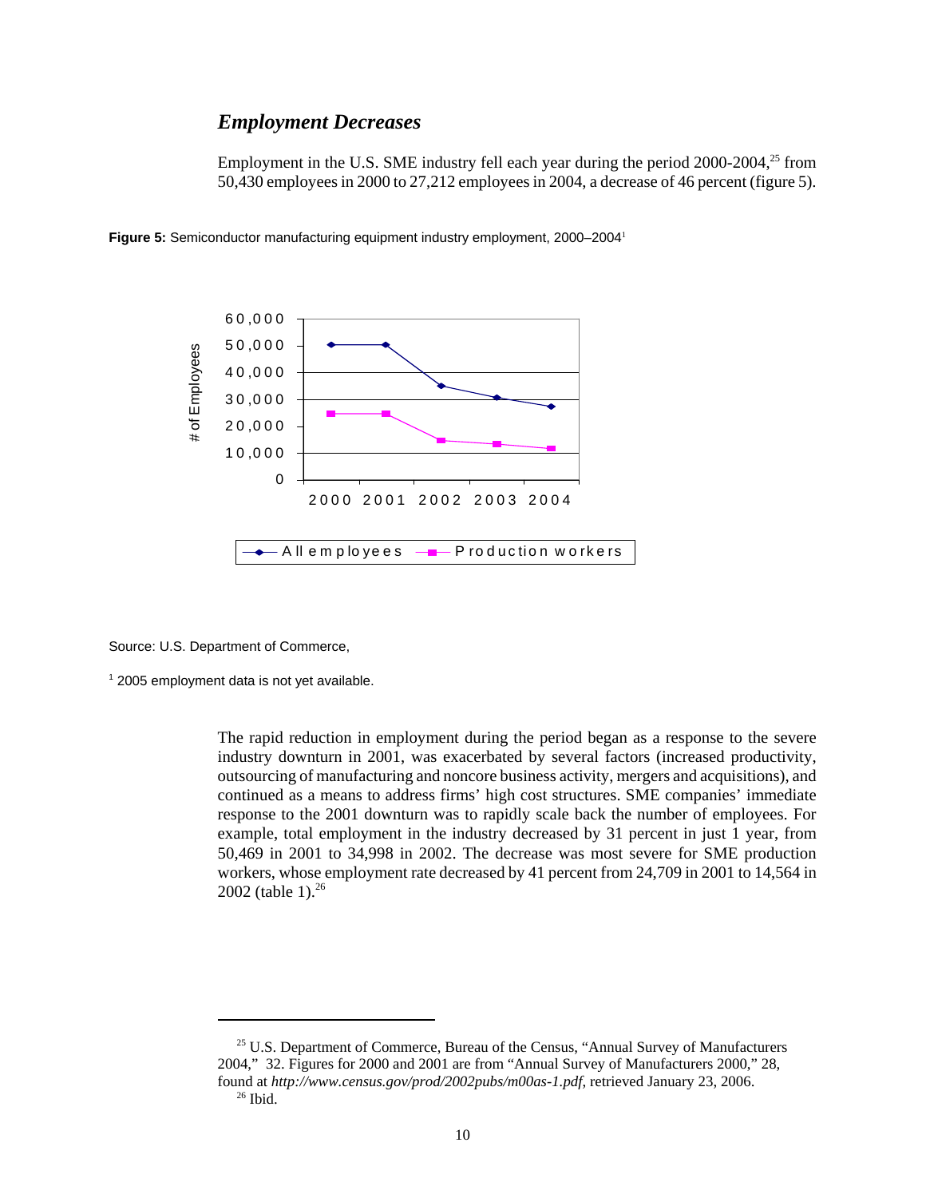### *Employment Decreases*

Employment in the U.S. SME industry fell each year during the period 2000-2004,[25] from 50,430 employees in 2000 to 27,212 employees in 2004, a decrease of 46 percent (figure 5).

**Figure 5:** Semiconductor manufacturing equipment industry employment, 2000–2004[1]

Source: U.S. Department of Commerce,

[1] 2005 employment data is not yet available.

The rapid reduction in employment during the period began as a response to the severe industry downturn in 2001, was exacerbated by several factors (increased productivity, outsourcing of manufacturing and noncore business activity, mergers and acquisitions), and continued as a means to address firms' high cost structures. SME companies' immediate response to the 2001 downturn was to rapidly scale back the number of employees. For example, total employment in the industry decreased by 31 percent in just 1 year, from 50,469 in 2001 to 34,998 in 2002. The decrease was most severe for SME production workers, whose employment rate decreased by 41 percent from 24,709 in 2001 to 14,564 in 2002 (table 1).[26]

---

[25] U.S. Department of Commerce, Bureau of the Census, "Annual Survey of Manufacturers 2004," 32. Figures for 2000 and 2001 are from "Annual Survey of Manufacturers 2000," 28, found at *http://www.census.gov/prod/2002pubs/m00as-1.pdf*, retrieved January 23, 2006.

[26] Ibid.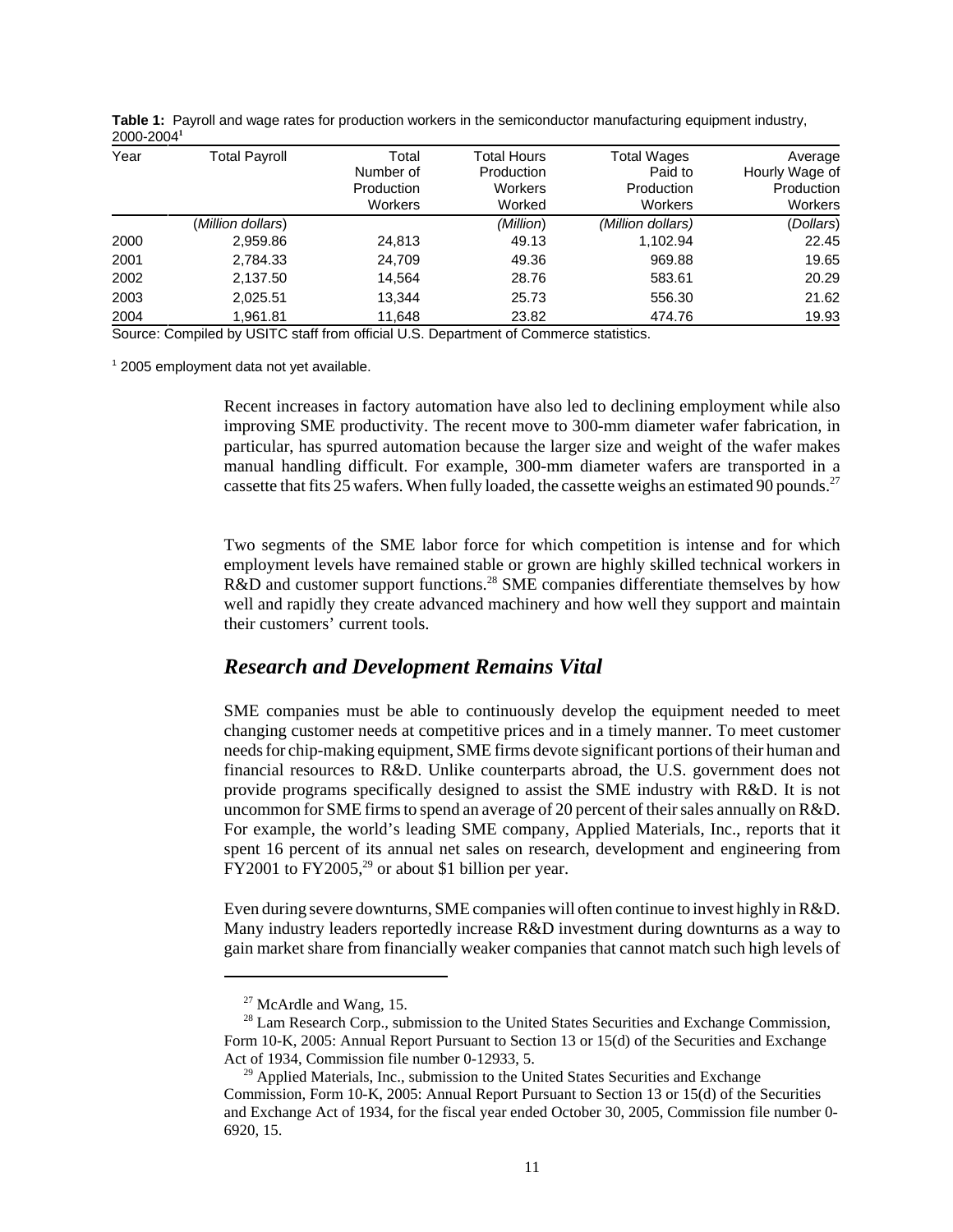**Table 1:** Payroll and wage rates for production workers in the semiconductor manufacturing equipment industry, 2000-2004[1]

| Year | Total Payroll | Total Number of Production Workers | Total Hours Production Workers Worked | Total Wages Paid to Production Workers | Average Hourly Wage of Production Workers |
|---|---|---|---|---|---|
| | (Million dollars) | | (Million) | (Million dollars) | (Dollars) |
| 2000 | 2,959.86 | 24,813 | 49.13 | 1,102.94 | 22.45 |
| 2001 | 2,784.33 | 24,709 | 49.36 | 969.88 | 19.65 |
| 2002 | 2,137.50 | 14,564 | 28.76 | 583.61 | 20.29 |
| 2003 | 2,025.51 | 13,344 | 25.73 | 556.30 | 21.62 |
| 2004 | 1,961.81 | 11,648 | 23.82 | 474.76 | 19.93 |

Source: Compiled by USITC staff from official U.S. Department of Commerce statistics.

[1] 2005 employment data not yet available.

Recent increases in factory automation have also led to declining employment while also improving SME productivity. The recent move to 300-mm diameter wafer fabrication, in particular, has spurred automation because the larger size and weight of the wafer makes manual handling difficult. For example, 300-mm diameter wafers are transported in a cassette that fits 25 wafers. When fully loaded, the cassette weighs an estimated 90 pounds.[27]

Two segments of the SME labor force for which competition is intense and for which employment levels have remained stable or grown are highly skilled technical workers in R&D and customer support functions.[28] SME companies differentiate themselves by how well and rapidly they create advanced machinery and how well they support and maintain their customers' current tools.

## *Research and Development Remains Vital*

SME companies must be able to continuously develop the equipment needed to meet changing customer needs at competitive prices and in a timely manner. To meet customer needs for chip-making equipment, SME firms devote significant portions of their human and financial resources to R&D. Unlike counterparts abroad, the U.S. government does not provide programs specifically designed to assist the SME industry with R&D. It is not uncommon for SME firms to spend an average of 20 percent of their sales annually on R&D. For example, the world's leading SME company, Applied Materials, Inc., reports that it spent 16 percent of its annual net sales on research, development and engineering from FY2001 to FY2005,[29] or about $1 billion per year.

Even during severe downturns, SME companies will often continue to invest highly in R&D. Many industry leaders reportedly increase R&D investment during downturns as a way to gain market share from financially weaker companies that cannot match such high levels of

[27] McArdle and Wang, 15.

[28] Lam Research Corp., submission to the United States Securities and Exchange Commission, Form 10-K, 2005: Annual Report Pursuant to Section 13 or 15(d) of the Securities and Exchange Act of 1934, Commission file number 0-12933, 5.

[29] Applied Materials, Inc., submission to the United States Securities and Exchange Commission, Form 10-K, 2005: Annual Report Pursuant to Section 13 or 15(d) of the Securities and Exchange Act of 1934, for the fiscal year ended October 30, 2005, Commission file number 0-6920, 15.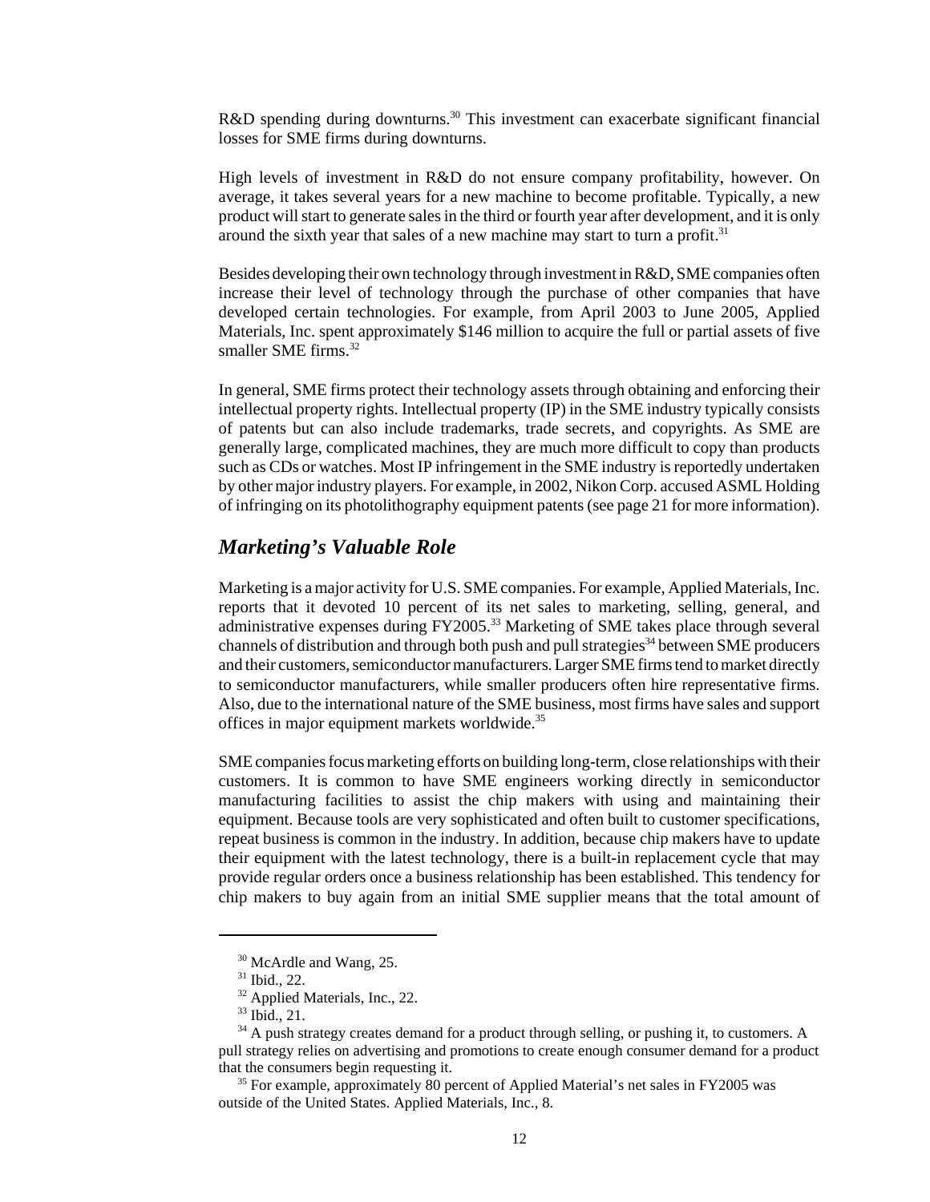R&D spending during downturns.[30] This investment can exacerbate significant financial losses for SME firms during downturns.

High levels of investment in R&D do not ensure company profitability, however. On average, it takes several years for a new machine to become profitable. Typically, a new product will start to generate sales in the third or fourth year after development, and it is only around the sixth year that sales of a new machine may start to turn a profit.[31]

Besides developing their own technology through investment in R&D, SME companies often increase their level of technology through the purchase of other companies that have developed certain technologies. For example, from April 2003 to June 2005, Applied Materials, Inc. spent approximately $146 million to acquire the full or partial assets of five smaller SME firms.[32]

In general, SME firms protect their technology assets through obtaining and enforcing their intellectual property rights. Intellectual property (IP) in the SME industry typically consists of patents but can also include trademarks, trade secrets, and copyrights. As SME are generally large, complicated machines, they are much more difficult to copy than products such as CDs or watches. Most IP infringement in the SME industry is reportedly undertaken by other major industry players. For example, in 2002, Nikon Corp. accused ASML Holding of infringing on its photolithography equipment patents (see page 21 for more information).

## *Marketing's Valuable Role*

Marketing is a major activity for U.S. SME companies. For example, Applied Materials, Inc. reports that it devoted 10 percent of its net sales to marketing, selling, general, and administrative expenses during FY2005.[33] Marketing of SME takes place through several channels of distribution and through both push and pull strategies[34] between SME producers and their customers, semiconductor manufacturers. Larger SME firms tend to market directly to semiconductor manufacturers, while smaller producers often hire representative firms. Also, due to the international nature of the SME business, most firms have sales and support offices in major equipment markets worldwide.[35]

SME companies focus marketing efforts on building long-term, close relationships with their customers. It is common to have SME engineers working directly in semiconductor manufacturing facilities to assist the chip makers with using and maintaining their equipment. Because tools are very sophisticated and often built to customer specifications, repeat business is common in the industry. In addition, because chip makers have to update their equipment with the latest technology, there is a built-in replacement cycle that may provide regular orders once a business relationship has been established. This tendency for chip makers to buy again from an initial SME supplier means that the total amount of

---

[30] McArdle and Wang, 25.

[31] Ibid., 22.

[32] Applied Materials, Inc., 22.

[33] Ibid., 21.

[34] A push strategy creates demand for a product through selling, or pushing it, to customers. A pull strategy relies on advertising and promotions to create enough consumer demand for a product that the consumers begin requesting it.

[35] For example, approximately 80 percent of Applied Material's net sales in FY2005 was outside of the United States. Applied Materials, Inc., 8.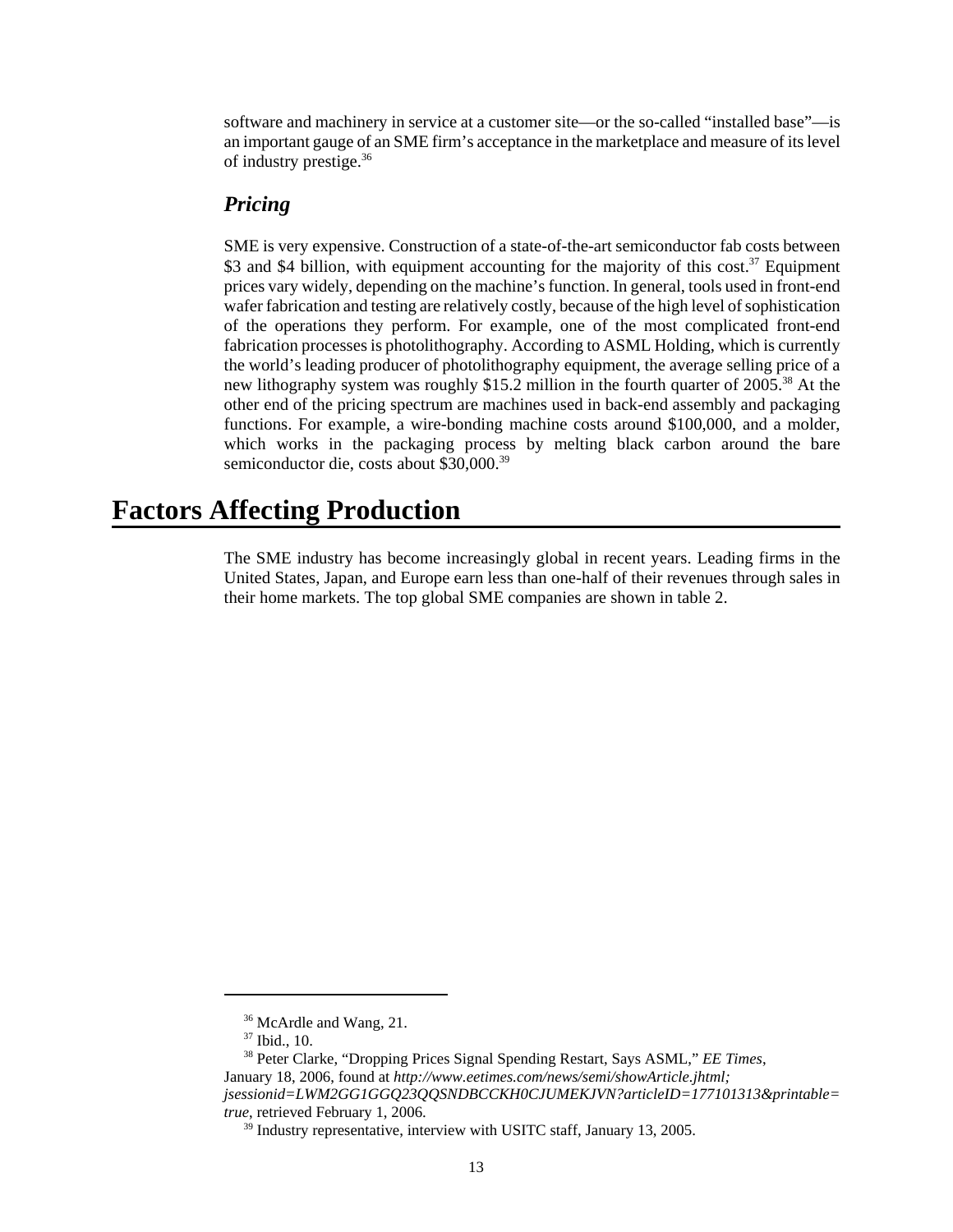software and machinery in service at a customer site—or the so-called "installed base"—is an important gauge of an SME firm's acceptance in the marketplace and measure of its level of industry prestige.[36]

### *Pricing*

SME is very expensive. Construction of a state-of-the-art semiconductor fab costs between \$3 and \$4 billion, with equipment accounting for the majority of this cost.[37] Equipment prices vary widely, depending on the machine's function. In general, tools used in front-end wafer fabrication and testing are relatively costly, because of the high level of sophistication of the operations they perform. For example, one of the most complicated front-end fabrication processes is photolithography. According to ASML Holding, which is currently the world's leading producer of photolithography equipment, the average selling price of a new lithography system was roughly \$15.2 million in the fourth quarter of 2005.[38] At the other end of the pricing spectrum are machines used in back-end assembly and packaging functions. For example, a wire-bonding machine costs around \$100,000, and a molder, which works in the packaging process by melting black carbon around the bare semiconductor die, costs about \$30,000.[39]

## Factors Affecting Production

The SME industry has become increasingly global in recent years. Leading firms in the United States, Japan, and Europe earn less than one-half of their revenues through sales in their home markets. The top global SME companies are shown in table 2.

---

[36] McArdle and Wang, 21.

[37] Ibid., 10.

[38] Peter Clarke, "Dropping Prices Signal Spending Restart, Says ASML," *EE Times*, January 18, 2006, found at ***http://www.eetimes.com/news/semi/showArticle.jhtml;jsessionid=LWM2GG1GGQ23QQSNDBCCKH0CJUMEKJVN?articleID=177101313&printable=true***, retrieved February 1, 2006.

[39] Industry representative, interview with USITC staff, January 13, 2005.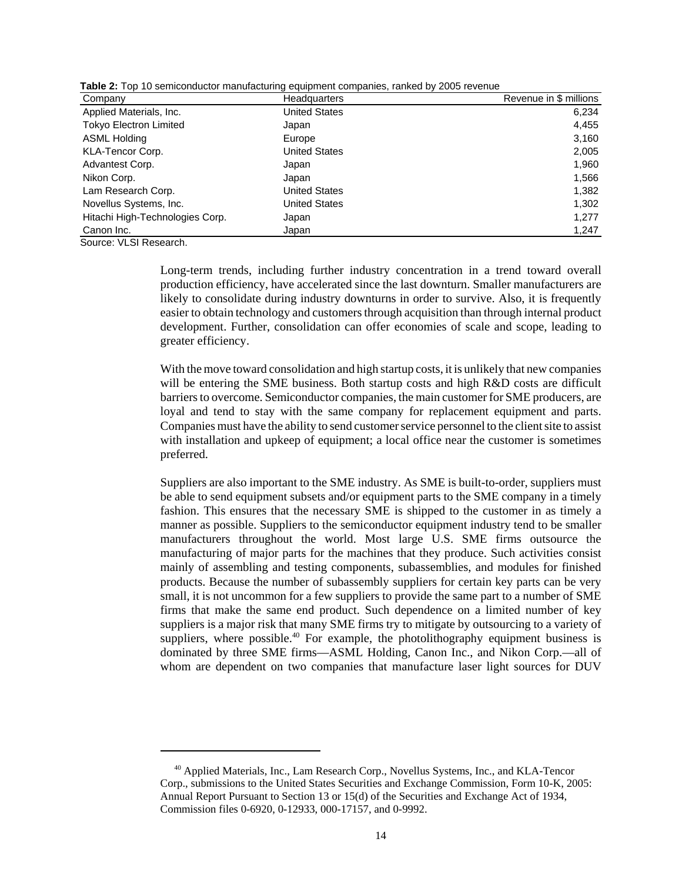**Table 2:** Top 10 semiconductor manufacturing equipment companies, ranked by 2005 revenue

| Company | Headquarters | Revenue in $ millions |
|---|---|---|
| Applied Materials, Inc. | United States | 6,234 |
| Tokyo Electron Limited | Japan | 4,455 |
| ASML Holding | Europe | 3,160 |
| KLA-Tencor Corp. | United States | 2,005 |
| Advantest Corp. | Japan | 1,960 |
| Nikon Corp. | Japan | 1,566 |
| Lam Research Corp. | United States | 1,382 |
| Novellus Systems, Inc. | United States | 1,302 |
| Hitachi High-Technologies Corp. | Japan | 1,277 |
| Canon Inc. | Japan | 1,247 |

Source: VLSI Research.

Long-term trends, including further industry concentration in a trend toward overall production efficiency, have accelerated since the last downturn. Smaller manufacturers are likely to consolidate during industry downturns in order to survive. Also, it is frequently easier to obtain technology and customers through acquisition than through internal product development. Further, consolidation can offer economies of scale and scope, leading to greater efficiency.

With the move toward consolidation and high startup costs, it is unlikely that new companies will be entering the SME business. Both startup costs and high R&D costs are difficult barriers to overcome. Semiconductor companies, the main customer for SME producers, are loyal and tend to stay with the same company for replacement equipment and parts. Companies must have the ability to send customer service personnel to the client site to assist with installation and upkeep of equipment; a local office near the customer is sometimes preferred.

Suppliers are also important to the SME industry. As SME is built-to-order, suppliers must be able to send equipment subsets and/or equipment parts to the SME company in a timely fashion. This ensures that the necessary SME is shipped to the customer in as timely a manner as possible. Suppliers to the semiconductor equipment industry tend to be smaller manufacturers throughout the world. Most large U.S. SME firms outsource the manufacturing of major parts for the machines that they produce. Such activities consist mainly of assembling and testing components, subassemblies, and modules for finished products. Because the number of subassembly suppliers for certain key parts can be very small, it is not uncommon for a few suppliers to provide the same part to a number of SME firms that make the same end product. Such dependence on a limited number of key suppliers is a major risk that many SME firms try to mitigate by outsourcing to a variety of suppliers, where possible.[40] For example, the photolithography equipment business is dominated by three SME firms—ASML Holding, Canon Inc., and Nikon Corp.—all of whom are dependent on two companies that manufacture laser light sources for DUV

[40] Applied Materials, Inc., Lam Research Corp., Novellus Systems, Inc., and KLA-Tencor Corp., submissions to the United States Securities and Exchange Commission, Form 10-K, 2005: Annual Report Pursuant to Section 13 or 15(d) of the Securities and Exchange Act of 1934, Commission files 0-6920, 0-12933, 000-17157, and 0-9992.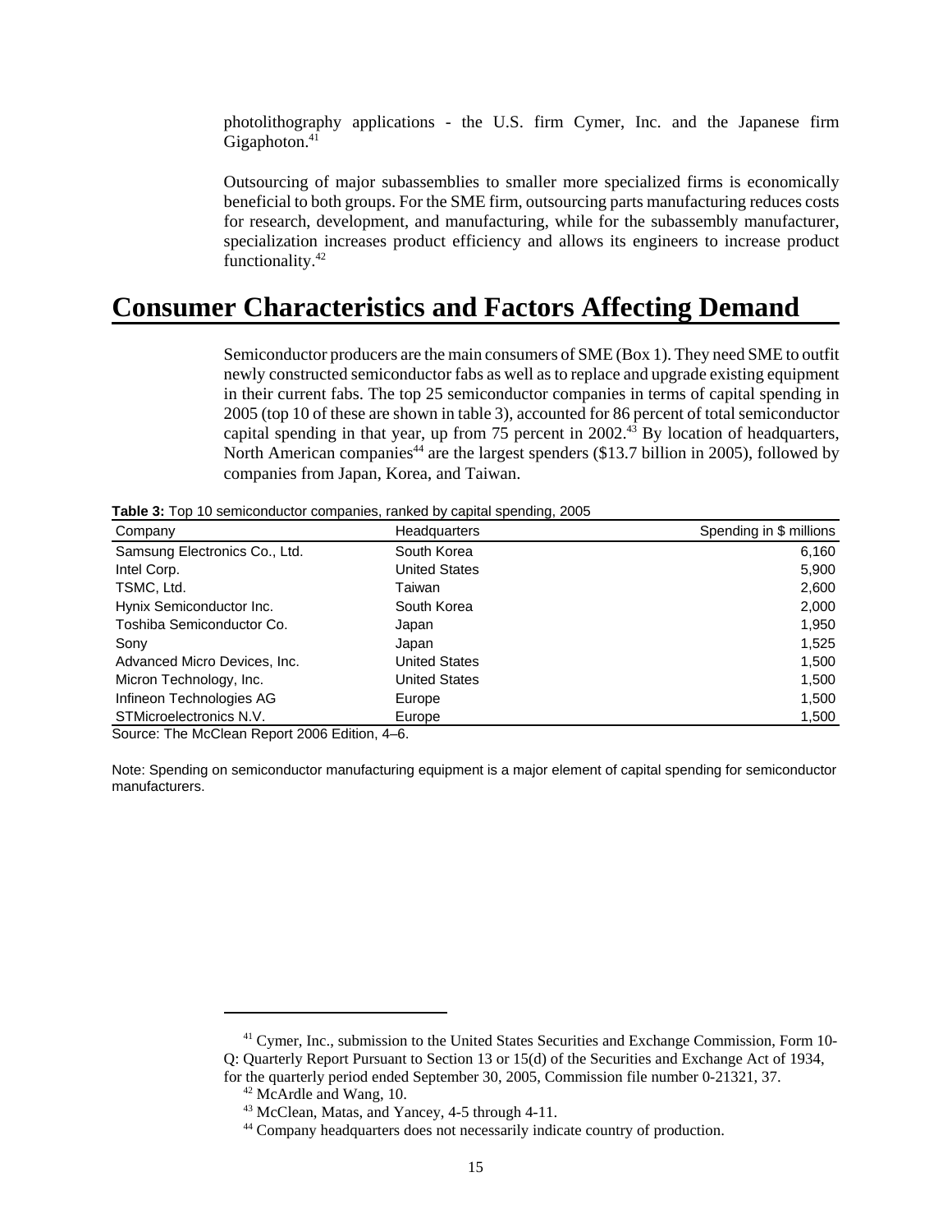photolithography applications - the U.S. firm Cymer, Inc. and the Japanese firm Gigaphoton.[41]

Outsourcing of major subassemblies to smaller more specialized firms is economically beneficial to both groups. For the SME firm, outsourcing parts manufacturing reduces costs for research, development, and manufacturing, while for the subassembly manufacturer, specialization increases product efficiency and allows its engineers to increase product functionality.[42]

# Consumer Characteristics and Factors Affecting Demand

Semiconductor producers are the main consumers of SME (Box 1). They need SME to outfit newly constructed semiconductor fabs as well as to replace and upgrade existing equipment in their current fabs. The top 25 semiconductor companies in terms of capital spending in 2005 (top 10 of these are shown in table 3), accounted for 86 percent of total semiconductor capital spending in that year, up from 75 percent in 2002.[43] By location of headquarters, North American companies[44] are the largest spenders ($13.7 billion in 2005), followed by companies from Japan, Korea, and Taiwan.

**Table 3:** Top 10 semiconductor companies, ranked by capital spending, 2005

| Company | Headquarters | Spending in $ millions |
|---|---|---|
| Samsung Electronics Co., Ltd. | South Korea | 6,160 |
| Intel Corp. | United States | 5,900 |
| TSMC, Ltd. | Taiwan | 2,600 |
| Hynix Semiconductor Inc. | South Korea | 2,000 |
| Toshiba Semiconductor Co. | Japan | 1,950 |
| Sony | Japan | 1,525 |
| Advanced Micro Devices, Inc. | United States | 1,500 |
| Micron Technology, Inc. | United States | 1,500 |
| Infineon Technologies AG | Europe | 1,500 |
| STMicroelectronics N.V. | Europe | 1,500 |

Source: The McClean Report 2006 Edition, 4–6.

Note: Spending on semiconductor manufacturing equipment is a major element of capital spending for semiconductor manufacturers.

[41] Cymer, Inc., submission to the United States Securities and Exchange Commission, Form 10-Q: Quarterly Report Pursuant to Section 13 or 15(d) of the Securities and Exchange Act of 1934, for the quarterly period ended September 30, 2005, Commission file number 0-21321, 37.

[42] McArdle and Wang, 10.

[43] McClean, Matas, and Yancey, 4-5 through 4-11.

[44] Company headquarters does not necessarily indicate country of production.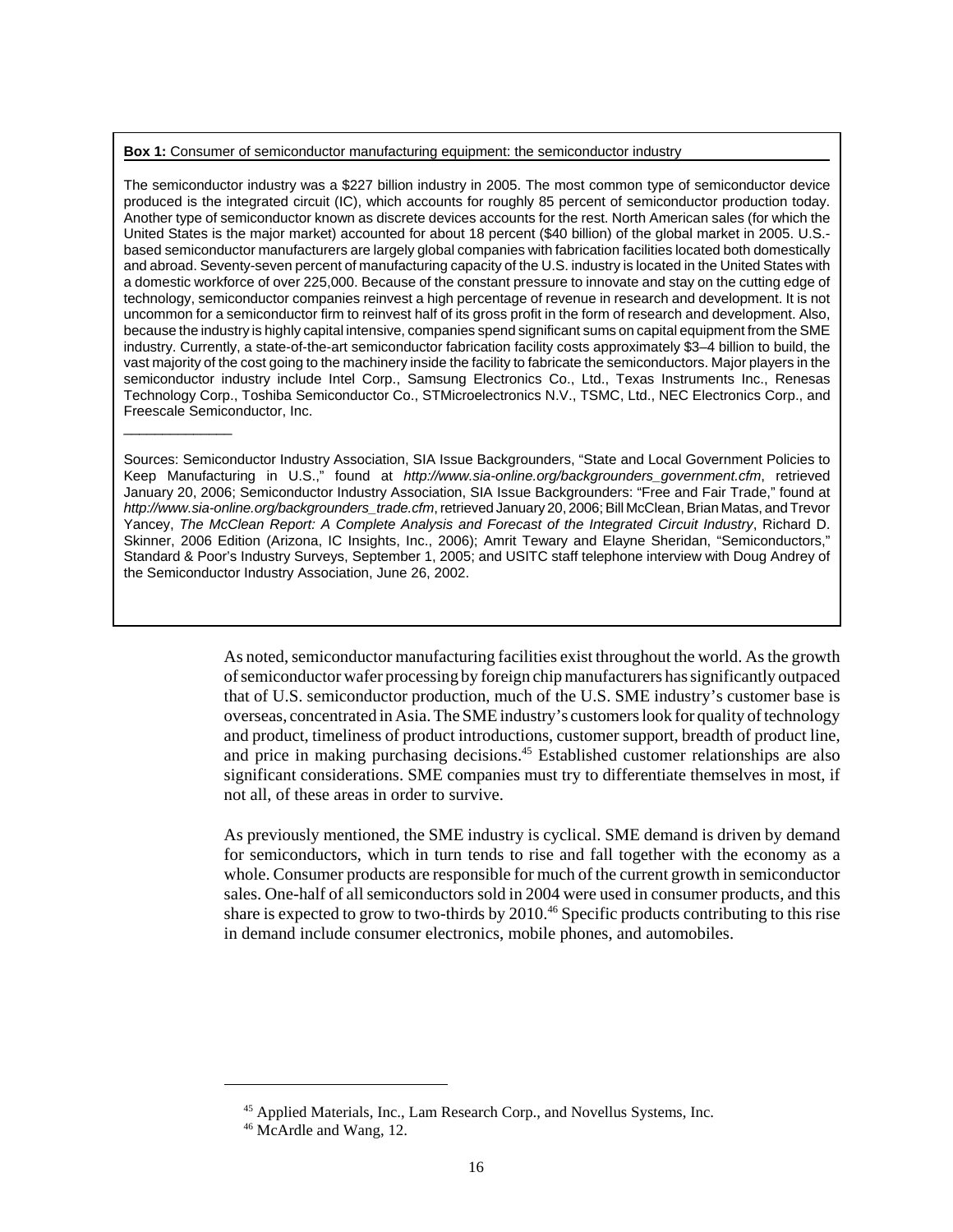**Box 1:** Consumer of semiconductor manufacturing equipment: the semiconductor industry

The semiconductor industry was a $227 billion industry in 2005. The most common type of semiconductor device produced is the integrated circuit (IC), which accounts for roughly 85 percent of semiconductor production today. Another type of semiconductor known as discrete devices accounts for the rest. North American sales (for which the United States is the major market) accounted for about 18 percent ($40 billion) of the global market in 2005. U.S.-based semiconductor manufacturers are largely global companies with fabrication facilities located both domestically and abroad. Seventy-seven percent of manufacturing capacity of the U.S. industry is located in the United States with a domestic workforce of over 225,000. Because of the constant pressure to innovate and stay on the cutting edge of technology, semiconductor companies reinvest a high percentage of revenue in research and development. It is not uncommon for a semiconductor firm to reinvest half of its gross profit in the form of research and development. Also, because the industry is highly capital intensive, companies spend significant sums on capital equipment from the SME industry. Currently, a state-of-the-art semiconductor fabrication facility costs approximately $3–4 billion to build, the vast majority of the cost going to the machinery inside the facility to fabricate the semiconductors. Major players in the semiconductor industry include Intel Corp., Samsung Electronics Co., Ltd., Texas Instruments Inc., Renesas Technology Corp., Toshiba Semiconductor Co., STMicroelectronics N.V., TSMC, Ltd., NEC Electronics Corp., and Freescale Semiconductor, Inc.

______________

Sources: Semiconductor Industry Association, SIA Issue Backgrounders, "State and Local Government Policies to Keep Manufacturing in U.S.," found at *http://www.sia-online.org/backgrounders_government.cfm*, retrieved January 20, 2006; Semiconductor Industry Association, SIA Issue Backgrounders: "Free and Fair Trade," found at *http://www.sia-online.org/backgrounders_trade.cfm*, retrieved January 20, 2006; Bill McClean, Brian Matas, and Trevor Yancey, *The McClean Report: A Complete Analysis and Forecast of the Integrated Circuit Industry*, Richard D. Skinner, 2006 Edition (Arizona, IC Insights, Inc., 2006); Amrit Tewary and Elayne Sheridan, "Semiconductors," Standard & Poor's Industry Surveys, September 1, 2005; and USITC staff telephone interview with Doug Andrey of the Semiconductor Industry Association, June 26, 2002.

As noted, semiconductor manufacturing facilities exist throughout the world. As the growth of semiconductor wafer processing by foreign chip manufacturers has significantly outpaced that of U.S. semiconductor production, much of the U.S. SME industry's customer base is overseas, concentrated in Asia. The SME industry's customers look for quality of technology and product, timeliness of product introductions, customer support, breadth of product line, and price in making purchasing decisions.[45] Established customer relationships are also significant considerations. SME companies must try to differentiate themselves in most, if not all, of these areas in order to survive.

As previously mentioned, the SME industry is cyclical. SME demand is driven by demand for semiconductors, which in turn tends to rise and fall together with the economy as a whole. Consumer products are responsible for much of the current growth in semiconductor sales. One-half of all semiconductors sold in 2004 were used in consumer products, and this share is expected to grow to two-thirds by 2010.[46] Specific products contributing to this rise in demand include consumer electronics, mobile phones, and automobiles.

[45] Applied Materials, Inc., Lam Research Corp., and Novellus Systems, Inc.

[46] McArdle and Wang, 12.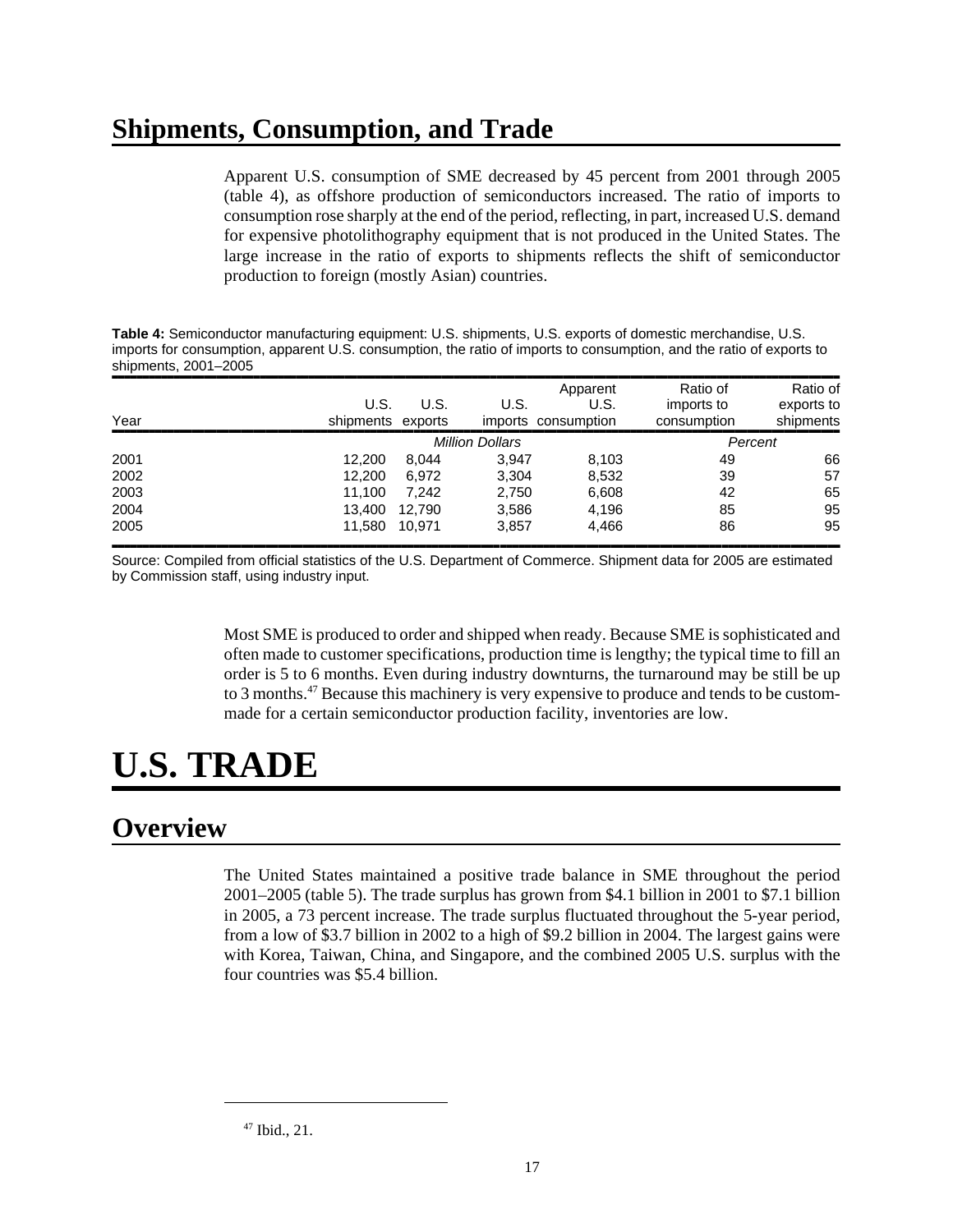## Shipments, Consumption, and Trade

Apparent U.S. consumption of SME decreased by 45 percent from 2001 through 2005 (table 4), as offshore production of semiconductors increased. The ratio of imports to consumption rose sharply at the end of the period, reflecting, in part, increased U.S. demand for expensive photolithography equipment that is not produced in the United States. The large increase in the ratio of exports to shipments reflects the shift of semiconductor production to foreign (mostly Asian) countries.

**Table 4:** Semiconductor manufacturing equipment: U.S. shipments, U.S. exports of domestic merchandise, U.S. imports for consumption, apparent U.S. consumption, the ratio of imports to consumption, and the ratio of exports to shipments, 2001–2005

| Year | U.S. shipments | U.S. exports | U.S. imports | Apparent U.S. consumption | Ratio of imports to consumption | Ratio of exports to shipments |
|---|---|---|---|---|---|---|
| | *Million Dollars* | | | | *Percent* | |
| 2001 | 12,200 | 8,044 | 3,947 | 8,103 | 49 | 66 |
| 2002 | 12,200 | 6,972 | 3,304 | 8,532 | 39 | 57 |
| 2003 | 11,100 | 7,242 | 2,750 | 6,608 | 42 | 65 |
| 2004 | 13,400 | 12,790 | 3,586 | 4,196 | 85 | 95 |
| 2005 | 11,580 | 10,971 | 3,857 | 4,466 | 86 | 95 |

Source: Compiled from official statistics of the U.S. Department of Commerce. Shipment data for 2005 are estimated by Commission staff, using industry input.

Most SME is produced to order and shipped when ready. Because SME is sophisticated and often made to customer specifications, production time is lengthy; the typical time to fill an order is 5 to 6 months. Even during industry downturns, the turnaround may be still be up to 3 months.[47] Because this machinery is very expensive to produce and tends to be custom-made for a certain semiconductor production facility, inventories are low.

# U.S. TRADE

## Overview

The United States maintained a positive trade balance in SME throughout the period 2001–2005 (table 5). The trade surplus has grown from $4.1 billion in 2001 to $7.1 billion in 2005, a 73 percent increase. The trade surplus fluctuated throughout the 5-year period, from a low of $3.7 billion in 2002 to a high of $9.2 billion in 2004. The largest gains were with Korea, Taiwan, China, and Singapore, and the combined 2005 U.S. surplus with the four countries was $5.4 billion.

[47] Ibid., 21.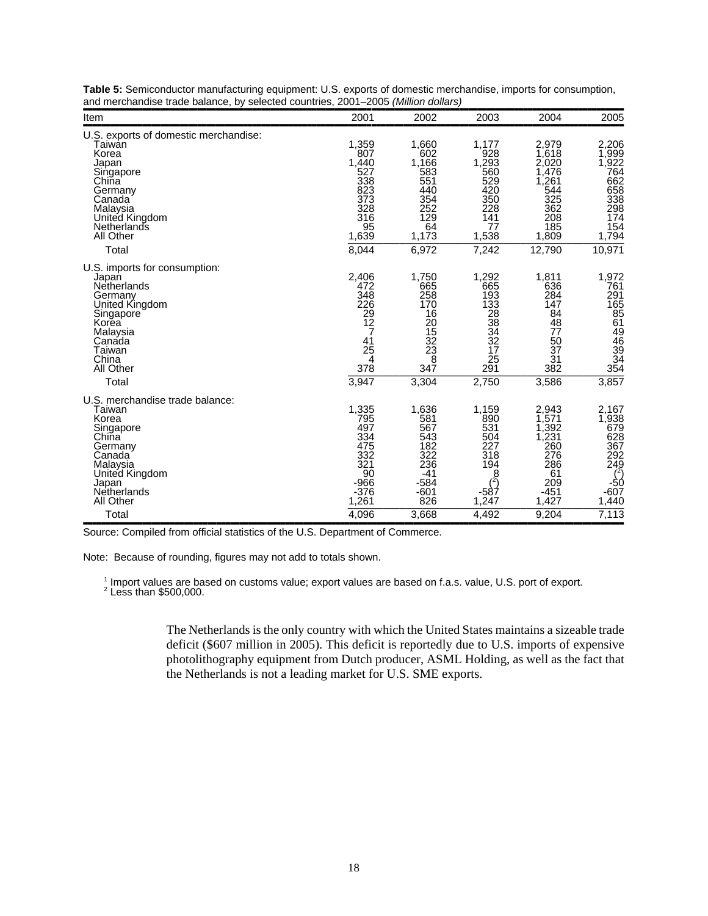**Table 5:** Semiconductor manufacturing equipment: U.S. exports of domestic merchandise, imports for consumption, and merchandise trade balance, by selected countries, 2001–2005 *(Million dollars)*

| Item | 2001 | 2002 | 2003 | 2004 | 2005 |
|---|---|---|---|---|---|
| U.S. exports of domestic merchandise: | | | | | |
| Taiwan | 1,359 | 1,660 | 1,177 | 2,979 | 2,206 |
| Korea | 807 | 602 | 928 | 1,618 | 1,999 |
| Japan | 1,440 | 1,166 | 1,293 | 2,020 | 1,922 |
| Singapore | 527 | 583 | 560 | 1,476 | 764 |
| China | 338 | 551 | 529 | 1,261 | 662 |
| Germany | 823 | 440 | 420 | 544 | 658 |
| Canada | 373 | 354 | 350 | 325 | 338 |
| Malaysia | 328 | 252 | 228 | 362 | 298 |
| United Kingdom | 316 | 129 | 141 | 208 | 174 |
| Netherlands | 95 | 64 | 77 | 185 | 154 |
| All Other | 1,639 | 1,173 | 1,538 | 1,809 | 1,794 |
| Total | 8,044 | 6,972 | 7,242 | 12,790 | 10,971 |
| U.S. imports for consumption: | | | | | |
| Japan | 2,406 | 1,750 | 1,292 | 1,811 | 1,972 |
| Netherlands | 472 | 665 | 665 | 636 | 761 |
| Germany | 348 | 258 | 193 | 284 | 291 |
| United Kingdom | 226 | 170 | 133 | 147 | 165 |
| Singapore | 29 | 16 | 28 | 84 | 85 |
| Korea | 12 | 20 | 38 | 48 | 61 |
| Malaysia | 7 | 15 | 34 | 77 | 49 |
| Canada | 41 | 32 | 32 | 50 | 46 |
| Taiwan | 25 | 23 | 17 | 37 | 39 |
| China | 4 | 8 | 25 | 31 | 34 |
| All Other | 378 | 347 | 291 | 382 | 354 |
| Total | 3,947 | 3,304 | 2,750 | 3,586 | 3,857 |
| U.S. merchandise trade balance: | | | | | |
| Taiwan | 1,335 | 1,636 | 1,159 | 2,943 | 2,167 |
| Korea | 795 | 581 | 890 | 1,571 | 1,938 |
| Singapore | 497 | 567 | 531 | 1,392 | 679 |
| China | 334 | 543 | 504 | 1,231 | 628 |
| Germany | 475 | 182 | 227 | 260 | 367 |
| Canada | 332 | 322 | 318 | 276 | 292 |
| Malaysia | 321 | 236 | 194 | 286 | 249 |
| United Kingdom | 90 | -41 | 8 | 61 | ([2]) |
| Japan | -966 | -584 | ([2]) | 209 | -50 |
| Netherlands | -376 | -601 | -587 | -451 | -607 |
| All Other | 1,261 | 826 | 1,247 | 1,427 | 1,440 |
| Total | 4,096 | 3,668 | 4,492 | 9,204 | 7,113 |

Source: Compiled from official statistics of the U.S. Department of Commerce.

Note: Because of rounding, figures may not add to totals shown.

[1] Import values are based on customs value; export values are based on f.a.s. value, U.S. port of export.
[2] Less than $500,000.

The Netherlands is the only country with which the United States maintains a sizeable trade deficit ($607 million in 2005). This deficit is reportedly due to U.S. imports of expensive photolithography equipment from Dutch producer, ASML Holding, as well as the fact that the Netherlands is not a leading market for U.S. SME exports.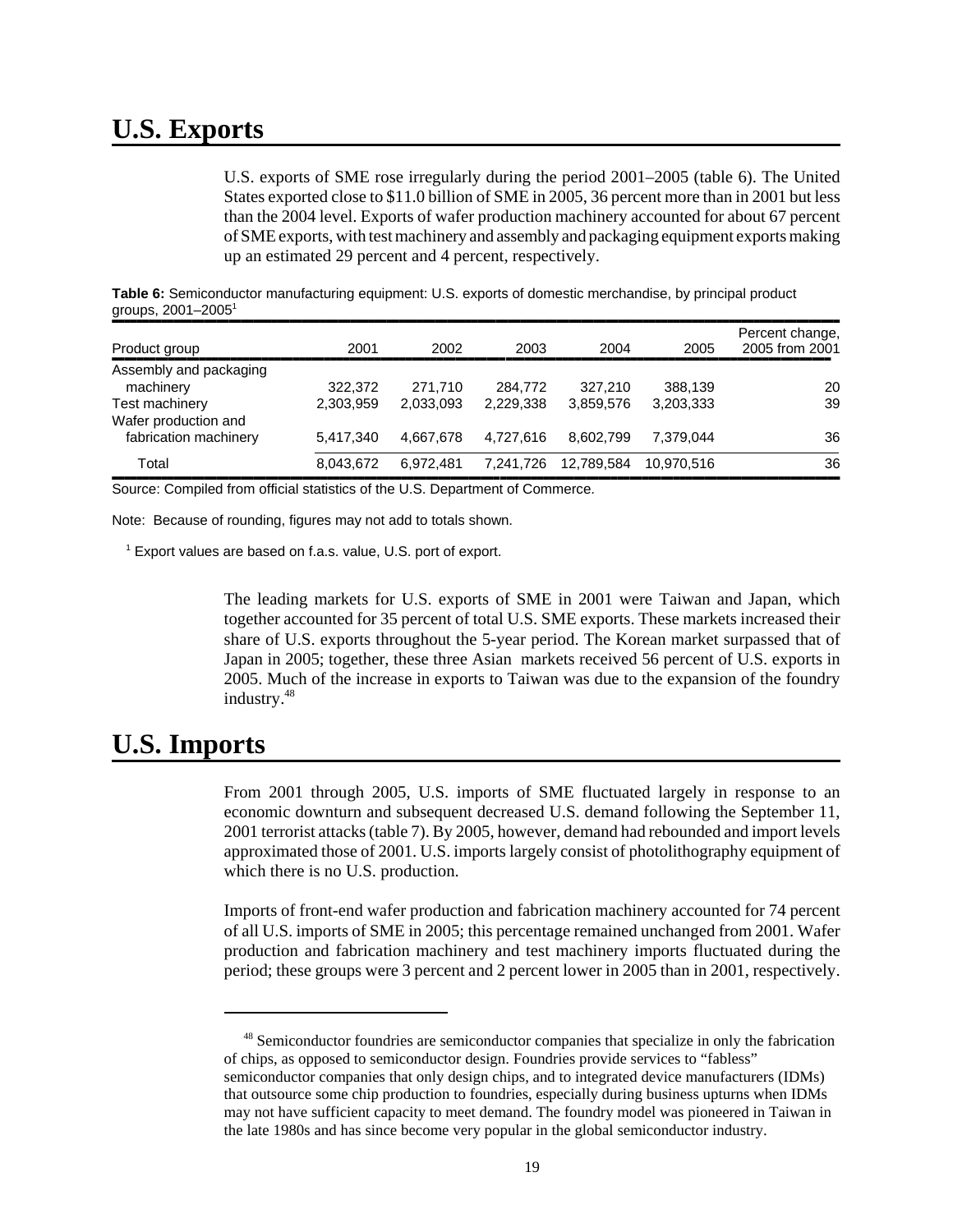## U.S. Exports

U.S. exports of SME rose irregularly during the period 2001–2005 (table 6). The United States exported close to $11.0 billion of SME in 2005, 36 percent more than in 2001 but less than the 2004 level. Exports of wafer production machinery accounted for about 67 percent of SME exports, with test machinery and assembly and packaging equipment exports making up an estimated 29 percent and 4 percent, respectively.

**Table 6:** Semiconductor manufacturing equipment: U.S. exports of domestic merchandise, by principal product groups, 2001–2005[1]

| Product group | 2001 | 2002 | 2003 | 2004 | 2005 | Percent change, 2005 from 2001 |
|---|---|---|---|---|---|---|
| Assembly and packaging machinery | 322,372 | 271,710 | 284,772 | 327,210 | 388,139 | 20 |
| Test machinery | 2,303,959 | 2,033,093 | 2,229,338 | 3,859,576 | 3,203,333 | 39 |
| Wafer production and fabrication machinery | 5,417,340 | 4,667,678 | 4,727,616 | 8,602,799 | 7,379,044 | 36 |
| Total | 8,043,672 | 6,972,481 | 7,241,726 | 12,789,584 | 10,970,516 | 36 |

Source: Compiled from official statistics of the U.S. Department of Commerce.

Note: Because of rounding, figures may not add to totals shown.

[1] Export values are based on f.a.s. value, U.S. port of export.

The leading markets for U.S. exports of SME in 2001 were Taiwan and Japan, which together accounted for 35 percent of total U.S. SME exports. These markets increased their share of U.S. exports throughout the 5-year period. The Korean market surpassed that of Japan in 2005; together, these three Asian markets received 56 percent of U.S. exports in 2005. Much of the increase in exports to Taiwan was due to the expansion of the foundry industry.[48]

## U.S. Imports

From 2001 through 2005, U.S. imports of SME fluctuated largely in response to an economic downturn and subsequent decreased U.S. demand following the September 11, 2001 terrorist attacks (table 7). By 2005, however, demand had rebounded and import levels approximated those of 2001. U.S. imports largely consist of photolithography equipment of which there is no U.S. production.

Imports of front-end wafer production and fabrication machinery accounted for 74 percent of all U.S. imports of SME in 2005; this percentage remained unchanged from 2001. Wafer production and fabrication machinery and test machinery imports fluctuated during the period; these groups were 3 percent and 2 percent lower in 2005 than in 2001, respectively.

[48] Semiconductor foundries are semiconductor companies that specialize in only the fabrication of chips, as opposed to semiconductor design. Foundries provide services to "fabless" semiconductor companies that only design chips, and to integrated device manufacturers (IDMs) that outsource some chip production to foundries, especially during business upturns when IDMs may not have sufficient capacity to meet demand. The foundry model was pioneered in Taiwan in the late 1980s and has since become very popular in the global semiconductor industry.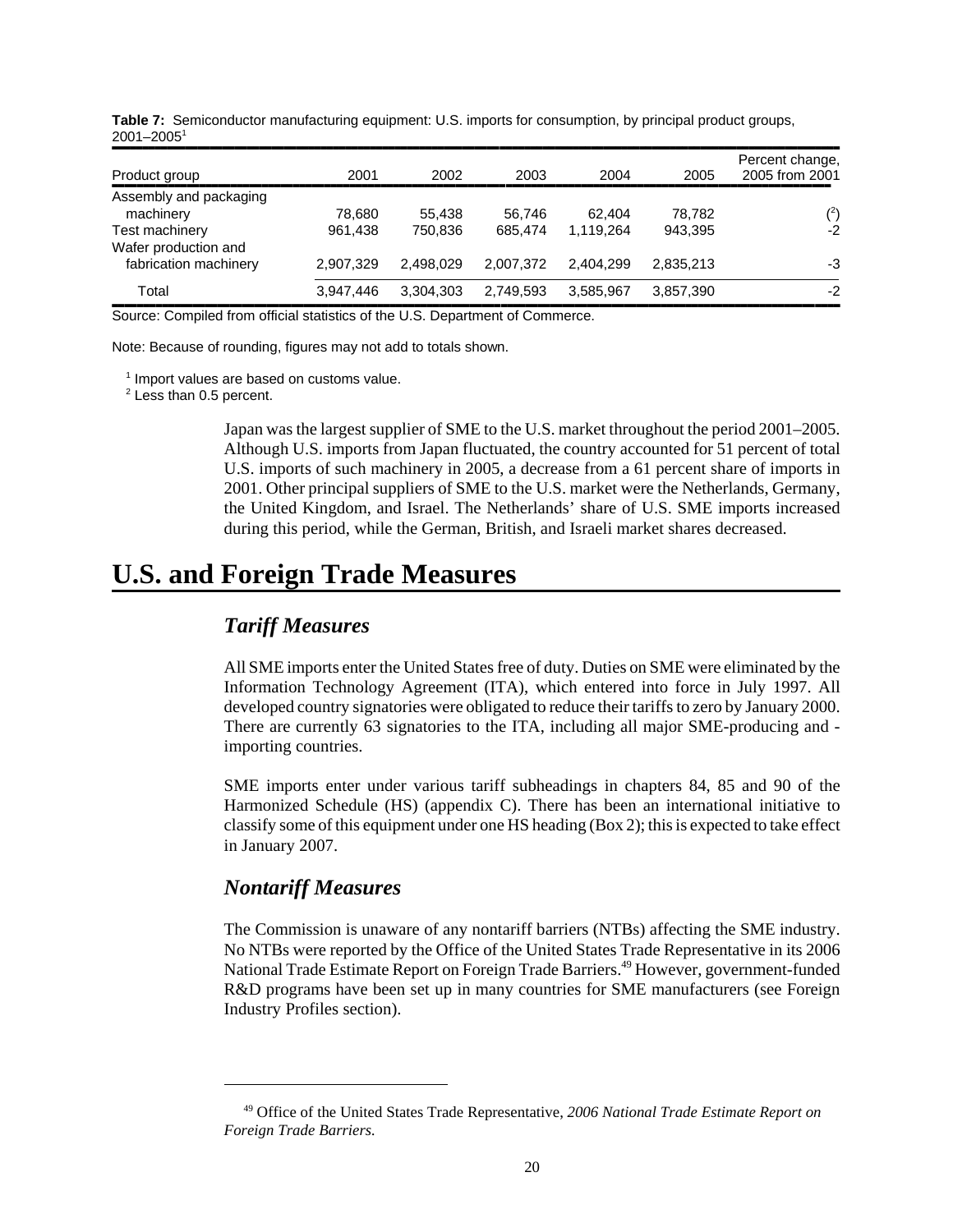**Table 7:** Semiconductor manufacturing equipment: U.S. imports for consumption, by principal product groups, 2001–2005[1]

| Product group | 2001 | 2002 | 2003 | 2004 | 2005 | Percent change, 2005 from 2001 |
|---|---|---|---|---|---|---|
| Assembly and packaging machinery | 78,680 | 55,438 | 56,746 | 62,404 | 78,782 | ([2]) |
| Test machinery | 961,438 | 750,836 | 685,474 | 1,119,264 | 943,395 | -2 |
| Wafer production and fabrication machinery | 2,907,329 | 2,498,029 | 2,007,372 | 2,404,299 | 2,835,213 | -3 |
| Total | 3,947,446 | 3,304,303 | 2,749,593 | 3,585,967 | 3,857,390 | -2 |

Source: Compiled from official statistics of the U.S. Department of Commerce.

Note: Because of rounding, figures may not add to totals shown.

[1] Import values are based on customs value.
[2] Less than 0.5 percent.

Japan was the largest supplier of SME to the U.S. market throughout the period 2001–2005. Although U.S. imports from Japan fluctuated, the country accounted for 51 percent of total U.S. imports of such machinery in 2005, a decrease from a 61 percent share of imports in 2001. Other principal suppliers of SME to the U.S. market were the Netherlands, Germany, the United Kingdom, and Israel. The Netherlands' share of U.S. SME imports increased during this period, while the German, British, and Israeli market shares decreased.

# U.S. and Foreign Trade Measures

## *Tariff Measures*

All SME imports enter the United States free of duty. Duties on SME were eliminated by the Information Technology Agreement (ITA), which entered into force in July 1997. All developed country signatories were obligated to reduce their tariffs to zero by January 2000. There are currently 63 signatories to the ITA, including all major SME-producing and -importing countries.

SME imports enter under various tariff subheadings in chapters 84, 85 and 90 of the Harmonized Schedule (HS) (appendix C). There has been an international initiative to classify some of this equipment under one HS heading (Box 2); this is expected to take effect in January 2007.

## *Nontariff Measures*

The Commission is unaware of any nontariff barriers (NTBs) affecting the SME industry. No NTBs were reported by the Office of the United States Trade Representative in its 2006 National Trade Estimate Report on Foreign Trade Barriers.[49] However, government-funded R&D programs have been set up in many countries for SME manufacturers (see Foreign Industry Profiles section).

[49] Office of the United States Trade Representative, *2006 National Trade Estimate Report on Foreign Trade Barriers.*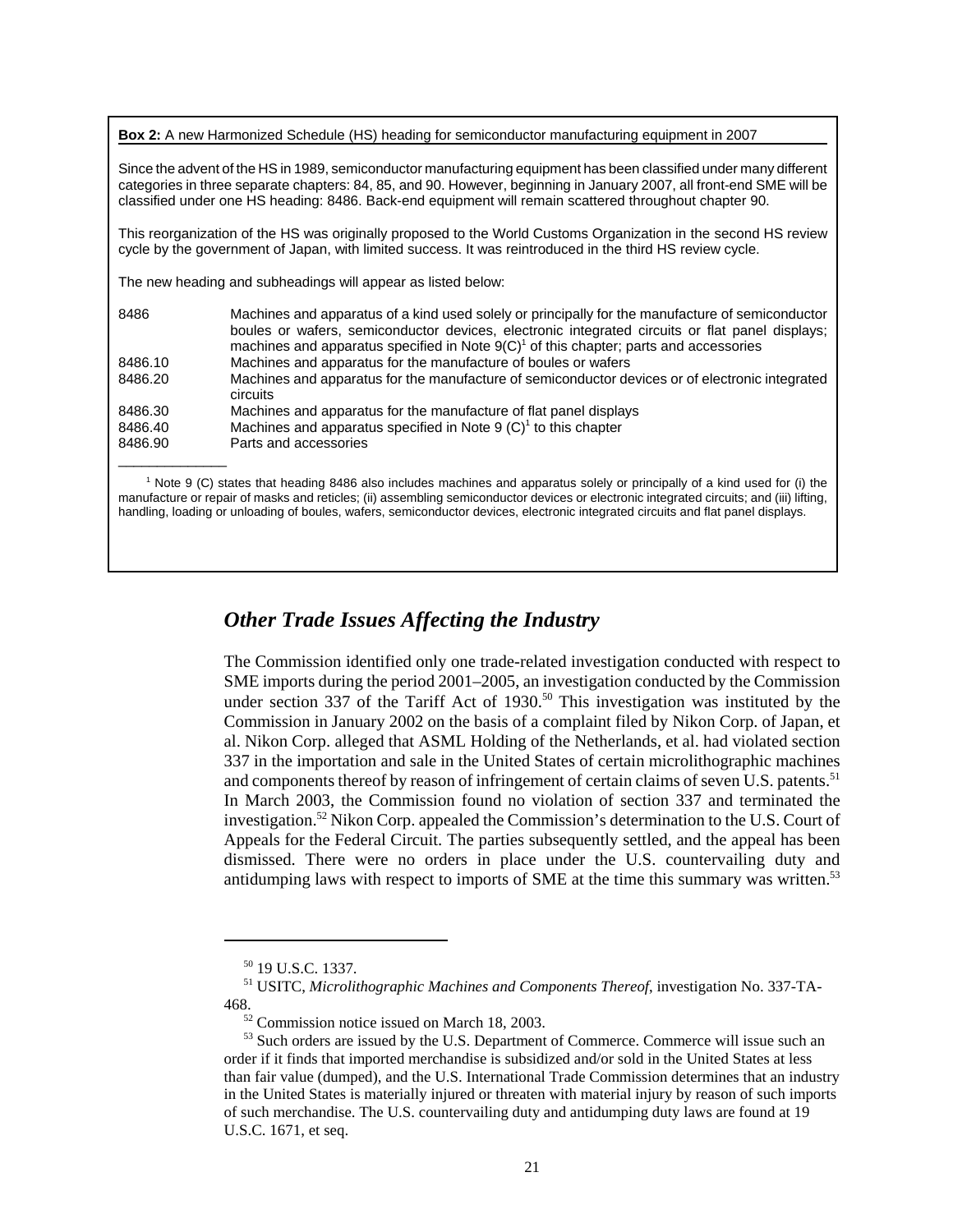**Box 2:** A new Harmonized Schedule (HS) heading for semiconductor manufacturing equipment in 2007

Since the advent of the HS in 1989, semiconductor manufacturing equipment has been classified under many different categories in three separate chapters: 84, 85, and 90. However, beginning in January 2007, all front-end SME will be classified under one HS heading: 8486. Back-end equipment will remain scattered throughout chapter 90.

This reorganization of the HS was originally proposed to the World Customs Organization in the second HS review cycle by the government of Japan, with limited success. It was reintroduced in the third HS review cycle.

The new heading and subheadings will appear as listed below:

| | |
|---|---|
| 8486 | Machines and apparatus of a kind used solely or principally for the manufacture of semiconductor boules or wafers, semiconductor devices, electronic integrated circuits or flat panel displays; machines and apparatus specified in Note 9(C)[1] of this chapter; parts and accessories |
| 8486.10 | Machines and apparatus for the manufacture of boules or wafers |
| 8486.20 | Machines and apparatus for the manufacture of semiconductor devices or of electronic integrated circuits |
| 8486.30 | Machines and apparatus for the manufacture of flat panel displays |
| 8486.40 | Machines and apparatus specified in Note 9 (C)[1] to this chapter |
| 8486.90 | Parts and accessories |

[1] Note 9 (C) states that heading 8486 also includes machines and apparatus solely or principally of a kind used for (i) the manufacture or repair of masks and reticles; (ii) assembling semiconductor devices or electronic integrated circuits; and (iii) lifting, handling, loading or unloading of boules, wafers, semiconductor devices, electronic integrated circuits and flat panel displays.

## *Other Trade Issues Affecting the Industry*

The Commission identified only one trade-related investigation conducted with respect to SME imports during the period 2001–2005, an investigation conducted by the Commission under section 337 of the Tariff Act of 1930.[50] This investigation was instituted by the Commission in January 2002 on the basis of a complaint filed by Nikon Corp. of Japan, et al. Nikon Corp. alleged that ASML Holding of the Netherlands, et al. had violated section 337 in the importation and sale in the United States of certain microlithographic machines and components thereof by reason of infringement of certain claims of seven U.S. patents.[51] In March 2003, the Commission found no violation of section 337 and terminated the investigation.[52] Nikon Corp. appealed the Commission's determination to the U.S. Court of Appeals for the Federal Circuit. The parties subsequently settled, and the appeal has been dismissed. There were no orders in place under the U.S. countervailing duty and antidumping laws with respect to imports of SME at the time this summary was written.[53]

[50] 19 U.S.C. 1337.

[51] USITC, *Microlithographic Machines and Components Thereof*, investigation No. 337-TA-468.

[52] Commission notice issued on March 18, 2003.

[53] Such orders are issued by the U.S. Department of Commerce. Commerce will issue such an order if it finds that imported merchandise is subsidized and/or sold in the United States at less than fair value (dumped), and the U.S. International Trade Commission determines that an industry in the United States is materially injured or threaten with material injury by reason of such imports of such merchandise. The U.S. countervailing duty and antidumping duty laws are found at 19 U.S.C. 1671, et seq.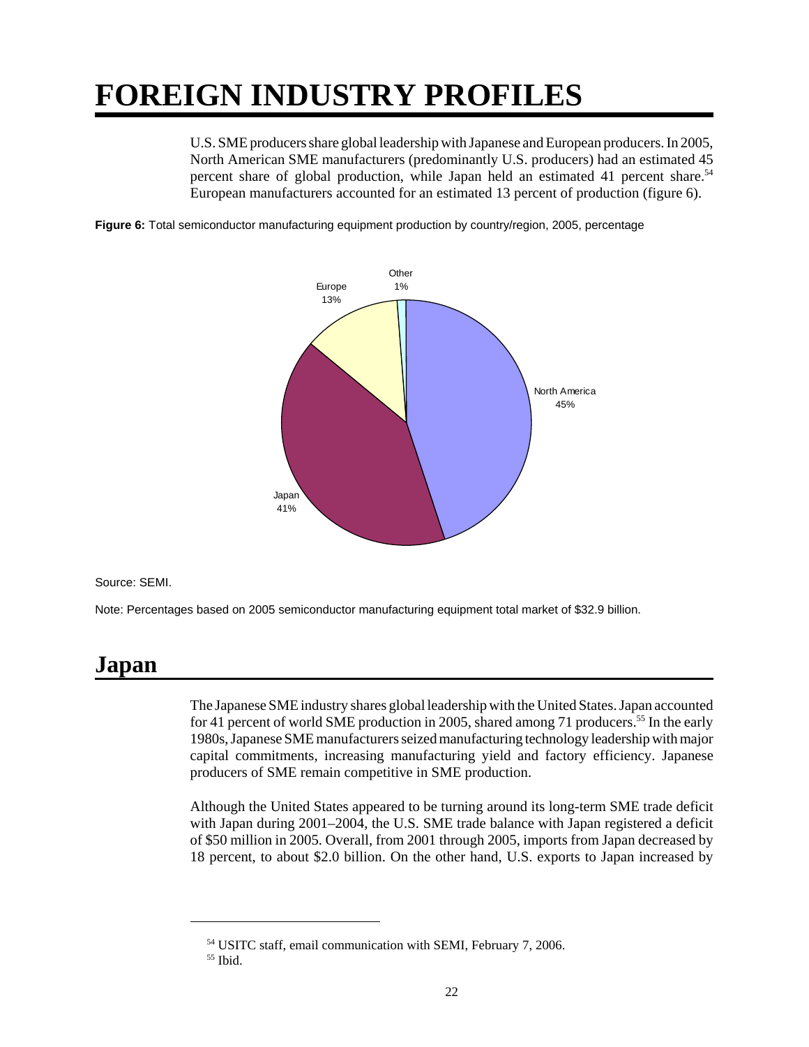# FOREIGN INDUSTRY PROFILES

U.S. SME producers share global leadership with Japanese and European producers. In 2005, North American SME manufacturers (predominantly U.S. producers) had an estimated 45 percent share of global production, while Japan held an estimated 41 percent share.[54] European manufacturers accounted for an estimated 13 percent of production (figure 6).

**Figure 6:** Total semiconductor manufacturing equipment production by country/region, 2005, percentage

Source: SEMI.

Note: Percentages based on 2005 semiconductor manufacturing equipment total market of $32.9 billion.

## Japan

The Japanese SME industry shares global leadership with the United States. Japan accounted for 41 percent of world SME production in 2005, shared among 71 producers.[55] In the early 1980s, Japanese SME manufacturers seized manufacturing technology leadership with major capital commitments, increasing manufacturing yield and factory efficiency. Japanese producers of SME remain competitive in SME production.

Although the United States appeared to be turning around its long-term SME trade deficit with Japan during 2001–2004, the U.S. SME trade balance with Japan registered a deficit of $50 million in 2005. Overall, from 2001 through 2005, imports from Japan decreased by 18 percent, to about $2.0 billion. On the other hand, U.S. exports to Japan increased by

[54] USITC staff, email communication with SEMI, February 7, 2006.

[55] Ibid.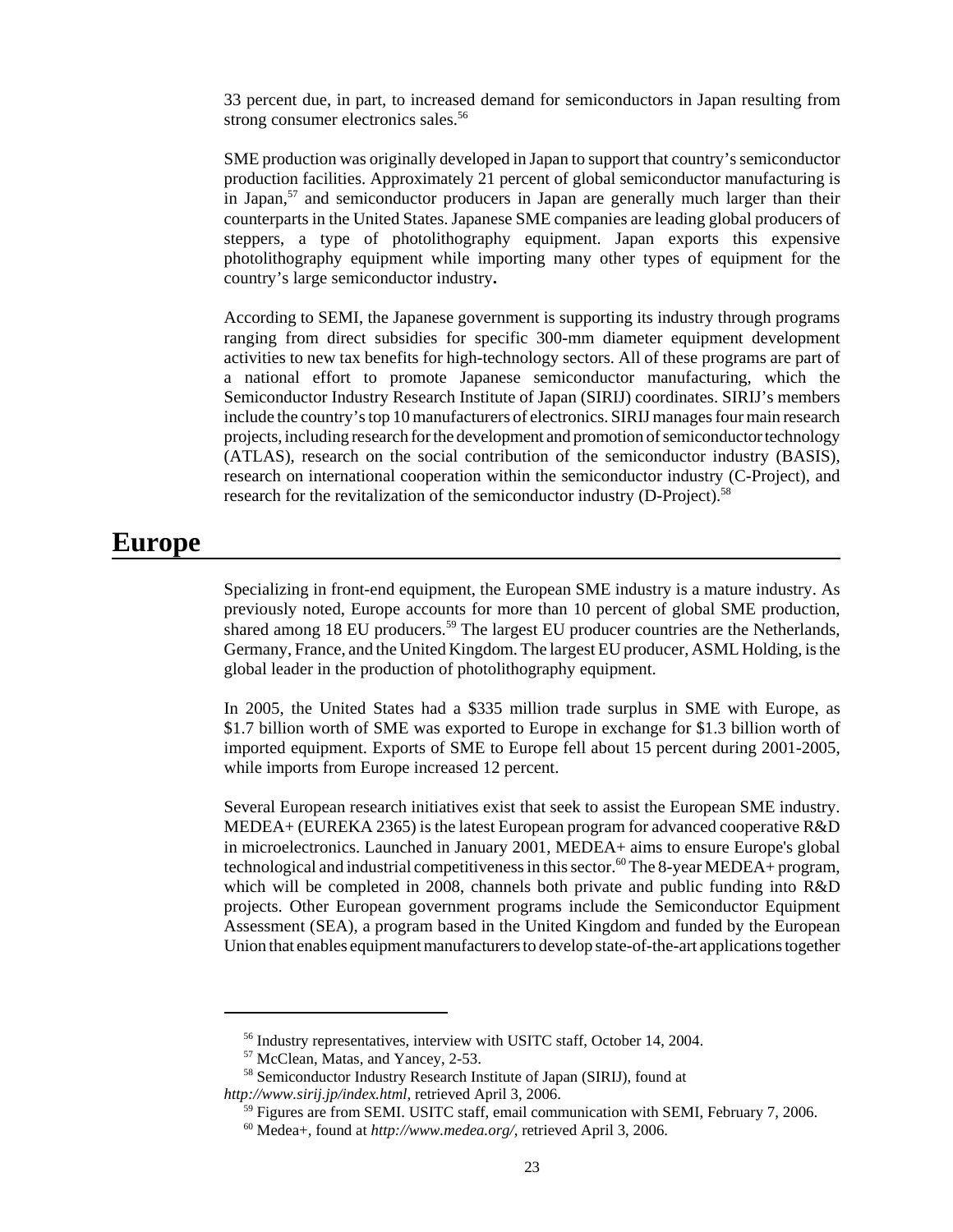33 percent due, in part, to increased demand for semiconductors in Japan resulting from strong consumer electronics sales.[56]

SME production was originally developed in Japan to support that country's semiconductor production facilities. Approximately 21 percent of global semiconductor manufacturing is in Japan,[57] and semiconductor producers in Japan are generally much larger than their counterparts in the United States. Japanese SME companies are leading global producers of steppers, a type of photolithography equipment. Japan exports this expensive photolithography equipment while importing many other types of equipment for the country's large semiconductor industry**.**

According to SEMI, the Japanese government is supporting its industry through programs ranging from direct subsidies for specific 300-mm diameter equipment development activities to new tax benefits for high-technology sectors. All of these programs are part of a national effort to promote Japanese semiconductor manufacturing, which the Semiconductor Industry Research Institute of Japan (SIRIJ) coordinates. SIRIJ's members include the country's top 10 manufacturers of electronics. SIRIJ manages four main research projects, including research for the development and promotion of semiconductor technology (ATLAS), research on the social contribution of the semiconductor industry (BASIS), research on international cooperation within the semiconductor industry (C-Project), and research for the revitalization of the semiconductor industry (D-Project).[58]

# Europe

Specializing in front-end equipment, the European SME industry is a mature industry. As previously noted, Europe accounts for more than 10 percent of global SME production, shared among 18 EU producers.[59] The largest EU producer countries are the Netherlands, Germany, France, and the United Kingdom. The largest EU producer, ASML Holding, is the global leader in the production of photolithography equipment.

In 2005, the United States had a $335 million trade surplus in SME with Europe, as $1.7 billion worth of SME was exported to Europe in exchange for $1.3 billion worth of imported equipment. Exports of SME to Europe fell about 15 percent during 2001-2005, while imports from Europe increased 12 percent.

Several European research initiatives exist that seek to assist the European SME industry. MEDEA+ (EUREKA 2365) is the latest European program for advanced cooperative R&D in microelectronics. Launched in January 2001, MEDEA+ aims to ensure Europe's global technological and industrial competitiveness in this sector.[60] The 8-year MEDEA+ program, which will be completed in 2008, channels both private and public funding into R&D projects. Other European government programs include the Semiconductor Equipment Assessment (SEA), a program based in the United Kingdom and funded by the European Union that enables equipment manufacturers to develop state-of-the-art applications together

---

[56] Industry representatives, interview with USITC staff, October 14, 2004.

[57] McClean, Matas, and Yancey, 2-53.

[58] Semiconductor Industry Research Institute of Japan (SIRIJ), found at *http://www.sirij.jp/index.html*, retrieved April 3, 2006.

[59] Figures are from SEMI. USITC staff, email communication with SEMI, February 7, 2006.

[60] Medea+, found at *http://www.medea.org/*, retrieved April 3, 2006.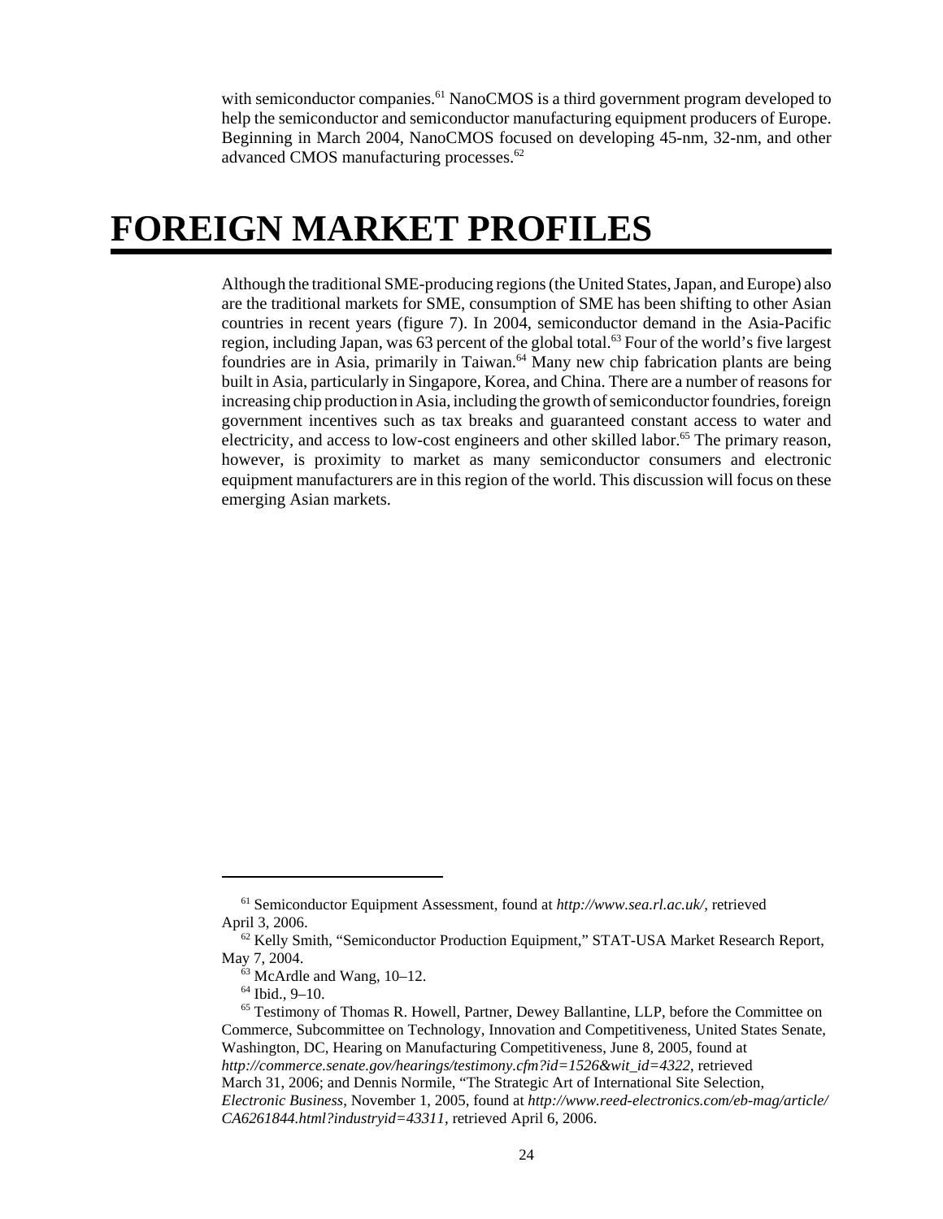with semiconductor companies.[61] NanoCMOS is a third government program developed to help the semiconductor and semiconductor manufacturing equipment producers of Europe. Beginning in March 2004, NanoCMOS focused on developing 45-nm, 32-nm, and other advanced CMOS manufacturing processes.[62]

# FOREIGN MARKET PROFILES

Although the traditional SME-producing regions (the United States, Japan, and Europe) also are the traditional markets for SME, consumption of SME has been shifting to other Asian countries in recent years (figure 7). In 2004, semiconductor demand in the Asia-Pacific region, including Japan, was 63 percent of the global total.[63] Four of the world's five largest foundries are in Asia, primarily in Taiwan.[64] Many new chip fabrication plants are being built in Asia, particularly in Singapore, Korea, and China. There are a number of reasons for increasing chip production in Asia, including the growth of semiconductor foundries, foreign government incentives such as tax breaks and guaranteed constant access to water and electricity, and access to low-cost engineers and other skilled labor.[65] The primary reason, however, is proximity to market as many semiconductor consumers and electronic equipment manufacturers are in this region of the world. This discussion will focus on these emerging Asian markets.

---

[61] Semiconductor Equipment Assessment, found at *http://www.sea.rl.ac.uk/*, retrieved April 3, 2006.

[62] Kelly Smith, "Semiconductor Production Equipment," STAT-USA Market Research Report, May 7, 2004.

[63] McArdle and Wang, 10–12.

[64] Ibid., 9–10.

[65] Testimony of Thomas R. Howell, Partner, Dewey Ballantine, LLP, before the Committee on Commerce, Subcommittee on Technology, Innovation and Competitiveness, United States Senate, Washington, DC, Hearing on Manufacturing Competitiveness, June 8, 2005, found at *http://commerce.senate.gov/hearings/testimony.cfm?id=1526&wit_id=4322*, retrieved March 31, 2006; and Dennis Normile, "The Strategic Art of International Site Selection, *Electronic Business*, November 1, 2005, found at *http://www.reed-electronics.com/eb-mag/article/CA6261844.html?industryid=43311*, retrieved April 6, 2006.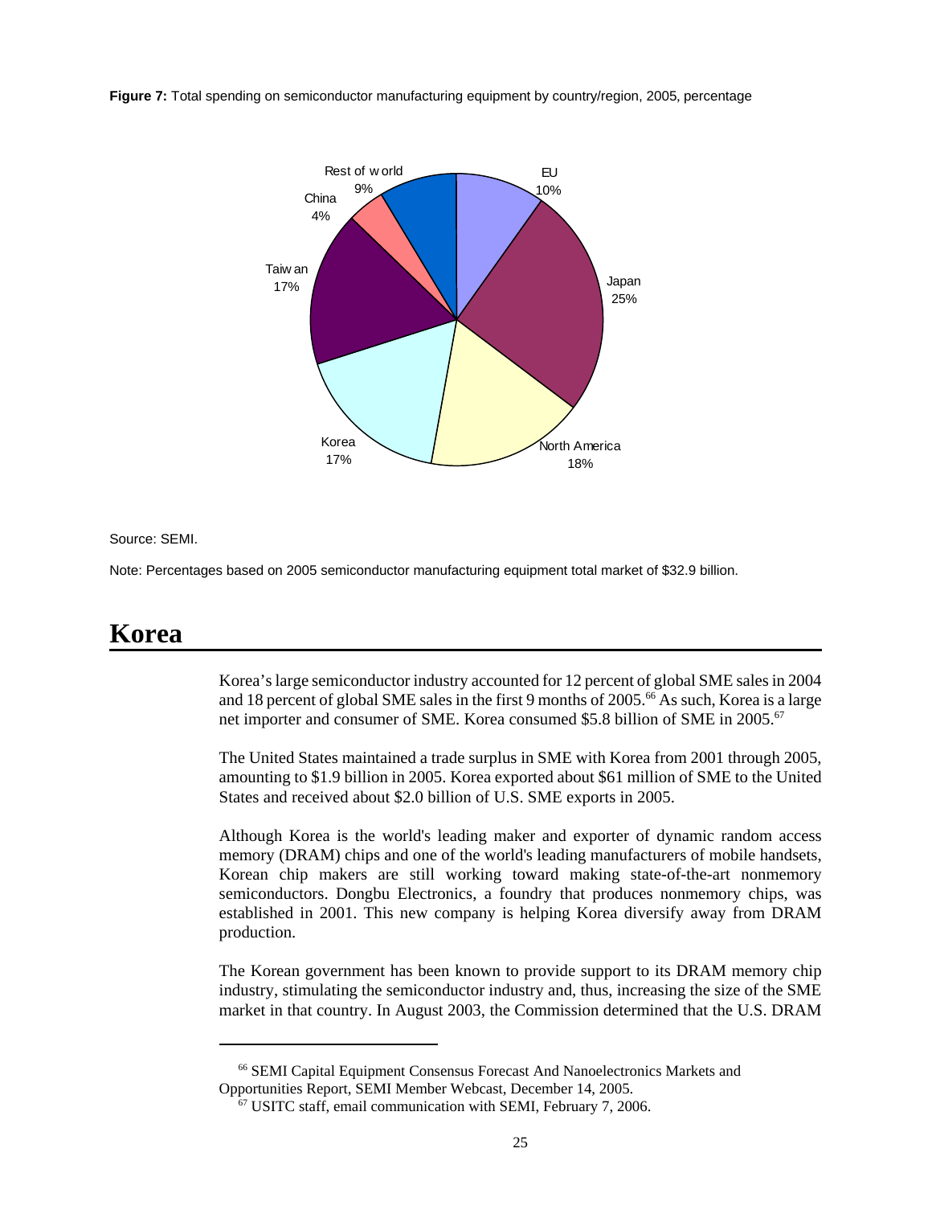**Figure 7:** Total spending on semiconductor manufacturing equipment by country/region, 2005, percentage

Source: SEMI.

Note: Percentages based on 2005 semiconductor manufacturing equipment total market of $32.9 billion.

# Korea

Korea's large semiconductor industry accounted for 12 percent of global SME sales in 2004 and 18 percent of global SME sales in the first 9 months of 2005.[66] As such, Korea is a large net importer and consumer of SME. Korea consumed $5.8 billion of SME in 2005.[67]

The United States maintained a trade surplus in SME with Korea from 2001 through 2005, amounting to $1.9 billion in 2005. Korea exported about $61 million of SME to the United States and received about $2.0 billion of U.S. SME exports in 2005.

Although Korea is the world's leading maker and exporter of dynamic random access memory (DRAM) chips and one of the world's leading manufacturers of mobile handsets, Korean chip makers are still working toward making state-of-the-art nonmemory semiconductors. Dongbu Electronics, a foundry that produces nonmemory chips, was established in 2001. This new company is helping Korea diversify away from DRAM production.

The Korean government has been known to provide support to its DRAM memory chip industry, stimulating the semiconductor industry and, thus, increasing the size of the SME market in that country. In August 2003, the Commission determined that the U.S. DRAM

[66] SEMI Capital Equipment Consensus Forecast And Nanoelectronics Markets and Opportunities Report, SEMI Member Webcast, December 14, 2005.

[67] USITC staff, email communication with SEMI, February 7, 2006.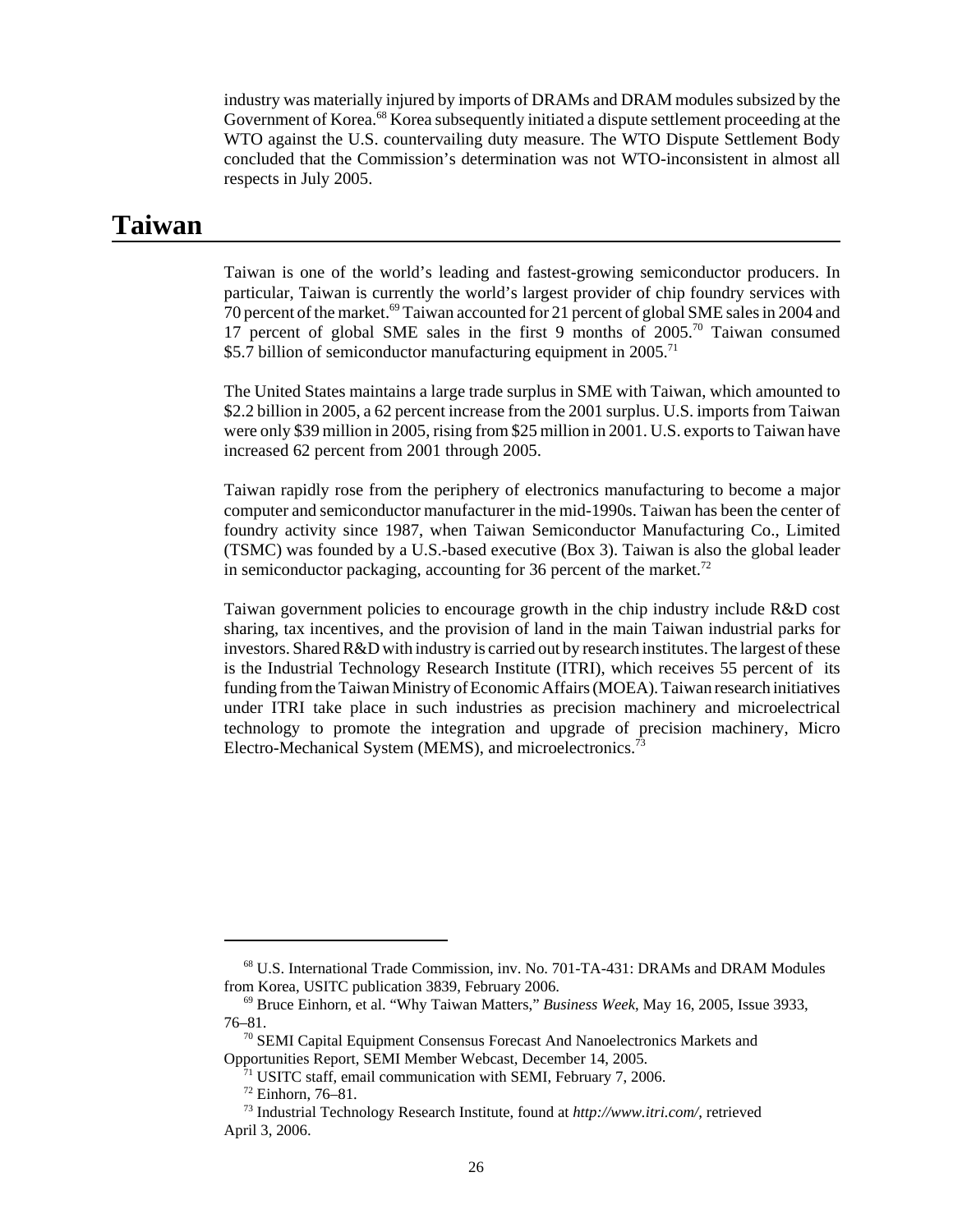industry was materially injured by imports of DRAMs and DRAM modules subsized by the Government of Korea.[68] Korea subsequently initiated a dispute settlement proceeding at the WTO against the U.S. countervailing duty measure. The WTO Dispute Settlement Body concluded that the Commission's determination was not WTO-inconsistent in almost all respects in July 2005.

## Taiwan

Taiwan is one of the world's leading and fastest-growing semiconductor producers. In particular, Taiwan is currently the world's largest provider of chip foundry services with 70 percent of the market.[69] Taiwan accounted for 21 percent of global SME sales in 2004 and 17 percent of global SME sales in the first 9 months of 2005.[70] Taiwan consumed $5.7 billion of semiconductor manufacturing equipment in 2005.[71]

The United States maintains a large trade surplus in SME with Taiwan, which amounted to $2.2 billion in 2005, a 62 percent increase from the 2001 surplus. U.S. imports from Taiwan were only $39 million in 2005, rising from $25 million in 2001. U.S. exports to Taiwan have increased 62 percent from 2001 through 2005.

Taiwan rapidly rose from the periphery of electronics manufacturing to become a major computer and semiconductor manufacturer in the mid-1990s. Taiwan has been the center of foundry activity since 1987, when Taiwan Semiconductor Manufacturing Co., Limited (TSMC) was founded by a U.S.-based executive (Box 3). Taiwan is also the global leader in semiconductor packaging, accounting for 36 percent of the market.[72]

Taiwan government policies to encourage growth in the chip industry include R&D cost sharing, tax incentives, and the provision of land in the main Taiwan industrial parks for investors. Shared R&D with industry is carried out by research institutes. The largest of these is the Industrial Technology Research Institute (ITRI), which receives 55 percent of its funding from the Taiwan Ministry of Economic Affairs (MOEA). Taiwan research initiatives under ITRI take place in such industries as precision machinery and microelectrical technology to promote the integration and upgrade of precision machinery, Micro Electro-Mechanical System (MEMS), and microelectronics.[73]

---

[68] U.S. International Trade Commission, inv. No. 701-TA-431: DRAMs and DRAM Modules from Korea, USITC publication 3839, February 2006.

[69] Bruce Einhorn, et al. "Why Taiwan Matters," *Business Week*, May 16, 2005, Issue 3933, 76–81.

[70] SEMI Capital Equipment Consensus Forecast And Nanoelectronics Markets and Opportunities Report, SEMI Member Webcast, December 14, 2005.

[71] USITC staff, email communication with SEMI, February 7, 2006.

[72] Einhorn, 76–81.

[73] Industrial Technology Research Institute, found at *http://www.itri.com/*, retrieved April 3, 2006.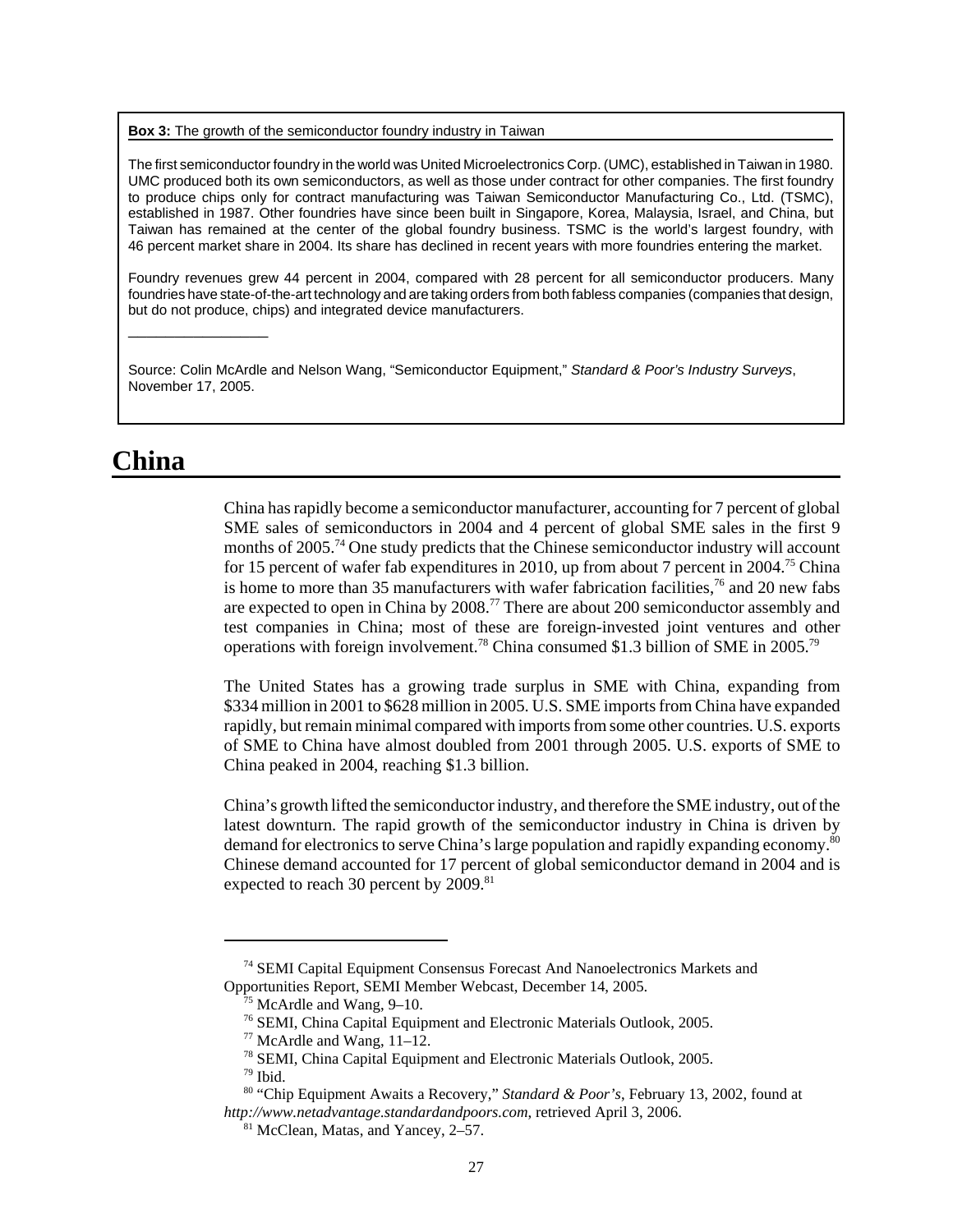**Box 3:** The growth of the semiconductor foundry industry in Taiwan

The first semiconductor foundry in the world was United Microelectronics Corp. (UMC), established in Taiwan in 1980. UMC produced both its own semiconductors, as well as those under contract for other companies. The first foundry to produce chips only for contract manufacturing was Taiwan Semiconductor Manufacturing Co., Ltd. (TSMC), established in 1987. Other foundries have since been built in Singapore, Korea, Malaysia, Israel, and China, but Taiwan has remained at the center of the global foundry business. TSMC is the world's largest foundry, with 46 percent market share in 2004. Its share has declined in recent years with more foundries entering the market.

Foundry revenues grew 44 percent in 2004, compared with 28 percent for all semiconductor producers. Many foundries have state-of-the-art technology and are taking orders from both fabless companies (companies that design, but do not produce, chips) and integrated device manufacturers.

Source: Colin McArdle and Nelson Wang, "Semiconductor Equipment," *Standard & Poor's Industry Surveys*, November 17, 2005.

# China

China has rapidly become a semiconductor manufacturer, accounting for 7 percent of global SME sales of semiconductors in 2004 and 4 percent of global SME sales in the first 9 months of 2005.[74] One study predicts that the Chinese semiconductor industry will account for 15 percent of wafer fab expenditures in 2010, up from about 7 percent in 2004.[75] China is home to more than 35 manufacturers with wafer fabrication facilities,[76] and 20 new fabs are expected to open in China by 2008.[77] There are about 200 semiconductor assembly and test companies in China; most of these are foreign-invested joint ventures and other operations with foreign involvement.[78] China consumed $1.3 billion of SME in 2005.[79]

The United States has a growing trade surplus in SME with China, expanding from $334 million in 2001 to $628 million in 2005. U.S. SME imports from China have expanded rapidly, but remain minimal compared with imports from some other countries. U.S. exports of SME to China have almost doubled from 2001 through 2005. U.S. exports of SME to China peaked in 2004, reaching $1.3 billion.

China's growth lifted the semiconductor industry, and therefore the SME industry, out of the latest downturn. The rapid growth of the semiconductor industry in China is driven by demand for electronics to serve China's large population and rapidly expanding economy.[80] Chinese demand accounted for 17 percent of global semiconductor demand in 2004 and is expected to reach 30 percent by 2009.[81]

---

[74] SEMI Capital Equipment Consensus Forecast And Nanoelectronics Markets and Opportunities Report, SEMI Member Webcast, December 14, 2005.

[75] McArdle and Wang, 9–10.

[76] SEMI, China Capital Equipment and Electronic Materials Outlook, 2005.

[77] McArdle and Wang, 11–12.

[78] SEMI, China Capital Equipment and Electronic Materials Outlook, 2005.

[79] Ibid.

[80] "Chip Equipment Awaits a Recovery," *Standard & Poor's*, February 13, 2002, found at *http://www.netadvantage.standardandpoors.com*, retrieved April 3, 2006.

[81] McClean, Matas, and Yancey, 2–57.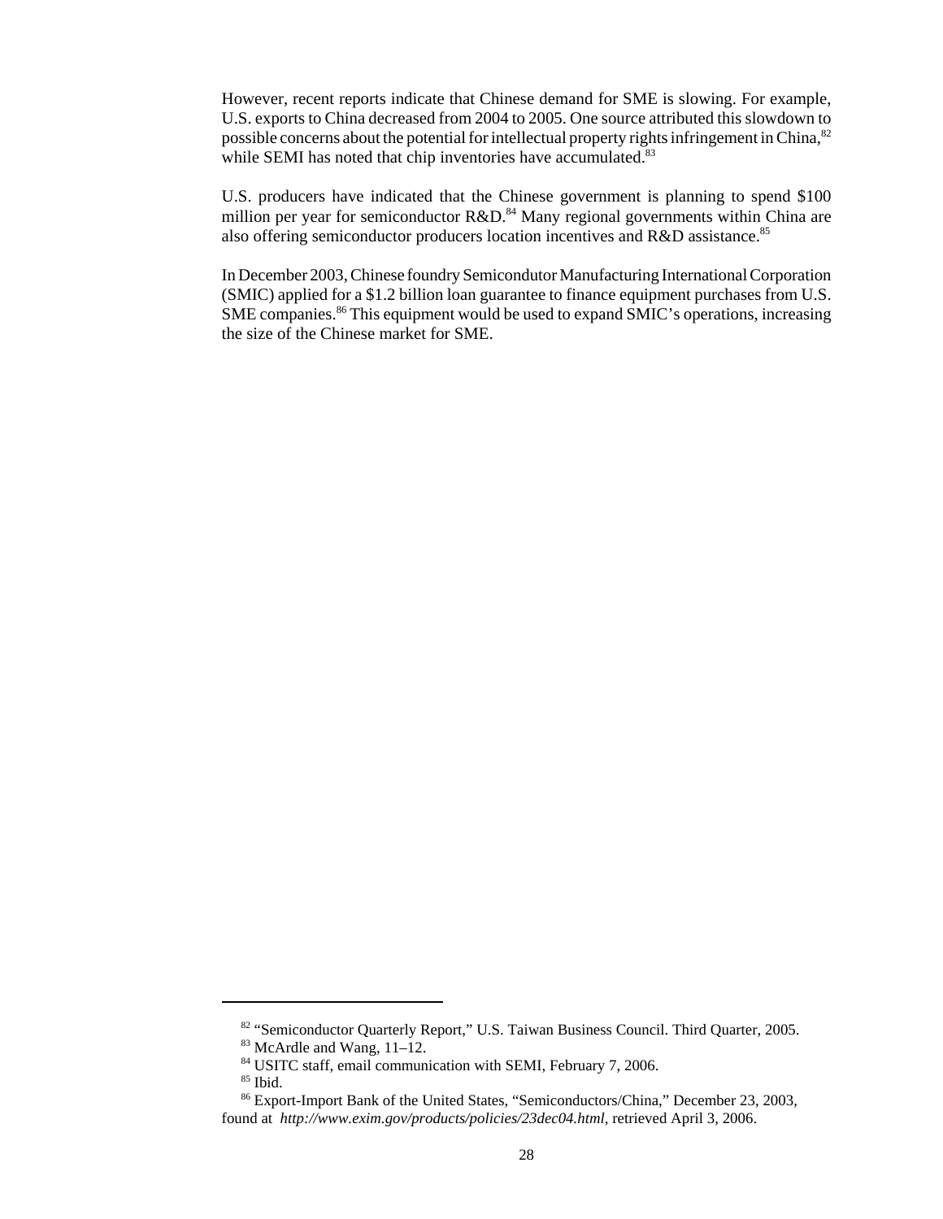However, recent reports indicate that Chinese demand for SME is slowing. For example, U.S. exports to China decreased from 2004 to 2005. One source attributed this slowdown to possible concerns about the potential for intellectual property rights infringement in China,[82] while SEMI has noted that chip inventories have accumulated.[83]

U.S. producers have indicated that the Chinese government is planning to spend $100 million per year for semiconductor R&D.[84] Many regional governments within China are also offering semiconductor producers location incentives and R&D assistance.[85]

In December 2003, Chinese foundry Semicondutor Manufacturing International Corporation (SMIC) applied for a $1.2 billion loan guarantee to finance equipment purchases from U.S. SME companies.[86] This equipment would be used to expand SMIC's operations, increasing the size of the Chinese market for SME.

---

[82] "Semiconductor Quarterly Report," U.S. Taiwan Business Council. Third Quarter, 2005.

[83] McArdle and Wang, 11–12.

[84] USITC staff, email communication with SEMI, February 7, 2006.

[85] Ibid.

[86] Export-Import Bank of the United States, "Semiconductors/China," December 23, 2003, found at *http://www.exim.gov/products/policies/23dec04.html*, retrieved April 3, 2006.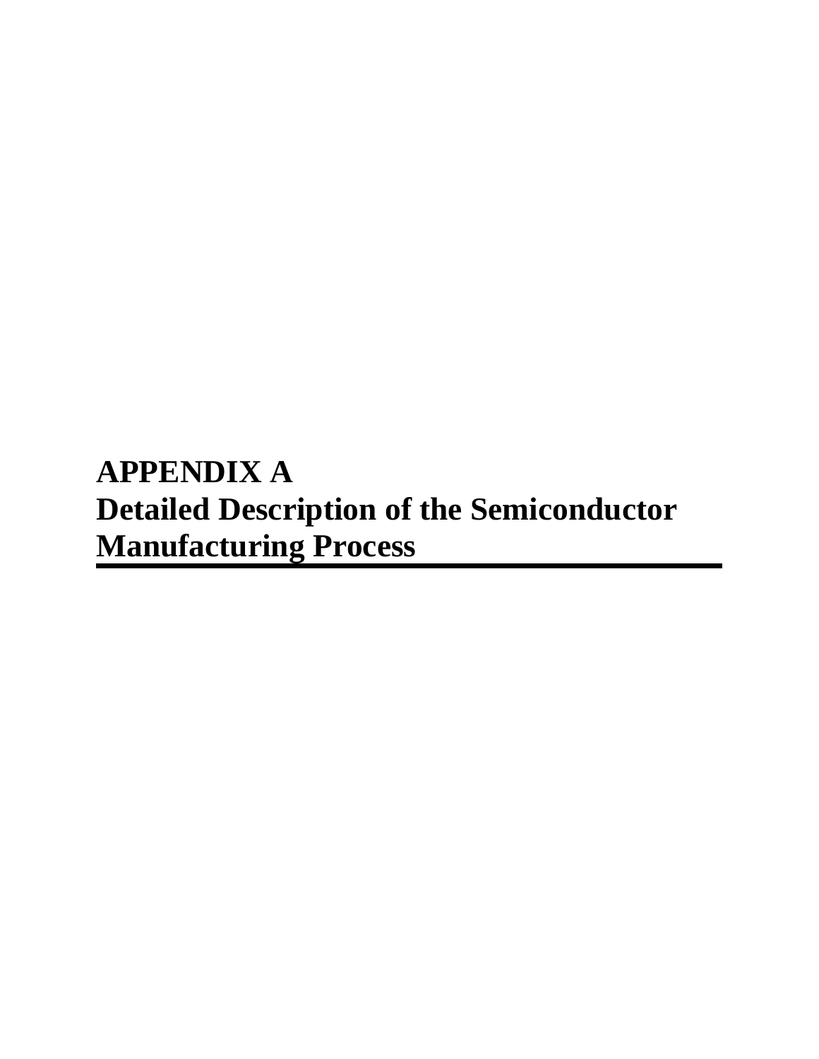# APPENDIX A
# Detailed Description of the Semiconductor Manufacturing Process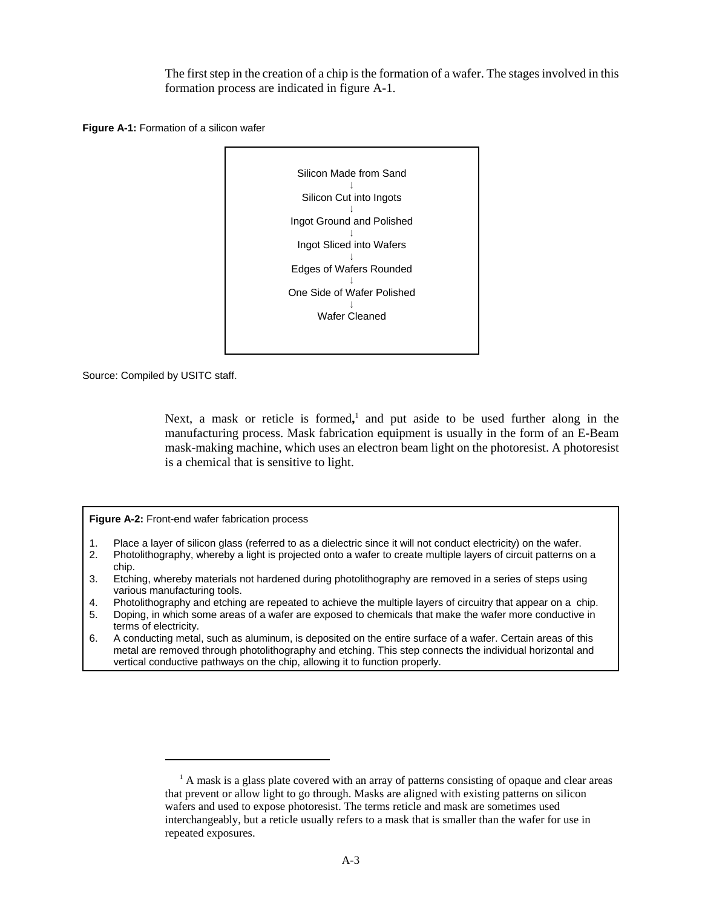The first step in the creation of a chip is the formation of a wafer. The stages involved in this formation process are indicated in figure A-1.

**Figure A-1:** Formation of a silicon wafer

Silicon Made from Sand
↓
Silicon Cut into Ingots
↓
Ingot Ground and Polished
↓
Ingot Sliced into Wafers
↓
Edges of Wafers Rounded
↓
One Side of Wafer Polished
↓
Wafer Cleaned

Source: Compiled by USITC staff.

Next, a mask or reticle is formed,[1] and put aside to be used further along in the manufacturing process. Mask fabrication equipment is usually in the form of an E-Beam mask-making machine, which uses an electron beam light on the photoresist. A photoresist is a chemical that is sensitive to light.

**Figure A-2:** Front-end wafer fabrication process

1. Place a layer of silicon glass (referred to as a dielectric since it will not conduct electricity) on the wafer.
2. Photolithography, whereby a light is projected onto a wafer to create multiple layers of circuit patterns on a chip.
3. Etching, whereby materials not hardened during photolithography are removed in a series of steps using various manufacturing tools.
4. Photolithography and etching are repeated to achieve the multiple layers of circuitry that appear on a chip.
5. Doping, in which some areas of a wafer are exposed to chemicals that make the wafer more conductive in terms of electricity.
6. A conducting metal, such as aluminum, is deposited on the entire surface of a wafer. Certain areas of this metal are removed through photolithography and etching. This step connects the individual horizontal and vertical conductive pathways on the chip, allowing it to function properly.

---

[1] A mask is a glass plate covered with an array of patterns consisting of opaque and clear areas that prevent or allow light to go through. Masks are aligned with existing patterns on silicon wafers and used to expose photoresist. The terms reticle and mask are sometimes used interchangeably, but a reticle usually refers to a mask that is smaller than the wafer for use in repeated exposures.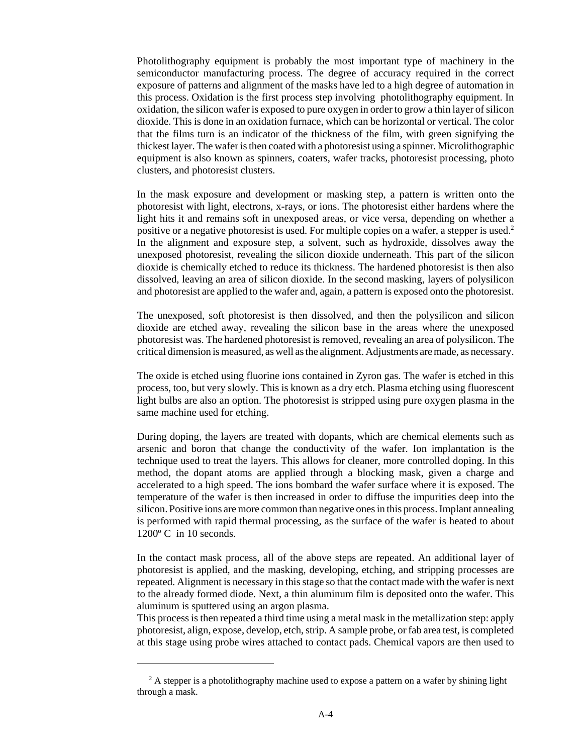Photolithography equipment is probably the most important type of machinery in the semiconductor manufacturing process. The degree of accuracy required in the correct exposure of patterns and alignment of the masks have led to a high degree of automation in this process. Oxidation is the first process step involving photolithography equipment. In oxidation, the silicon wafer is exposed to pure oxygen in order to grow a thin layer of silicon dioxide. This is done in an oxidation furnace, which can be horizontal or vertical. The color that the films turn is an indicator of the thickness of the film, with green signifying the thickest layer. The wafer is then coated with a photoresist using a spinner. Microlithographic equipment is also known as spinners, coaters, wafer tracks, photoresist processing, photo clusters, and photoresist clusters.

In the mask exposure and development or masking step, a pattern is written onto the photoresist with light, electrons, x-rays, or ions. The photoresist either hardens where the light hits it and remains soft in unexposed areas, or vice versa, depending on whether a positive or a negative photoresist is used. For multiple copies on a wafer, a stepper is used.[2] In the alignment and exposure step, a solvent, such as hydroxide, dissolves away the unexposed photoresist, revealing the silicon dioxide underneath. This part of the silicon dioxide is chemically etched to reduce its thickness. The hardened photoresist is then also dissolved, leaving an area of silicon dioxide. In the second masking, layers of polysilicon and photoresist are applied to the wafer and, again, a pattern is exposed onto the photoresist.

The unexposed, soft photoresist is then dissolved, and then the polysilicon and silicon dioxide are etched away, revealing the silicon base in the areas where the unexposed photoresist was. The hardened photoresist is removed, revealing an area of polysilicon. The critical dimension is measured, as well as the alignment. Adjustments are made, as necessary.

The oxide is etched using fluorine ions contained in Zyron gas. The wafer is etched in this process, too, but very slowly. This is known as a dry etch. Plasma etching using fluorescent light bulbs are also an option. The photoresist is stripped using pure oxygen plasma in the same machine used for etching.

During doping, the layers are treated with dopants, which are chemical elements such as arsenic and boron that change the conductivity of the wafer. Ion implantation is the technique used to treat the layers. This allows for cleaner, more controlled doping. In this method, the dopant atoms are applied through a blocking mask, given a charge and accelerated to a high speed. The ions bombard the wafer surface where it is exposed. The temperature of the wafer is then increased in order to diffuse the impurities deep into the silicon. Positive ions are more common than negative ones in this process. Implant annealing is performed with rapid thermal processing, as the surface of the wafer is heated to about 1200º C in 10 seconds.

In the contact mask process, all of the above steps are repeated. An additional layer of photoresist is applied, and the masking, developing, etching, and stripping processes are repeated. Alignment is necessary in this stage so that the contact made with the wafer is next to the already formed diode. Next, a thin aluminum film is deposited onto the wafer. This aluminum is sputtered using an argon plasma.

This process is then repeated a third time using a metal mask in the metallization step: apply photoresist, align, expose, develop, etch, strip. A sample probe, or fab area test, is completed at this stage using probe wires attached to contact pads. Chemical vapors are then used to

[2] A stepper is a photolithography machine used to expose a pattern on a wafer by shining light through a mask.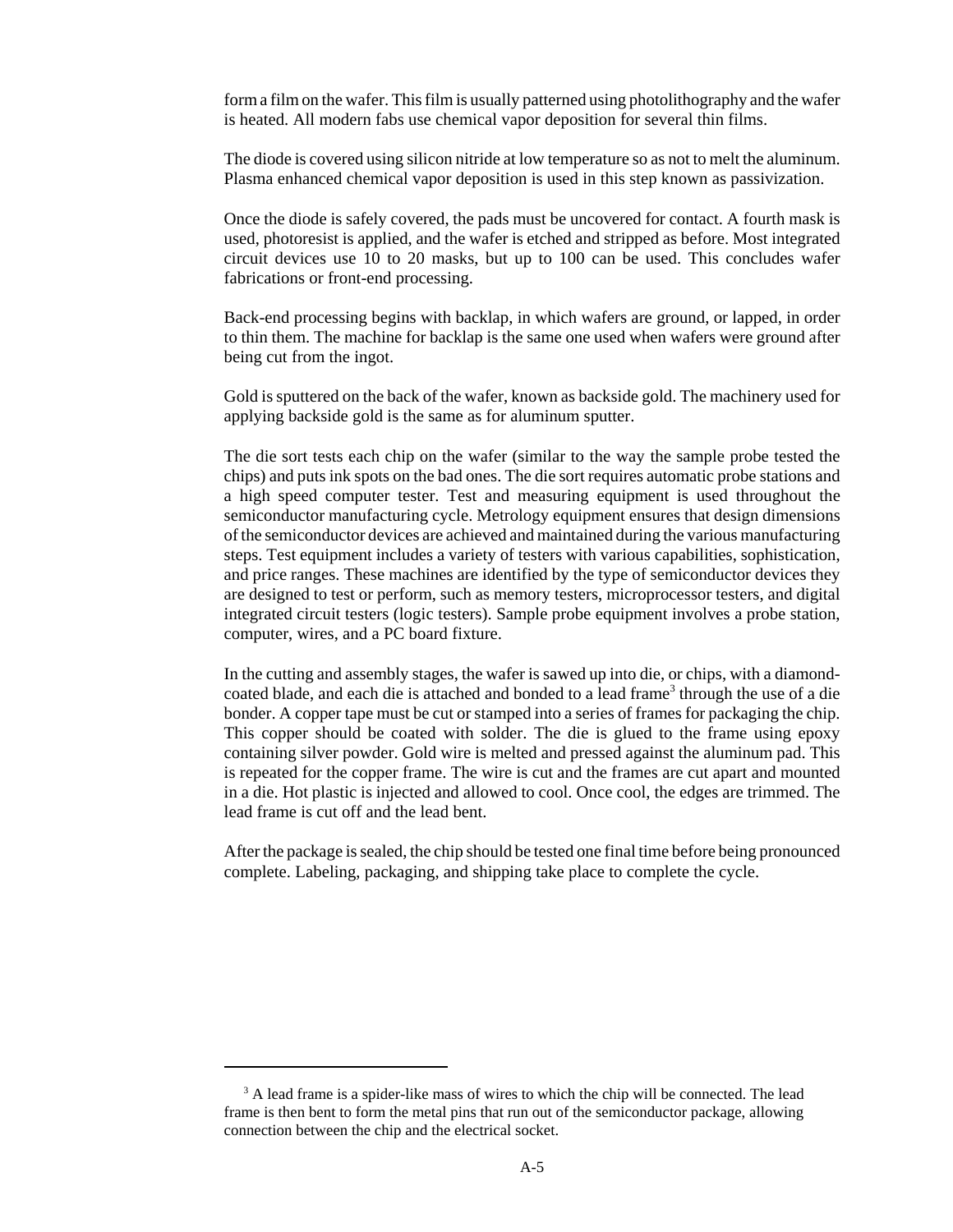form a film on the wafer. This film is usually patterned using photolithography and the wafer is heated. All modern fabs use chemical vapor deposition for several thin films.

The diode is covered using silicon nitride at low temperature so as not to melt the aluminum. Plasma enhanced chemical vapor deposition is used in this step known as passivization.

Once the diode is safely covered, the pads must be uncovered for contact. A fourth mask is used, photoresist is applied, and the wafer is etched and stripped as before. Most integrated circuit devices use 10 to 20 masks, but up to 100 can be used. This concludes wafer fabrications or front-end processing.

Back-end processing begins with backlap, in which wafers are ground, or lapped, in order to thin them. The machine for backlap is the same one used when wafers were ground after being cut from the ingot.

Gold is sputtered on the back of the wafer, known as backside gold. The machinery used for applying backside gold is the same as for aluminum sputter.

The die sort tests each chip on the wafer (similar to the way the sample probe tested the chips) and puts ink spots on the bad ones. The die sort requires automatic probe stations and a high speed computer tester. Test and measuring equipment is used throughout the semiconductor manufacturing cycle. Metrology equipment ensures that design dimensions of the semiconductor devices are achieved and maintained during the various manufacturing steps. Test equipment includes a variety of testers with various capabilities, sophistication, and price ranges. These machines are identified by the type of semiconductor devices they are designed to test or perform, such as memory testers, microprocessor testers, and digital integrated circuit testers (logic testers). Sample probe equipment involves a probe station, computer, wires, and a PC board fixture.

In the cutting and assembly stages, the wafer is sawed up into die, or chips, with a diamond-coated blade, and each die is attached and bonded to a lead frame[3] through the use of a die bonder. A copper tape must be cut or stamped into a series of frames for packaging the chip. This copper should be coated with solder. The die is glued to the frame using epoxy containing silver powder. Gold wire is melted and pressed against the aluminum pad. This is repeated for the copper frame. The wire is cut and the frames are cut apart and mounted in a die. Hot plastic is injected and allowed to cool. Once cool, the edges are trimmed. The lead frame is cut off and the lead bent.

After the package is sealed, the chip should be tested one final time before being pronounced complete. Labeling, packaging, and shipping take place to complete the cycle.

---

[3] A lead frame is a spider-like mass of wires to which the chip will be connected. The lead frame is then bent to form the metal pins that run out of the semiconductor package, allowing connection between the chip and the electrical socket.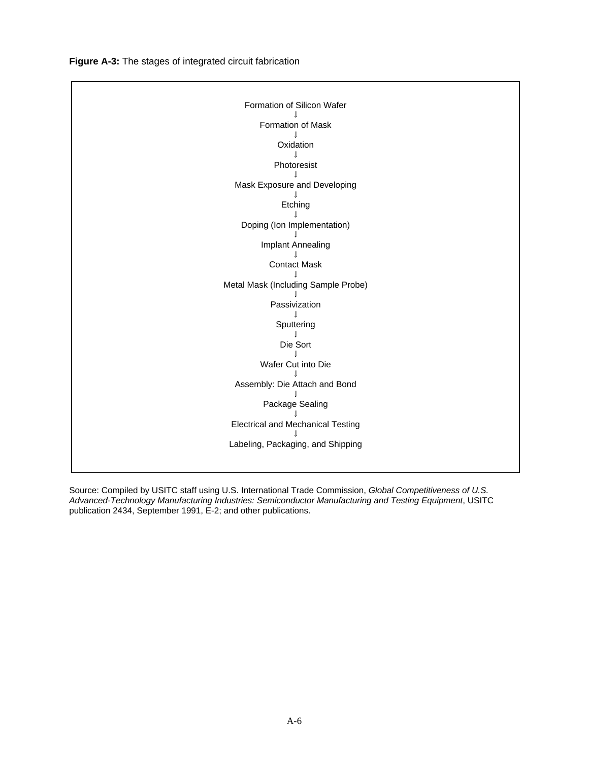**Figure A-3:** The stages of integrated circuit fabrication

Formation of Silicon Wafer
↓
Formation of Mask
↓
Oxidation
↓
Photoresist
↓
Mask Exposure and Developing
↓
Etching
↓
Doping (Ion Implementation)
↓
Implant Annealing
↓
Contact Mask
↓
Metal Mask (Including Sample Probe)
↓
Passivization
↓
Sputtering
↓
Die Sort
↓
Wafer Cut into Die
↓
Assembly: Die Attach and Bond
↓
Package Sealing
↓
Electrical and Mechanical Testing
↓
Labeling, Packaging, and Shipping

Source: Compiled by USITC staff using U.S. International Trade Commission, *Global Competitiveness of U.S. Advanced-Technology Manufacturing Industries: Semiconductor Manufacturing and Testing Equipment*, USITC publication 2434, September 1991, E-2; and other publications.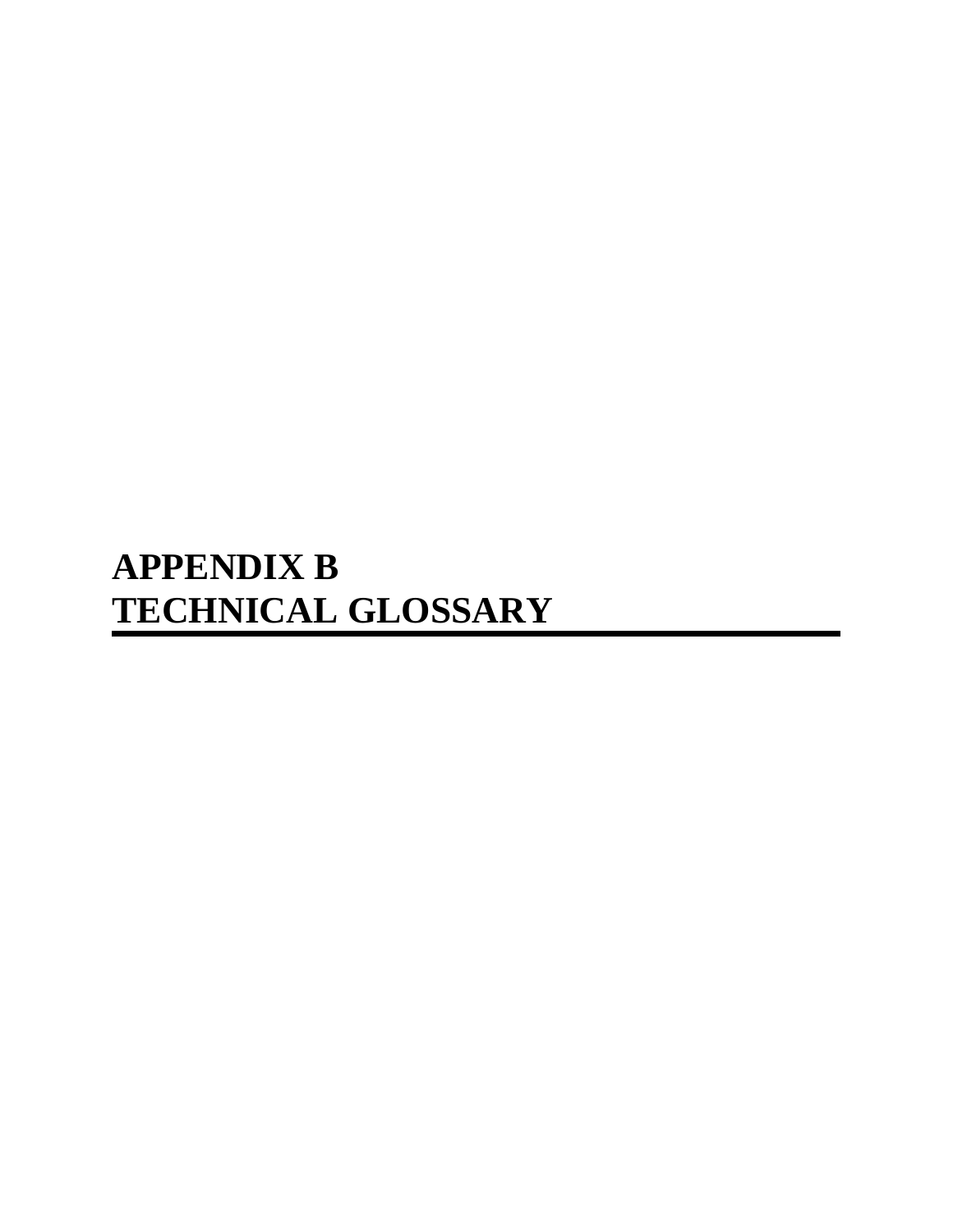# APPENDIX B
# TECHNICAL GLOSSARY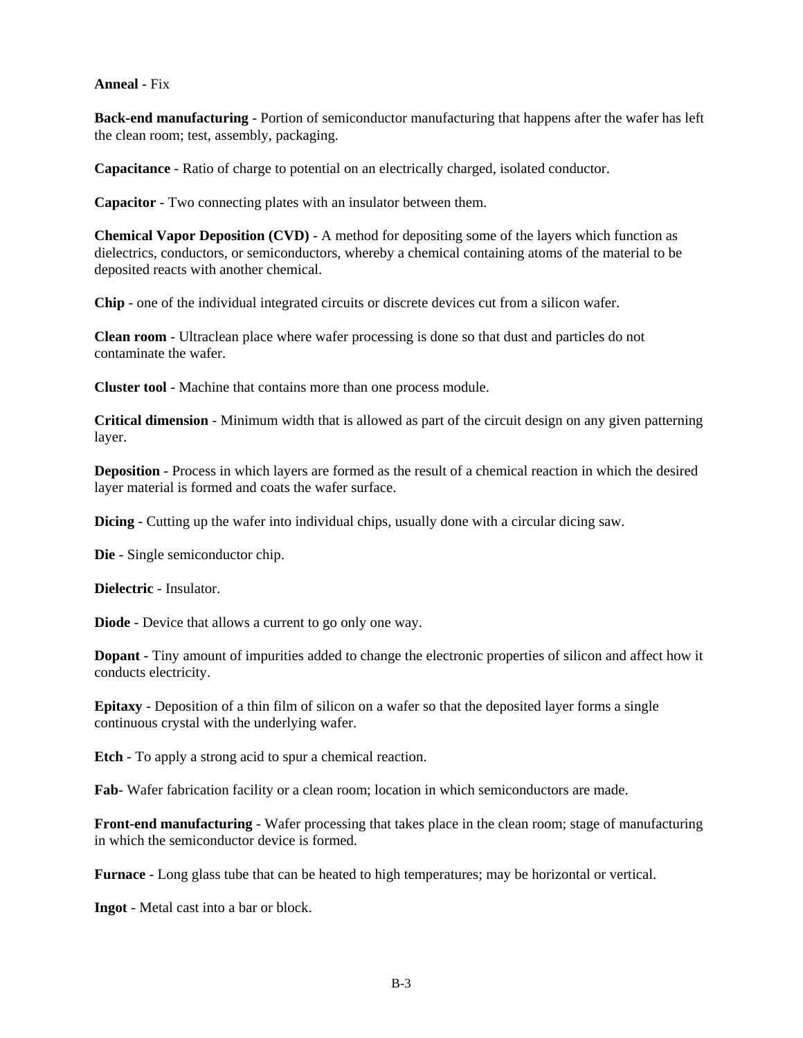**Anneal** - Fix

**Back-end manufacturing** - Portion of semiconductor manufacturing that happens after the wafer has left the clean room; test, assembly, packaging.

**Capacitance** - Ratio of charge to potential on an electrically charged, isolated conductor.

**Capacitor** - Two connecting plates with an insulator between them.

**Chemical Vapor Deposition (CVD)** - A method for depositing some of the layers which function as dielectrics, conductors, or semiconductors, whereby a chemical containing atoms of the material to be deposited reacts with another chemical.

**Chip** - one of the individual integrated circuits or discrete devices cut from a silicon wafer.

**Clean room** - Ultraclean place where wafer processing is done so that dust and particles do not contaminate the wafer.

**Cluster tool** - Machine that contains more than one process module.

**Critical dimension** - Minimum width that is allowed as part of the circuit design on any given patterning layer.

**Deposition** - Process in which layers are formed as the result of a chemical reaction in which the desired layer material is formed and coats the wafer surface.

**Dicing** - Cutting up the wafer into individual chips, usually done with a circular dicing saw.

**Die** - Single semiconductor chip.

**Dielectric** - Insulator.

**Diode** - Device that allows a current to go only one way.

**Dopant** - Tiny amount of impurities added to change the electronic properties of silicon and affect how it conducts electricity.

**Epitaxy** - Deposition of a thin film of silicon on a wafer so that the deposited layer forms a single continuous crystal with the underlying wafer.

**Etch** - To apply a strong acid to spur a chemical reaction.

**Fab**- Wafer fabrication facility or a clean room; location in which semiconductors are made.

**Front-end manufacturing** - Wafer processing that takes place in the clean room; stage of manufacturing in which the semiconductor device is formed.

**Furnace** - Long glass tube that can be heated to high temperatures; may be horizontal or vertical.

**Ingot** - Metal cast into a bar or block.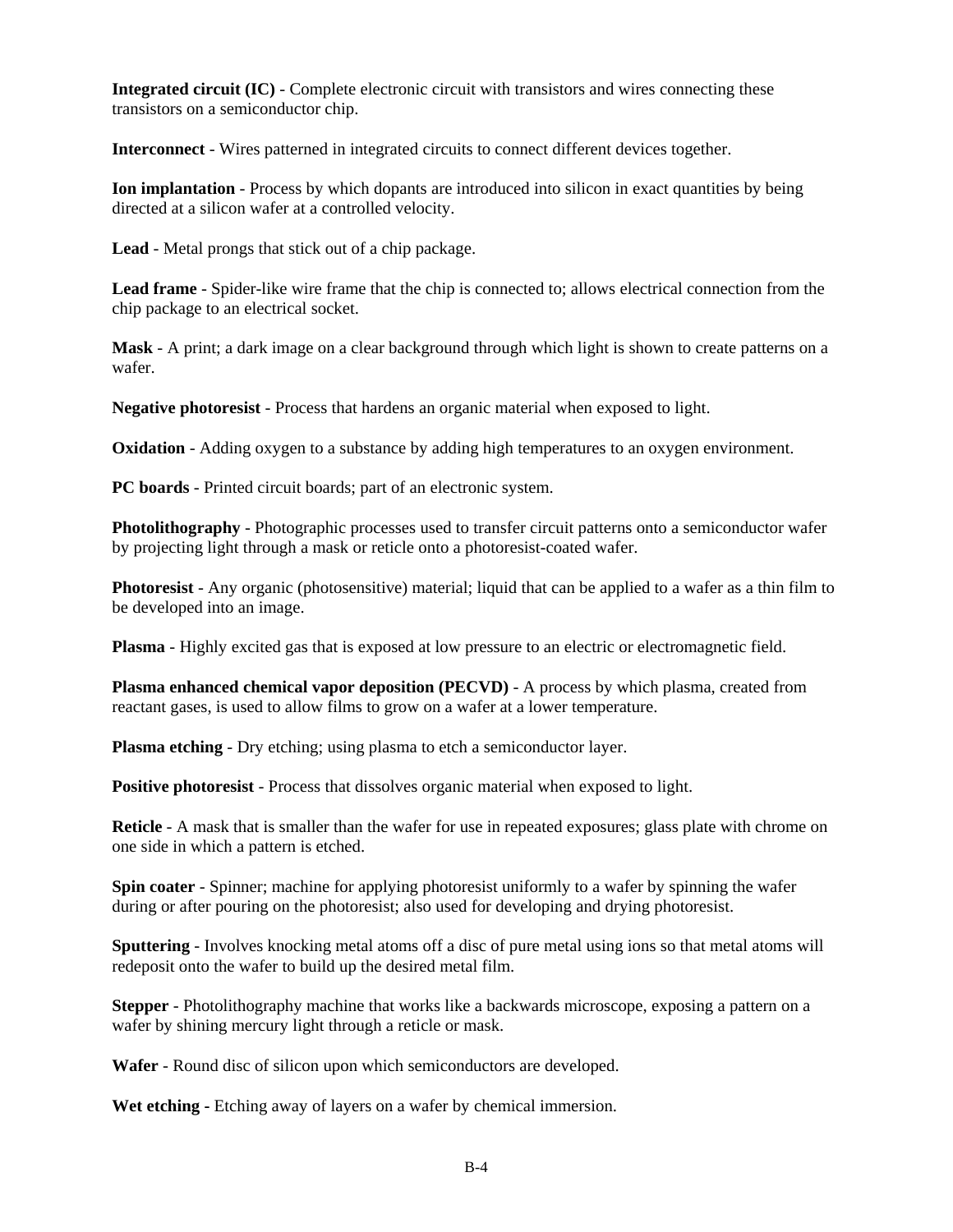**Integrated circuit (IC)** - Complete electronic circuit with transistors and wires connecting these transistors on a semiconductor chip.

**Interconnect** - Wires patterned in integrated circuits to connect different devices together.

**Ion implantation** - Process by which dopants are introduced into silicon in exact quantities by being directed at a silicon wafer at a controlled velocity.

**Lead** - Metal prongs that stick out of a chip package.

**Lead frame** - Spider-like wire frame that the chip is connected to; allows electrical connection from the chip package to an electrical socket.

**Mask** - A print; a dark image on a clear background through which light is shown to create patterns on a wafer.

**Negative photoresist** - Process that hardens an organic material when exposed to light.

**Oxidation** - Adding oxygen to a substance by adding high temperatures to an oxygen environment.

**PC boards** - Printed circuit boards; part of an electronic system.

**Photolithography** - Photographic processes used to transfer circuit patterns onto a semiconductor wafer by projecting light through a mask or reticle onto a photoresist-coated wafer.

**Photoresist** - Any organic (photosensitive) material; liquid that can be applied to a wafer as a thin film to be developed into an image.

**Plasma** - Highly excited gas that is exposed at low pressure to an electric or electromagnetic field.

**Plasma enhanced chemical vapor deposition (PECVD)** - A process by which plasma, created from reactant gases, is used to allow films to grow on a wafer at a lower temperature.

**Plasma etching** - Dry etching; using plasma to etch a semiconductor layer.

**Positive photoresist** - Process that dissolves organic material when exposed to light.

**Reticle** - A mask that is smaller than the wafer for use in repeated exposures; glass plate with chrome on one side in which a pattern is etched.

**Spin coater** - Spinner; machine for applying photoresist uniformly to a wafer by spinning the wafer during or after pouring on the photoresist; also used for developing and drying photoresist.

**Sputtering** - Involves knocking metal atoms off a disc of pure metal using ions so that metal atoms will redeposit onto the wafer to build up the desired metal film.

**Stepper** - Photolithography machine that works like a backwards microscope, exposing a pattern on a wafer by shining mercury light through a reticle or mask.

**Wafer** - Round disc of silicon upon which semiconductors are developed.

**Wet etching** - Etching away of layers on a wafer by chemical immersion.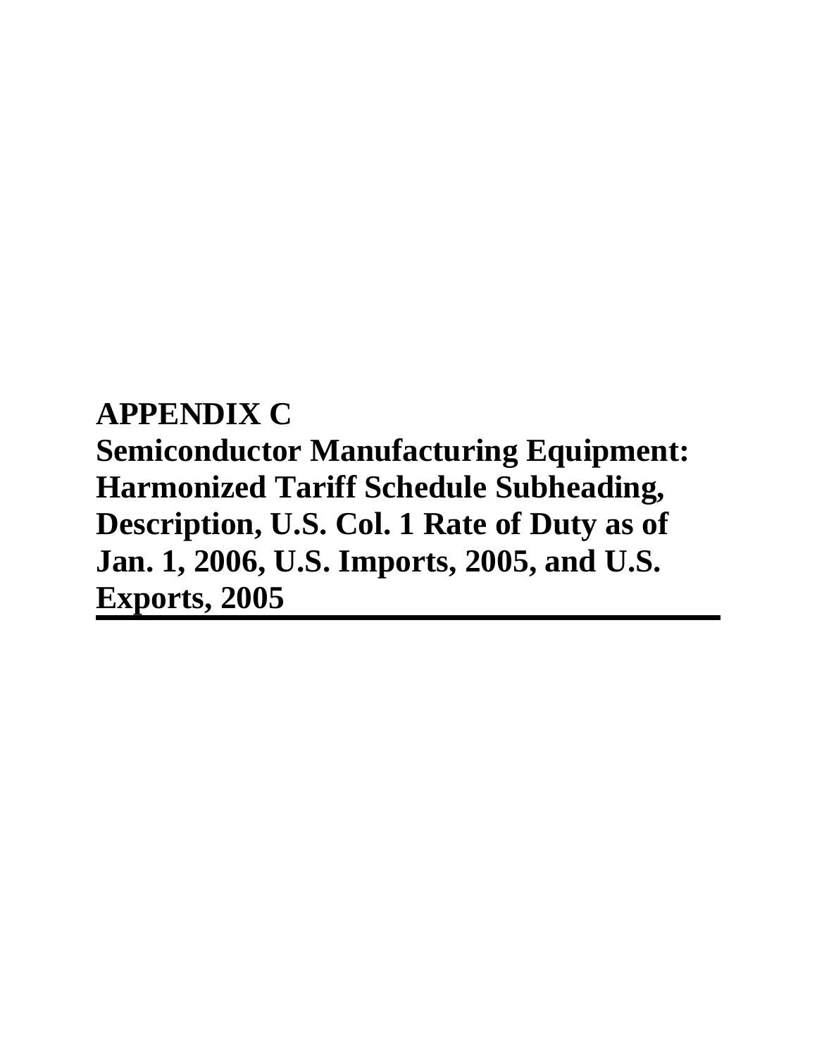# APPENDIX C
# Semiconductor Manufacturing Equipment: Harmonized Tariff Schedule Subheading, Description, U.S. Col. 1 Rate of Duty as of Jan. 1, 2006, U.S. Imports, 2005, and U.S. Exports, 2005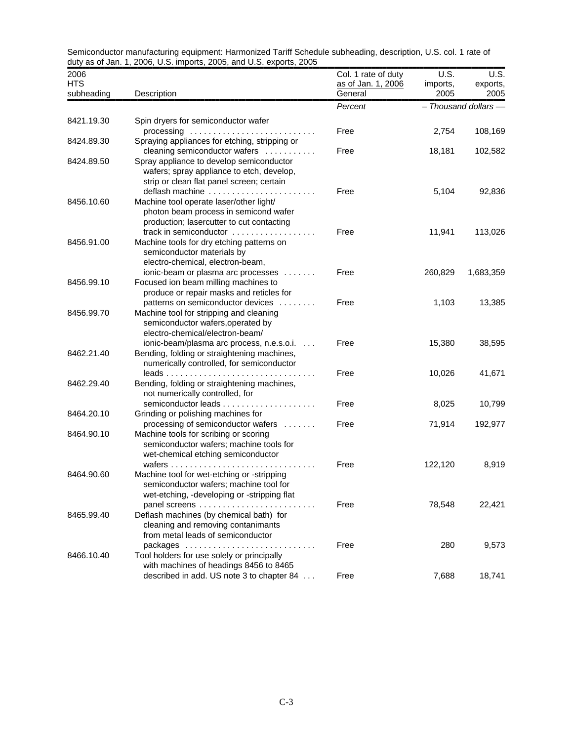Semiconductor manufacturing equipment: Harmonized Tariff Schedule subheading, description, U.S. col. 1 rate of duty as of Jan. 1, 2006, U.S. imports, 2005, and U.S. exports, 2005

| 2006 HTS subheading | Description | Col. 1 rate of duty as of Jan. 1, 2006 General | U.S. imports, 2005 | U.S. exports, 2005 |
|---|---|---|---|---|
| | | *Percent* | *– Thousand dollars —* | |
| 8421.19.30 | Spin dryers for semiconductor wafer processing | Free | 2,754 | 108,169 |
| 8424.89.30 | Spraying appliances for etching, stripping or cleaning semiconductor wafers | Free | 18,181 | 102,582 |
| 8424.89.50 | Spray appliance to develop semiconductor wafers; spray appliance to etch, develop, strip or clean flat panel screen; certain deflash machine | Free | 5,104 | 92,836 |
| 8456.10.60 | Machine tool operate laser/other light/ photon beam process in semicond wafer production; lasercutter to cut contacting track in semiconductor | Free | 11,941 | 113,026 |
| 8456.91.00 | Machine tools for dry etching patterns on semiconductor materials by electro-chemical, electron-beam, ionic-beam or plasma arc processes | Free | 260,829 | 1,683,359 |
| 8456.99.10 | Focused ion beam milling machines to produce or repair masks and reticles for patterns on semiconductor devices | Free | 1,103 | 13,385 |
| 8456.99.70 | Machine tool for stripping and cleaning semiconductor wafers,operated by electro-chemical/electron-beam/ ionic-beam/plasma arc process, n.e.s.o.i. | Free | 15,380 | 38,595 |
| 8462.21.40 | Bending, folding or straightening machines, numerically controlled, for semiconductor leads | Free | 10,026 | 41,671 |
| 8462.29.40 | Bending, folding or straightening machines, not numerically controlled, for semiconductor leads | Free | 8,025 | 10,799 |
| 8464.20.10 | Grinding or polishing machines for processing of semiconductor wafers | Free | 71,914 | 192,977 |
| 8464.90.10 | Machine tools for scribing or scoring semiconductor wafers; machine tools for wet-chemical etching semiconductor wafers | Free | 122,120 | 8,919 |
| 8464.90.60 | Machine tool for wet-etching or -stripping semiconductor wafers; machine tool for wet-etching, -developing or -stripping flat panel screens | Free | 78,548 | 22,421 |
| 8465.99.40 | Deflash machines (by chemical bath) for cleaning and removing contanimants from metal leads of semiconductor packages | Free | 280 | 9,573 |
| 8466.10.40 | Tool holders for use solely or principally with machines of headings 8456 to 8465 described in add. US note 3 to chapter 84 | Free | 7,688 | 18,741 |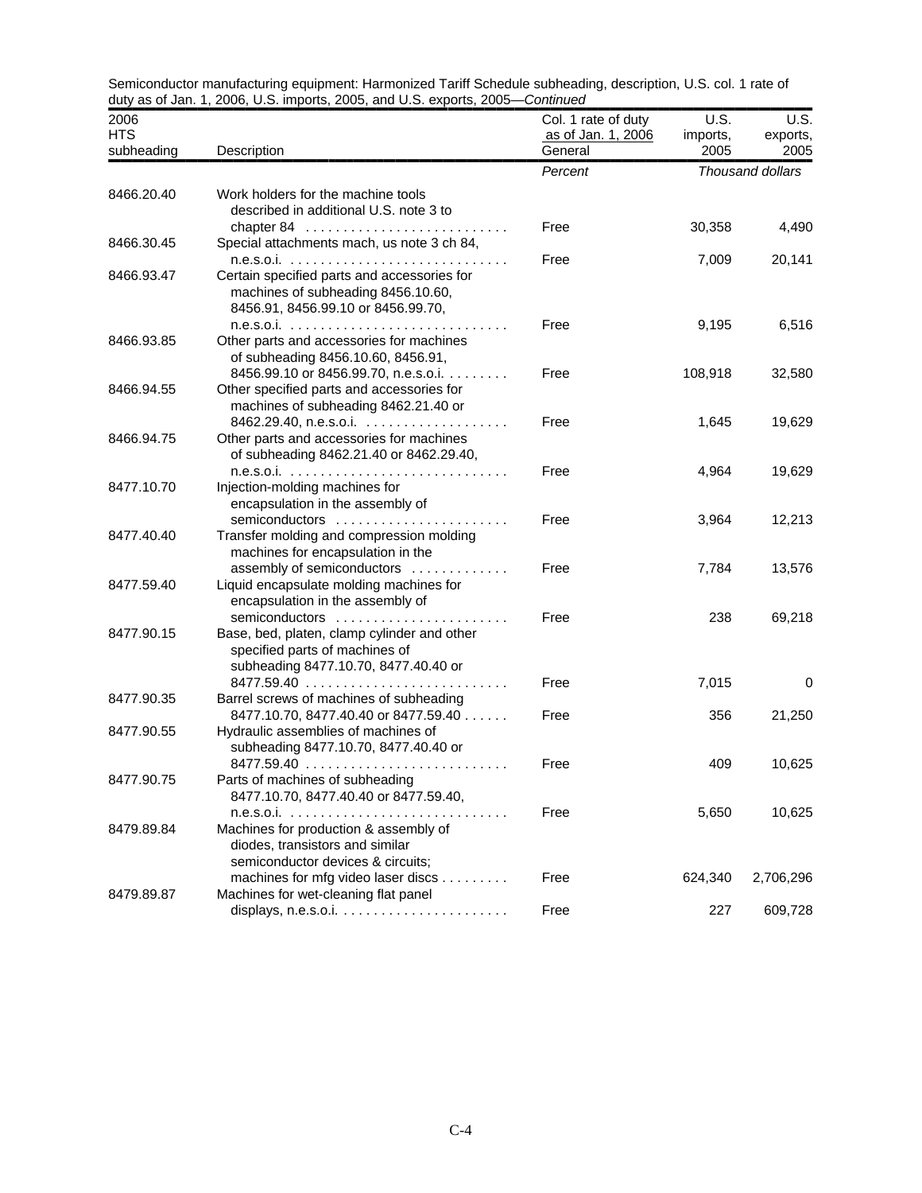Semiconductor manufacturing equipment: Harmonized Tariff Schedule subheading, description, U.S. col. 1 rate of duty as of Jan. 1, 2006, U.S. imports, 2005, and U.S. exports, 2005—*Continued*

| 2006 HTS subheading | Description | Col. 1 rate of duty as of Jan. 1, 2006 General | U.S. imports, 2005 | U.S. exports, 2005 |
|---|---|---|---|---|
| | | *Percent* | *Thousand dollars* | |
| 8466.20.40 | Work holders for the machine tools described in additional U.S. note 3 to chapter 84 | Free | 30,358 | 4,490 |
| 8466.30.45 | Special attachments mach, us note 3 ch 84, n.e.s.o.i. | Free | 7,009 | 20,141 |
| 8466.93.47 | Certain specified parts and accessories for machines of subheading 8456.10.60, 8456.91, 8456.99.10 or 8456.99.70, n.e.s.o.i. | Free | 9,195 | 6,516 |
| 8466.93.85 | Other parts and accessories for machines of subheading 8456.10.60, 8456.91, 8456.99.10 or 8456.99.70, n.e.s.o.i. | Free | 108,918 | 32,580 |
| 8466.94.55 | Other specified parts and accessories for machines of subheading 8462.21.40 or 8462.29.40, n.e.s.o.i. | Free | 1,645 | 19,629 |
| 8466.94.75 | Other parts and accessories for machines of subheading 8462.21.40 or 8462.29.40, n.e.s.o.i. | Free | 4,964 | 19,629 |
| 8477.10.70 | Injection-molding machines for encapsulation in the assembly of semiconductors | Free | 3,964 | 12,213 |
| 8477.40.40 | Transfer molding and compression molding machines for encapsulation in the assembly of semiconductors | Free | 7,784 | 13,576 |
| 8477.59.40 | Liquid encapsulate molding machines for encapsulation in the assembly of semiconductors | Free | 238 | 69,218 |
| 8477.90.15 | Base, bed, platen, clamp cylinder and other specified parts of machines of subheading 8477.10.70, 8477.40.40 or 8477.59.40 | Free | 7,015 | 0 |
| 8477.90.35 | Barrel screws of machines of subheading 8477.10.70, 8477.40.40 or 8477.59.40 | Free | 356 | 21,250 |
| 8477.90.55 | Hydraulic assemblies of machines of subheading 8477.10.70, 8477.40.40 or 8477.59.40 | Free | 409 | 10,625 |
| 8477.90.75 | Parts of machines of subheading 8477.10.70, 8477.40.40 or 8477.59.40, n.e.s.o.i. | Free | 5,650 | 10,625 |
| 8479.89.84 | Machines for production & assembly of diodes, transistors and similar semiconductor devices & circuits; machines for mfg video laser discs | Free | 624,340 | 2,706,296 |
| 8479.89.87 | Machines for wet-cleaning flat panel displays, n.e.s.o.i. | Free | 227 | 609,728 |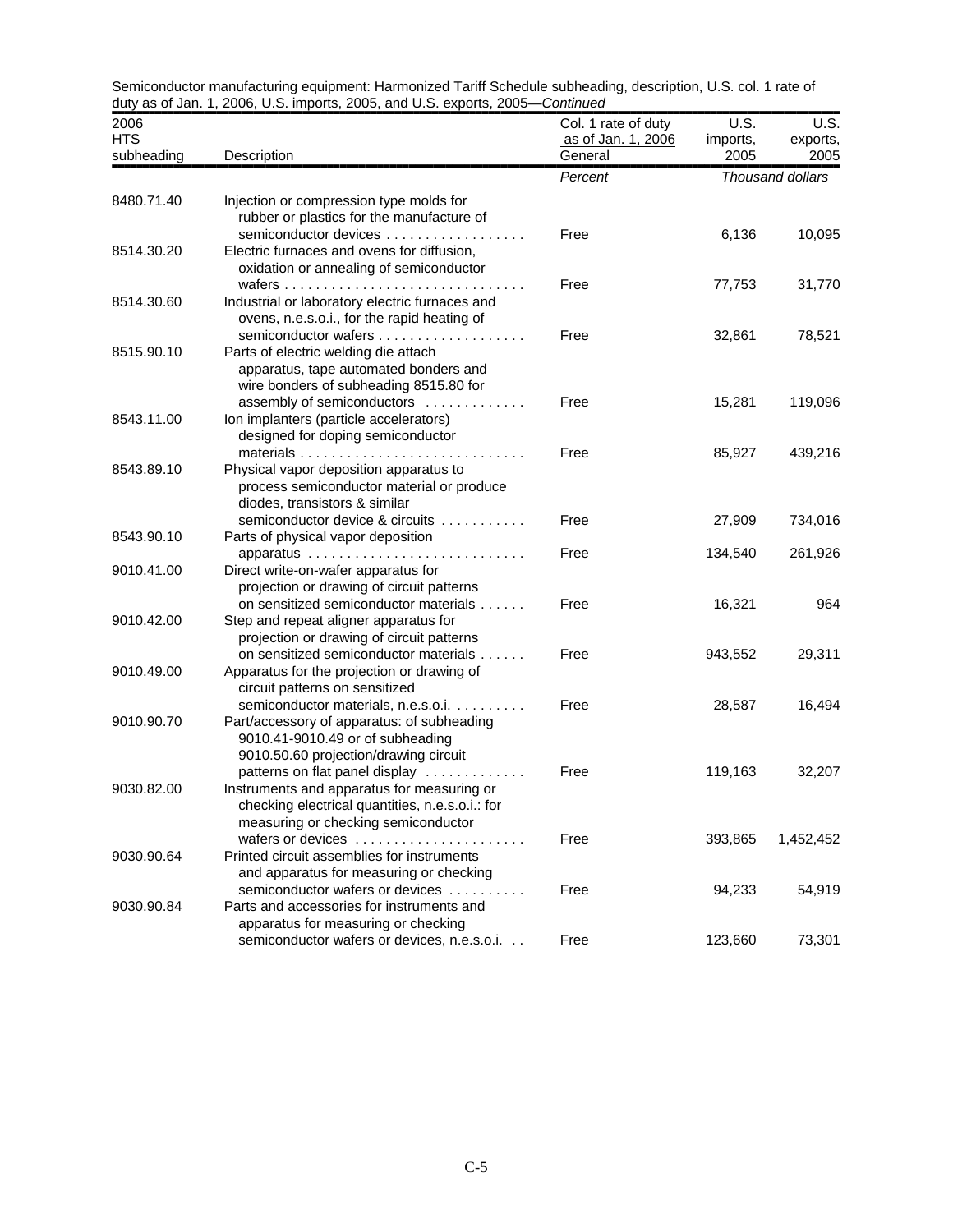Semiconductor manufacturing equipment: Harmonized Tariff Schedule subheading, description, U.S. col. 1 rate of duty as of Jan. 1, 2006, U.S. imports, 2005, and U.S. exports, 2005—*Continued*

| 2006 HTS subheading | Description | Col. 1 rate of duty as of Jan. 1, 2006 General | U.S. imports, 2005 | U.S. exports, 2005 |
|---|---|---|---|---|
| | | *Percent* | *Thousand dollars* | |
| 8480.71.40 | Injection or compression type molds for rubber or plastics for the manufacture of semiconductor devices | Free | 6,136 | 10,095 |
| 8514.30.20 | Electric furnaces and ovens for diffusion, oxidation or annealing of semiconductor wafers | Free | 77,753 | 31,770 |
| 8514.30.60 | Industrial or laboratory electric furnaces and ovens, n.e.s.o.i., for the rapid heating of semiconductor wafers | Free | 32,861 | 78,521 |
| 8515.90.10 | Parts of electric welding die attach apparatus, tape automated bonders and wire bonders of subheading 8515.80 for assembly of semiconductors | Free | 15,281 | 119,096 |
| 8543.11.00 | Ion implanters (particle accelerators) designed for doping semiconductor materials | Free | 85,927 | 439,216 |
| 8543.89.10 | Physical vapor deposition apparatus to process semiconductor material or produce diodes, transistors & similar semiconductor device & circuits | Free | 27,909 | 734,016 |
| 8543.90.10 | Parts of physical vapor deposition apparatus | Free | 134,540 | 261,926 |
| 9010.41.00 | Direct write-on-wafer apparatus for projection or drawing of circuit patterns on sensitized semiconductor materials | Free | 16,321 | 964 |
| 9010.42.00 | Step and repeat aligner apparatus for projection or drawing of circuit patterns on sensitized semiconductor materials | Free | 943,552 | 29,311 |
| 9010.49.00 | Apparatus for the projection or drawing of circuit patterns on sensitized semiconductor materials, n.e.s.o.i. | Free | 28,587 | 16,494 |
| 9010.90.70 | Part/accessory of apparatus: of subheading 9010.41-9010.49 or of subheading 9010.50.60 projection/drawing circuit patterns on flat panel display | Free | 119,163 | 32,207 |
| 9030.82.00 | Instruments and apparatus for measuring or checking electrical quantities, n.e.s.o.i.: for measuring or checking semiconductor wafers or devices | Free | 393,865 | 1,452,452 |
| 9030.90.64 | Printed circuit assemblies for instruments and apparatus for measuring or checking semiconductor wafers or devices | Free | 94,233 | 54,919 |
| 9030.90.84 | Parts and accessories for instruments and apparatus for measuring or checking semiconductor wafers or devices, n.e.s.o.i. | Free | 123,660 | 73,301 |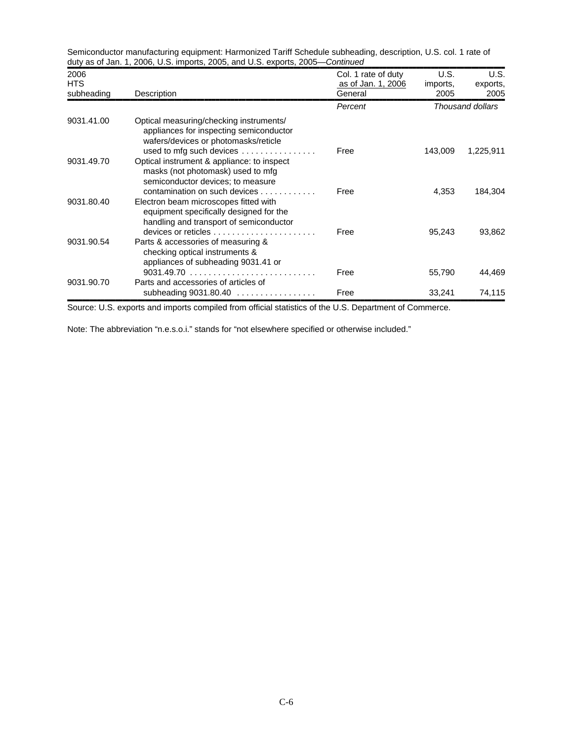Semiconductor manufacturing equipment: Harmonized Tariff Schedule subheading, description, U.S. col. 1 rate of duty as of Jan. 1, 2006, U.S. imports, 2005, and U.S. exports, 2005—*Continued*

| 2006 HTS subheading | Description | Col. 1 rate of duty as of Jan. 1, 2006 General | U.S. imports, 2005 | U.S. exports, 2005 |
|---|---|---|---|---|
| | | *Percent* | *Thousand dollars* | |
| 9031.41.00 | Optical measuring/checking instruments/ appliances for inspecting semiconductor wafers/devices or photomasks/reticle used to mfg such devices | Free | 143,009 | 1,225,911 |
| 9031.49.70 | Optical instrument & appliance: to inspect masks (not photomask) used to mfg semiconductor devices; to measure contamination on such devices | Free | 4,353 | 184,304 |
| 9031.80.40 | Electron beam microscopes fitted with equipment specifically designed for the handling and transport of semiconductor devices or reticles | Free | 95,243 | 93,862 |
| 9031.90.54 | Parts & accessories of measuring & checking optical instruments & appliances of subheading 9031.41 or 9031.49.70 | Free | 55,790 | 44,469 |
| 9031.90.70 | Parts and accessories of articles of subheading 9031.80.40 | Free | 33,241 | 74,115 |

Source: U.S. exports and imports compiled from official statistics of the U.S. Department of Commerce.

Note: The abbreviation "n.e.s.o.i." stands for "not elsewhere specified or otherwise included."